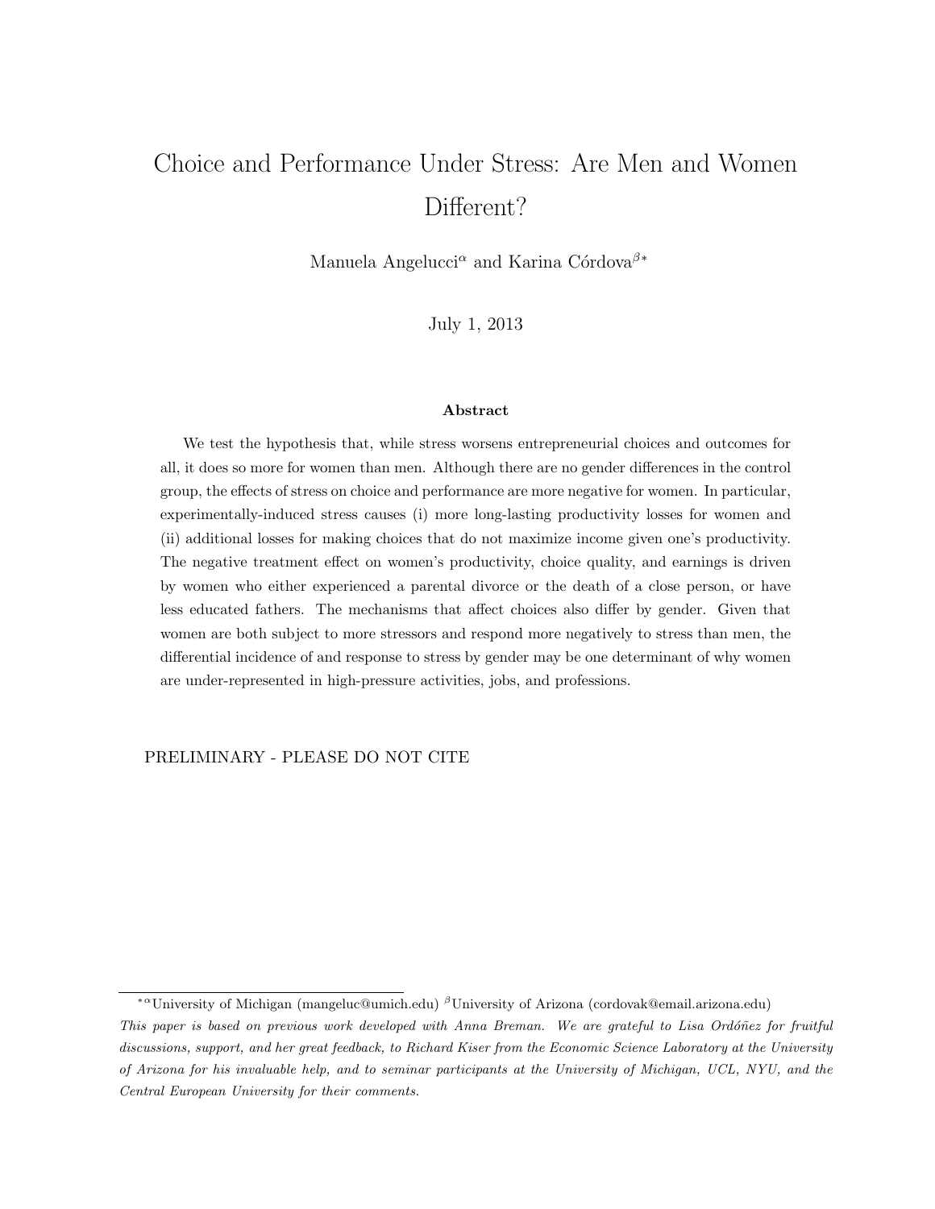# Choice and Performance Under Stress: Are Men and Women Different?

Manuela Angelucci[α] and Karina Córdova[β*]

July 1, 2013

### Abstract

We test the hypothesis that, while stress worsens entrepreneurial choices and outcomes for all, it does so more for women than men. Although there are no gender differences in the control group, the effects of stress on choice and performance are more negative for women. In particular, experimentally-induced stress causes (i) more long-lasting productivity losses for women and (ii) additional losses for making choices that do not maximize income given one's productivity. The negative treatment effect on women's productivity, choice quality, and earnings is driven by women who either experienced a parental divorce or the death of a close person, or have less educated fathers. The mechanisms that affect choices also differ by gender. Given that women are both subject to more stressors and respond more negatively to stress than men, the differential incidence of and response to stress by gender may be one determinant of why women are under-represented in high-pressure activities, jobs, and professions.

PRELIMINARY - PLEASE DO NOT CITE

---

[*α] University of Michigan (mangeluc@umich.edu) [β] University of Arizona (cordovak@email.arizona.edu)

*This paper is based on previous work developed with Anna Breman. We are grateful to Lisa Ordóñez for fruitful discussions, support, and her great feedback, to Richard Kiser from the Economic Science Laboratory at the University of Arizona for his invaluable help, and to seminar participants at the University of Michigan, UCL, NYU, and the Central European University for their comments.*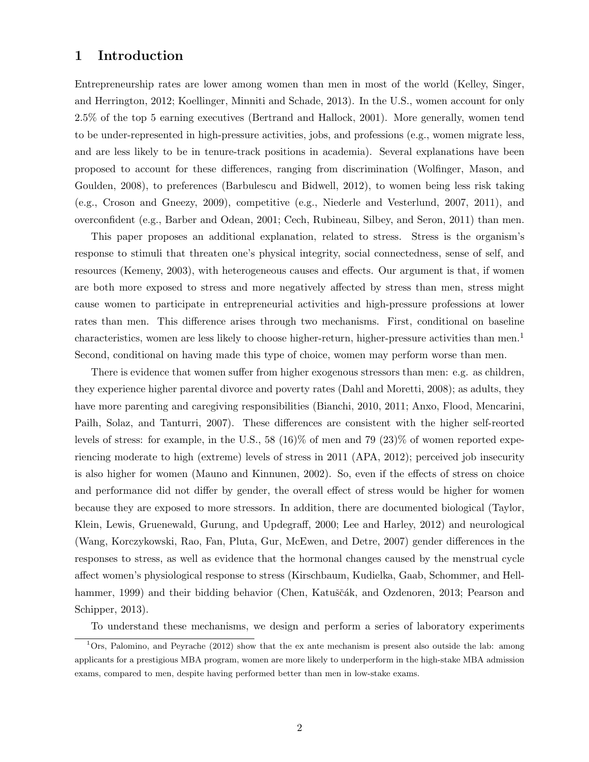## 1 Introduction

Entrepreneurship rates are lower among women than men in most of the world (Kelley, Singer, and Herrington, 2012; Koellinger, Minniti and Schade, 2013). In the U.S., women account for only 2.5% of the top 5 earning executives (Bertrand and Hallock, 2001). More generally, women tend to be under-represented in high-pressure activities, jobs, and professions (e.g., women migrate less, and are less likely to be in tenure-track positions in academia). Several explanations have been proposed to account for these differences, ranging from discrimination (Wolfinger, Mason, and Goulden, 2008), to preferences (Barbulescu and Bidwell, 2012), to women being less risk taking (e.g., Croson and Gneezy, 2009), competitive (e.g., Niederle and Vesterlund, 2007, 2011), and overconfident (e.g., Barber and Odean, 2001; Cech, Rubineau, Silbey, and Seron, 2011) than men.

This paper proposes an additional explanation, related to stress. Stress is the organism's response to stimuli that threaten one's physical integrity, social connectedness, sense of self, and resources (Kemeny, 2003), with heterogeneous causes and effects. Our argument is that, if women are both more exposed to stress and more negatively affected by stress than men, stress might cause women to participate in entrepreneurial activities and high-pressure professions at lower rates than men. This difference arises through two mechanisms. First, conditional on baseline characteristics, women are less likely to choose higher-return, higher-pressure activities than men.[1] Second, conditional on having made this type of choice, women may perform worse than men.

There is evidence that women suffer from higher exogenous stressors than men: e.g. as children, they experience higher parental divorce and poverty rates (Dahl and Moretti, 2008); as adults, they have more parenting and caregiving responsibilities (Bianchi, 2010, 2011; Anxo, Flood, Mencarini, Pailh, Solaz, and Tanturri, 2007). These differences are consistent with the higher self-reorted levels of stress: for example, in the U.S., 58 (16)% of men and 79 (23)% of women reported experiencing moderate to high (extreme) levels of stress in 2011 (APA, 2012); perceived job insecurity is also higher for women (Mauno and Kinnunen, 2002). So, even if the effects of stress on choice and performance did not differ by gender, the overall effect of stress would be higher for women because they are exposed to more stressors. In addition, there are documented biological (Taylor, Klein, Lewis, Gruenewald, Gurung, and Updegraff, 2000; Lee and Harley, 2012) and neurological (Wang, Korczykowski, Rao, Fan, Pluta, Gur, McEwen, and Detre, 2007) gender differences in the responses to stress, as well as evidence that the hormonal changes caused by the menstrual cycle affect women's physiological response to stress (Kirschbaum, Kudielka, Gaab, Schommer, and Hellhammer, 1999) and their bidding behavior (Chen, Katuščák, and Ozdenoren, 2013; Pearson and Schipper, 2013).

To understand these mechanisms, we design and perform a series of laboratory experiments

[1] Ors, Palomino, and Peyrache (2012) show that the ex ante mechanism is present also outside the lab: among applicants for a prestigious MBA program, women are more likely to underperform in the high-stake MBA admission exams, compared to men, despite having performed better than men in low-stake exams.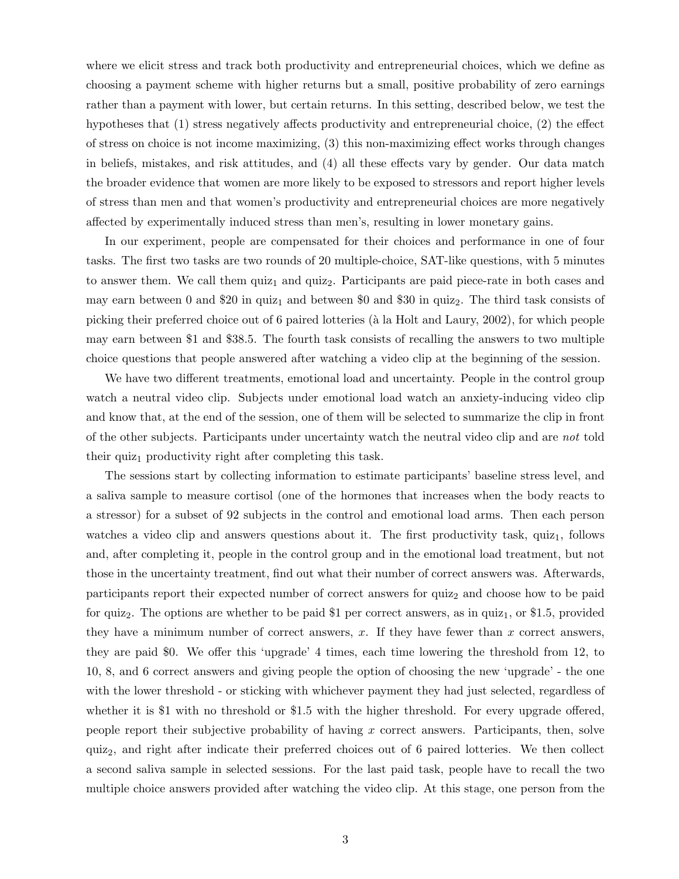where we elicit stress and track both productivity and entrepreneurial choices, which we define as choosing a payment scheme with higher returns but a small, positive probability of zero earnings rather than a payment with lower, but certain returns. In this setting, described below, we test the hypotheses that (1) stress negatively affects productivity and entrepreneurial choice, (2) the effect of stress on choice is not income maximizing, (3) this non-maximizing effect works through changes in beliefs, mistakes, and risk attitudes, and (4) all these effects vary by gender. Our data match the broader evidence that women are more likely to be exposed to stressors and report higher levels of stress than men and that women's productivity and entrepreneurial choices are more negatively affected by experimentally induced stress than men's, resulting in lower monetary gains.

In our experiment, people are compensated for their choices and performance in one of four tasks. The first two tasks are two rounds of 20 multiple-choice, SAT-like questions, with 5 minutes to answer them. We call them quiz$_1$ and quiz$_2$. Participants are paid piece-rate in both cases and may earn between 0 and \$20 in quiz$_1$ and between \$0 and \$30 in quiz$_2$. The third task consists of picking their preferred choice out of 6 paired lotteries (à la Holt and Laury, 2002), for which people may earn between \$1 and \$38.5. The fourth task consists of recalling the answers to two multiple choice questions that people answered after watching a video clip at the beginning of the session.

We have two different treatments, emotional load and uncertainty. People in the control group watch a neutral video clip. Subjects under emotional load watch an anxiety-inducing video clip and know that, at the end of the session, one of them will be selected to summarize the clip in front of the other subjects. Participants under uncertainty watch the neutral video clip and are *not* told their quiz$_1$ productivity right after completing this task.

The sessions start by collecting information to estimate participants' baseline stress level, and a saliva sample to measure cortisol (one of the hormones that increases when the body reacts to a stressor) for a subset of 92 subjects in the control and emotional load arms. Then each person watches a video clip and answers questions about it. The first productivity task, quiz$_1$, follows and, after completing it, people in the control group and in the emotional load treatment, but not those in the uncertainty treatment, find out what their number of correct answers was. Afterwards, participants report their expected number of correct answers for quiz$_2$ and choose how to be paid for quiz$_2$. The options are whether to be paid \$1 per correct answers, as in quiz$_1$, or \$1.5, provided they have a minimum number of correct answers, $x$. If they have fewer than $x$ correct answers, they are paid \$0. We offer this 'upgrade' 4 times, each time lowering the threshold from 12, to 10, 8, and 6 correct answers and giving people the option of choosing the new 'upgrade' - the one with the lower threshold - or sticking with whichever payment they had just selected, regardless of whether it is \$1 with no threshold or \$1.5 with the higher threshold. For every upgrade offered, people report their subjective probability of having $x$ correct answers. Participants, then, solve quiz$_2$, and right after indicate their preferred choices out of 6 paired lotteries. We then collect a second saliva sample in selected sessions. For the last paid task, people have to recall the two multiple choice answers provided after watching the video clip. At this stage, one person from the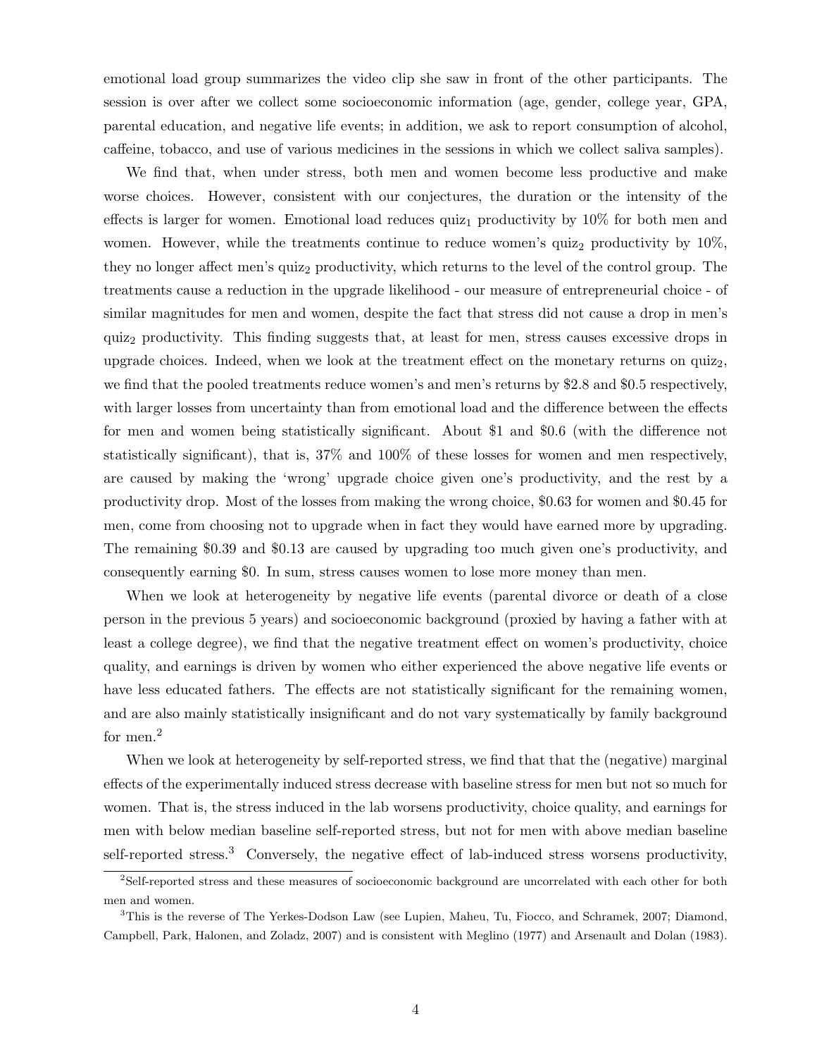emotional load group summarizes the video clip she saw in front of the other participants. The session is over after we collect some socioeconomic information (age, gender, college year, GPA, parental education, and negative life events; in addition, we ask to report consumption of alcohol, caffeine, tobacco, and use of various medicines in the sessions in which we collect saliva samples).

We find that, when under stress, both men and women become less productive and make worse choices. However, consistent with our conjectures, the duration or the intensity of the effects is larger for women. Emotional load reduces $quiz_1$ productivity by 10% for both men and women. However, while the treatments continue to reduce women's $quiz_2$ productivity by 10%, they no longer affect men's $quiz_2$ productivity, which returns to the level of the control group. The treatments cause a reduction in the upgrade likelihood - our measure of entrepreneurial choice - of similar magnitudes for men and women, despite the fact that stress did not cause a drop in men's $quiz_2$ productivity. This finding suggests that, at least for men, stress causes excessive drops in upgrade choices. Indeed, when we look at the treatment effect on the monetary returns on $quiz_2$, we find that the pooled treatments reduce women's and men's returns by \$2.8 and \$0.5 respectively, with larger losses from uncertainty than from emotional load and the difference between the effects for men and women being statistically significant. About \$1 and \$0.6 (with the difference not statistically significant), that is, 37% and 100% of these losses for women and men respectively, are caused by making the 'wrong' upgrade choice given one's productivity, and the rest by a productivity drop. Most of the losses from making the wrong choice, \$0.63 for women and \$0.45 for men, come from choosing not to upgrade when in fact they would have earned more by upgrading. The remaining \$0.39 and \$0.13 are caused by upgrading too much given one's productivity, and consequently earning \$0. In sum, stress causes women to lose more money than men.

When we look at heterogeneity by negative life events (parental divorce or death of a close person in the previous 5 years) and socioeconomic background (proxied by having a father with at least a college degree), we find that the negative treatment effect on women's productivity, choice quality, and earnings is driven by women who either experienced the above negative life events or have less educated fathers. The effects are not statistically significant for the remaining women, and are also mainly statistically insignificant and do not vary systematically by family background for men.[2]

When we look at heterogeneity by self-reported stress, we find that that the (negative) marginal effects of the experimentally induced stress decrease with baseline stress for men but not so much for women. That is, the stress induced in the lab worsens productivity, choice quality, and earnings for men with below median baseline self-reported stress, but not for men with above median baseline self-reported stress.[3] Conversely, the negative effect of lab-induced stress worsens productivity,

[2] Self-reported stress and these measures of socioeconomic background are uncorrelated with each other for both men and women.

[3] This is the reverse of The Yerkes-Dodson Law (see Lupien, Maheu, Tu, Fiocco, and Schramek, 2007; Diamond, Campbell, Park, Halonen, and Zoladz, 2007) and is consistent with Meglino (1977) and Arsenault and Dolan (1983).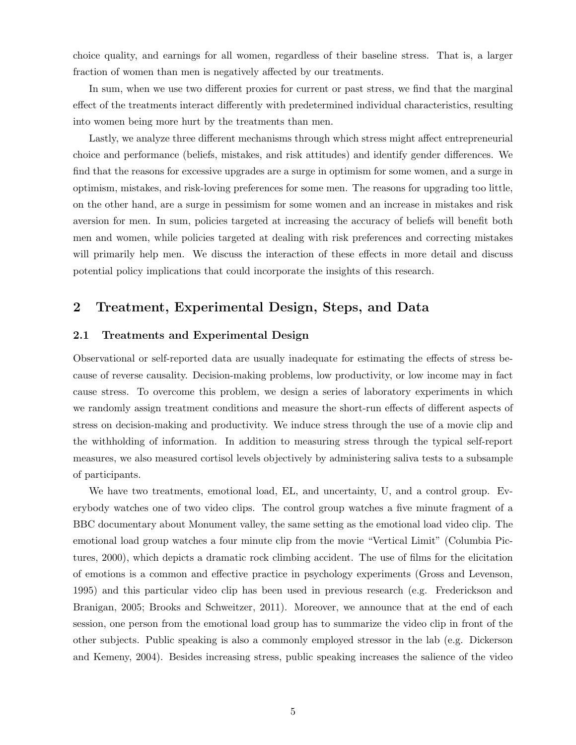choice quality, and earnings for all women, regardless of their baseline stress. That is, a larger fraction of women than men is negatively affected by our treatments.

In sum, when we use two different proxies for current or past stress, we find that the marginal effect of the treatments interact differently with predetermined individual characteristics, resulting into women being more hurt by the treatments than men.

Lastly, we analyze three different mechanisms through which stress might affect entrepreneurial choice and performance (beliefs, mistakes, and risk attitudes) and identify gender differences. We find that the reasons for excessive upgrades are a surge in optimism for some women, and a surge in optimism, mistakes, and risk-loving preferences for some men. The reasons for upgrading too little, on the other hand, are a surge in pessimism for some women and an increase in mistakes and risk aversion for men. In sum, policies targeted at increasing the accuracy of beliefs will benefit both men and women, while policies targeted at dealing with risk preferences and correcting mistakes will primarily help men. We discuss the interaction of these effects in more detail and discuss potential policy implications that could incorporate the insights of this research.

## 2 Treatment, Experimental Design, Steps, and Data

### 2.1 Treatments and Experimental Design

Observational or self-reported data are usually inadequate for estimating the effects of stress because of reverse causality. Decision-making problems, low productivity, or low income may in fact cause stress. To overcome this problem, we design a series of laboratory experiments in which we randomly assign treatment conditions and measure the short-run effects of different aspects of stress on decision-making and productivity. We induce stress through the use of a movie clip and the withholding of information. In addition to measuring stress through the typical self-report measures, we also measured cortisol levels objectively by administering saliva tests to a subsample of participants.

We have two treatments, emotional load, EL, and uncertainty, U, and a control group. Everybody watches one of two video clips. The control group watches a five minute fragment of a BBC documentary about Monument valley, the same setting as the emotional load video clip. The emotional load group watches a four minute clip from the movie "Vertical Limit" (Columbia Pictures, 2000), which depicts a dramatic rock climbing accident. The use of films for the elicitation of emotions is a common and effective practice in psychology experiments (Gross and Levenson, 1995) and this particular video clip has been used in previous research (e.g. Frederickson and Branigan, 2005; Brooks and Schweitzer, 2011). Moreover, we announce that at the end of each session, one person from the emotional load group has to summarize the video clip in front of the other subjects. Public speaking is also a commonly employed stressor in the lab (e.g. Dickerson and Kemeny, 2004). Besides increasing stress, public speaking increases the salience of the video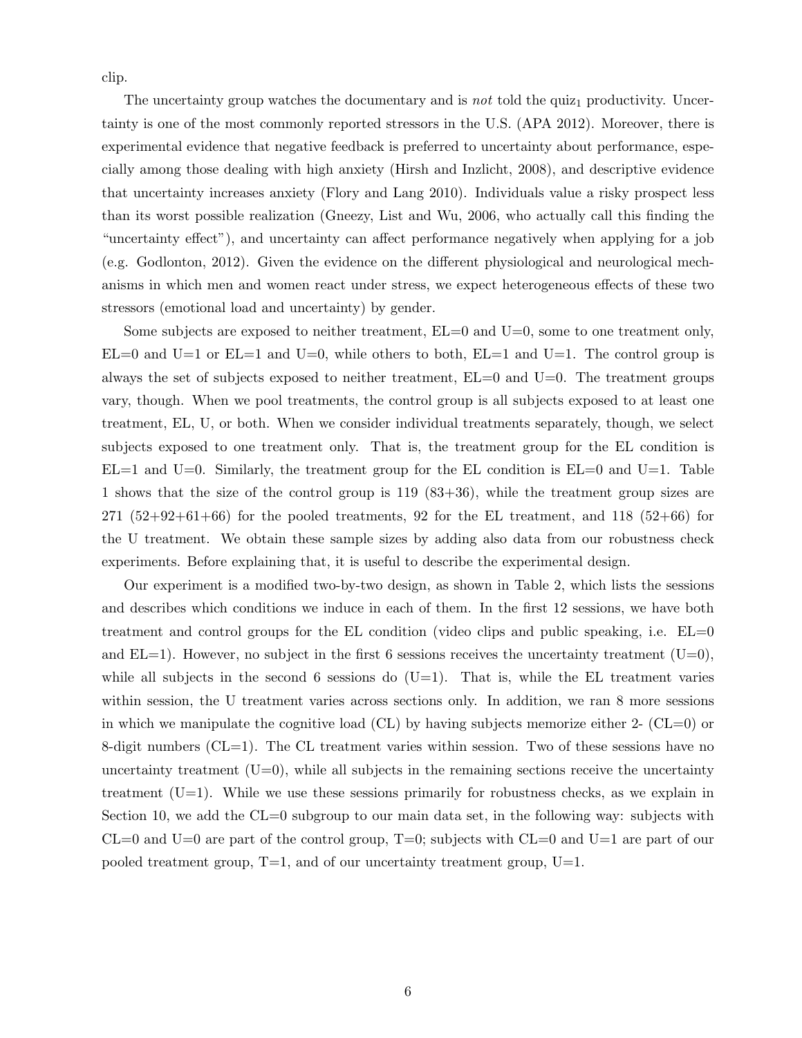clip.

The uncertainty group watches the documentary and is *not* told the $quiz_1$ productivity. Uncertainty is one of the most commonly reported stressors in the U.S. (APA 2012). Moreover, there is experimental evidence that negative feedback is preferred to uncertainty about performance, especially among those dealing with high anxiety (Hirsh and Inzlicht, 2008), and descriptive evidence that uncertainty increases anxiety (Flory and Lang 2010). Individuals value a risky prospect less than its worst possible realization (Gneezy, List and Wu, 2006, who actually call this finding the "uncertainty effect"), and uncertainty can affect performance negatively when applying for a job (e.g. Godlonton, 2012). Given the evidence on the different physiological and neurological mechanisms in which men and women react under stress, we expect heterogeneous effects of these two stressors (emotional load and uncertainty) by gender.

Some subjects are exposed to neither treatment, EL=0 and U=0, some to one treatment only, EL=0 and U=1 or EL=1 and U=0, while others to both, EL=1 and U=1. The control group is always the set of subjects exposed to neither treatment, EL=0 and U=0. The treatment groups vary, though. When we pool treatments, the control group is all subjects exposed to at least one treatment, EL, U, or both. When we consider individual treatments separately, though, we select subjects exposed to one treatment only. That is, the treatment group for the EL condition is EL=1 and U=0. Similarly, the treatment group for the EL condition is EL=0 and U=1. Table 1 shows that the size of the control group is 119 (83+36), while the treatment group sizes are 271 (52+92+61+66) for the pooled treatments, 92 for the EL treatment, and 118 (52+66) for the U treatment. We obtain these sample sizes by adding also data from our robustness check experiments. Before explaining that, it is useful to describe the experimental design.

Our experiment is a modified two-by-two design, as shown in Table 2, which lists the sessions and describes which conditions we induce in each of them. In the first 12 sessions, we have both treatment and control groups for the EL condition (video clips and public speaking, i.e. EL=0 and EL=1). However, no subject in the first 6 sessions receives the uncertainty treatment (U=0), while all subjects in the second 6 sessions do (U=1). That is, while the EL treatment varies within session, the U treatment varies across sections only. In addition, we ran 8 more sessions in which we manipulate the cognitive load (CL) by having subjects memorize either 2- (CL=0) or 8-digit numbers (CL=1). The CL treatment varies within session. Two of these sessions have no uncertainty treatment (U=0), while all subjects in the remaining sections receive the uncertainty treatment (U=1). While we use these sessions primarily for robustness checks, as we explain in Section 10, we add the CL=0 subgroup to our main data set, in the following way: subjects with CL=0 and U=0 are part of the control group, T=0; subjects with CL=0 and U=1 are part of our pooled treatment group, T=1, and of our uncertainty treatment group, U=1.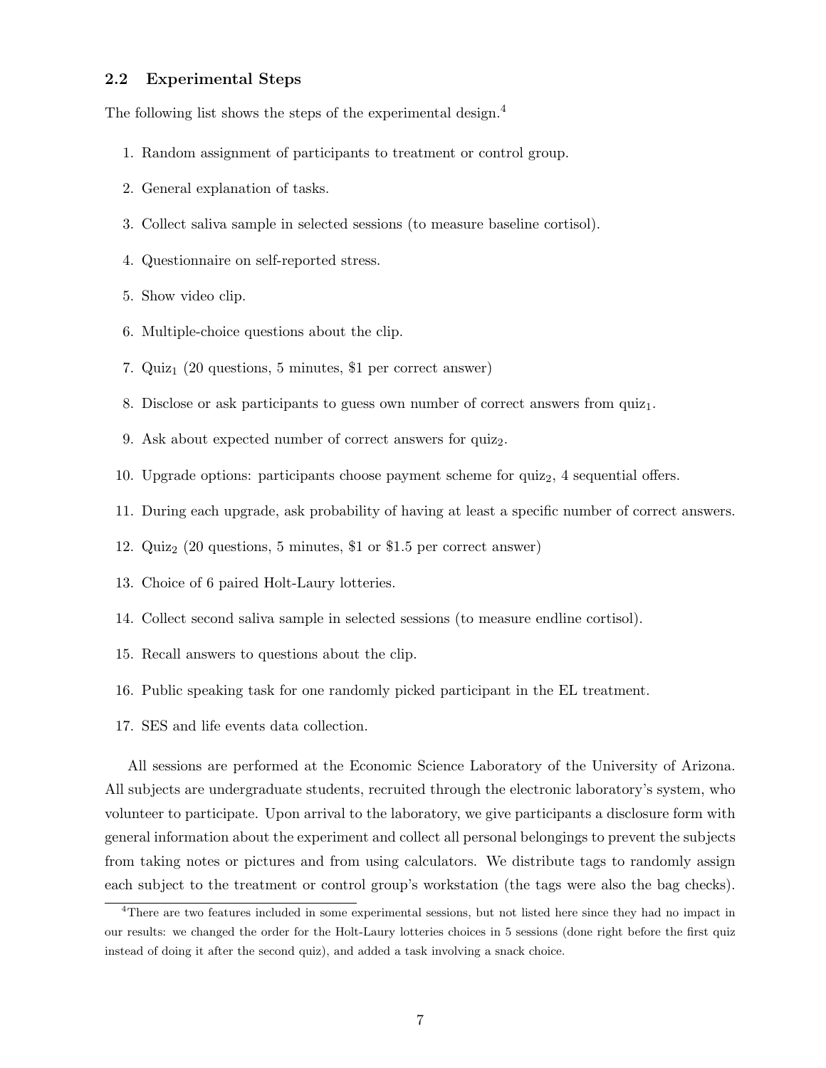### 2.2 Experimental Steps

The following list shows the steps of the experimental design.[4]

1. Random assignment of participants to treatment or control group.
2. General explanation of tasks.
3. Collect saliva sample in selected sessions (to measure baseline cortisol).
4. Questionnaire on self-reported stress.
5. Show video clip.
6. Multiple-choice questions about the clip.
7. Quiz$_1$ (20 questions, 5 minutes, $1 per correct answer)
8. Disclose or ask participants to guess own number of correct answers from quiz$_1$.
9. Ask about expected number of correct answers for quiz$_2$.
10. Upgrade options: participants choose payment scheme for quiz$_2$, 4 sequential offers.
11. During each upgrade, ask probability of having at least a specific number of correct answers.
12. Quiz$_2$ (20 questions, 5 minutes, $1 or $1.5 per correct answer)
13. Choice of 6 paired Holt-Laury lotteries.
14. Collect second saliva sample in selected sessions (to measure endline cortisol).
15. Recall answers to questions about the clip.
16. Public speaking task for one randomly picked participant in the EL treatment.
17. SES and life events data collection.

All sessions are performed at the Economic Science Laboratory of the University of Arizona. All subjects are undergraduate students, recruited through the electronic laboratory's system, who volunteer to participate. Upon arrival to the laboratory, we give participants a disclosure form with general information about the experiment and collect all personal belongings to prevent the subjects from taking notes or pictures and from using calculators. We distribute tags to randomly assign each subject to the treatment or control group's workstation (the tags were also the bag checks).

[4] There are two features included in some experimental sessions, but not listed here since they had no impact in our results: we changed the order for the Holt-Laury lotteries choices in 5 sessions (done right before the first quiz instead of doing it after the second quiz), and added a task involving a snack choice.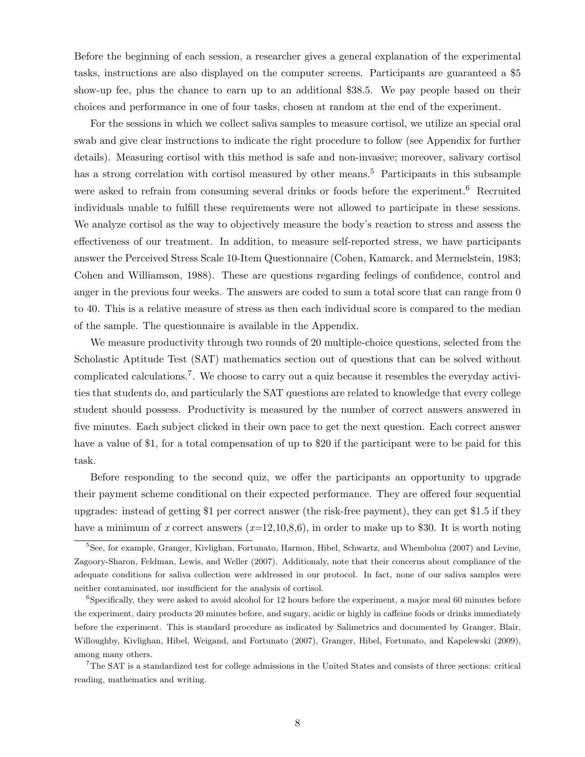Before the beginning of each session, a researcher gives a general explanation of the experimental tasks, instructions are also displayed on the computer screens. Participants are guaranteed a $5 show-up fee, plus the chance to earn up to an additional $38.5. We pay people based on their choices and performance in one of four tasks, chosen at random at the end of the experiment.

For the sessions in which we collect saliva samples to measure cortisol, we utilize an special oral swab and give clear instructions to indicate the right procedure to follow (see Appendix for further details). Measuring cortisol with this method is safe and non-invasive; moreover, salivary cortisol has a strong correlation with cortisol measured by other means.[5] Participants in this subsample were asked to refrain from consuming several drinks or foods before the experiment.[6] Recruited individuals unable to fulfill these requirements were not allowed to participate in these sessions. We analyze cortisol as the way to objectively measure the body's reaction to stress and assess the effectiveness of our treatment. In addition, to measure self-reported stress, we have participants answer the Perceived Stress Scale 10-Item Questionnaire (Cohen, Kamarck, and Mermelstein, 1983; Cohen and Williamson, 1988). These are questions regarding feelings of confidence, control and anger in the previous four weeks. The answers are coded to sum a total score that can range from 0 to 40. This is a relative measure of stress as then each individual score is compared to the median of the sample. The questionnaire is available in the Appendix.

We measure productivity through two rounds of 20 multiple-choice questions, selected from the Scholastic Aptitude Test (SAT) mathematics section out of questions that can be solved without complicated calculations.[7]. We choose to carry out a quiz because it resembles the everyday activities that students do, and particularly the SAT questions are related to knowledge that every college student should possess. Productivity is measured by the number of correct answers answered in five minutes. Each subject clicked in their own pace to get the next question. Each correct answer have a value of $1, for a total compensation of up to $20 if the participant were to be paid for this task.

Before responding to the second quiz, we offer the participants an opportunity to upgrade their payment scheme conditional on their expected performance. They are offered four sequential upgrades: instead of getting $1 per correct answer (the risk-free payment), they can get $1.5 if they have a minimum of $x$ correct answers ($x$=12,10,8,6), in order to make up to $30. It is worth noting

---

[5] See, for example, Granger, Kivlighan, Fortunato, Harmon, Hibel, Schwartz, and Whembolua (2007) and Levine, Zagoory-Sharon, Feldman, Lewis, and Weller (2007). Additionaly, note that their concerns about compliance of the adequate conditions for saliva collection were addressed in our protocol. In fact, none of our saliva samples were neither contaminated, nor insufficient for the analysis of cortisol.

[6] Specifically, they were asked to avoid alcohol for 12 hours before the experiment, a major meal 60 minutes before the experiment, dairy products 20 minutes before, and sugary, acidic or highly in caffeine foods or drinks immediately before the experiment. This is standard procedure as indicated by Salimetrics and documented by Granger, Blair, Willoughby, Kivlighan, Hibel, Weigand, and Fortunato (2007), Granger, Hibel, Fortunato, and Kapelewski (2009), among many others.

[7] The SAT is a standardized test for college admissions in the United States and consists of three sections: critical reading, mathematics and writing.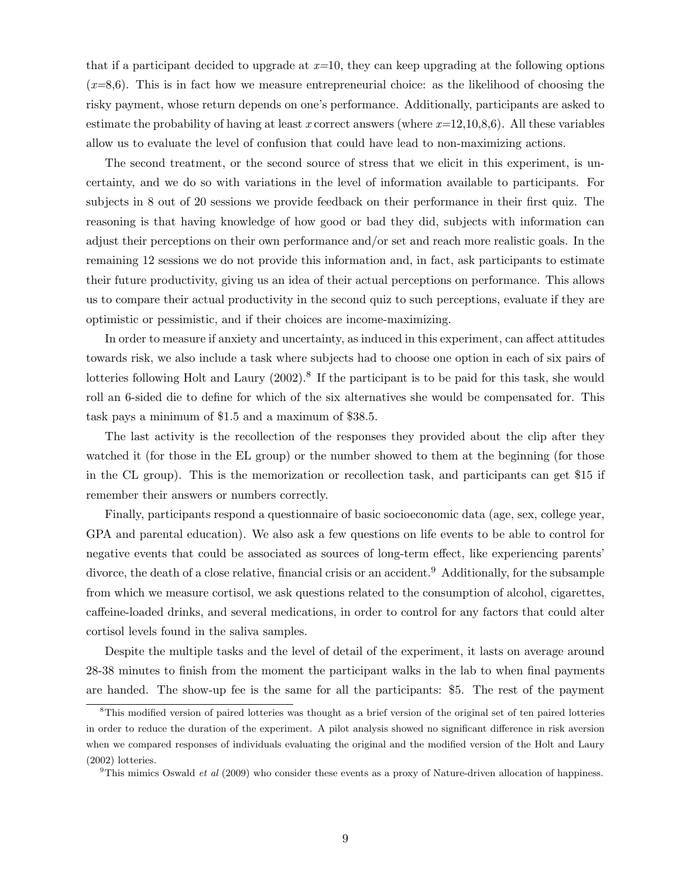that if a participant decided to upgrade at $x$=10, they can keep upgrading at the following options ($x$=8,6). This is in fact how we measure entrepreneurial choice: as the likelihood of choosing the risky payment, whose return depends on one's performance. Additionally, participants are asked to estimate the probability of having at least $x$ correct answers (where $x$=12,10,8,6). All these variables allow us to evaluate the level of confusion that could have lead to non-maximizing actions.

The second treatment, or the second source of stress that we elicit in this experiment, is uncertainty, and we do so with variations in the level of information available to participants. For subjects in 8 out of 20 sessions we provide feedback on their performance in their first quiz. The reasoning is that having knowledge of how good or bad they did, subjects with information can adjust their perceptions on their own performance and/or set and reach more realistic goals. In the remaining 12 sessions we do not provide this information and, in fact, ask participants to estimate their future productivity, giving us an idea of their actual perceptions on performance. This allows us to compare their actual productivity in the second quiz to such perceptions, evaluate if they are optimistic or pessimistic, and if their choices are income-maximizing.

In order to measure if anxiety and uncertainty, as induced in this experiment, can affect attitudes towards risk, we also include a task where subjects had to choose one option in each of six pairs of lotteries following Holt and Laury (2002).[8] If the participant is to be paid for this task, she would roll an 6-sided die to define for which of the six alternatives she would be compensated for. This task pays a minimum of \$1.5 and a maximum of \$38.5.

The last activity is the recollection of the responses they provided about the clip after they watched it (for those in the EL group) or the number showed to them at the beginning (for those in the CL group). This is the memorization or recollection task, and participants can get \$15 if remember their answers or numbers correctly.

Finally, participants respond a questionnaire of basic socioeconomic data (age, sex, college year, GPA and parental education). We also ask a few questions on life events to be able to control for negative events that could be associated as sources of long-term effect, like experiencing parents' divorce, the death of a close relative, financial crisis or an accident.[9] Additionally, for the subsample from which we measure cortisol, we ask questions related to the consumption of alcohol, cigarettes, caffeine-loaded drinks, and several medications, in order to control for any factors that could alter cortisol levels found in the saliva samples.

Despite the multiple tasks and the level of detail of the experiment, it lasts on average around 28-38 minutes to finish from the moment the participant walks in the lab to when final payments are handed. The show-up fee is the same for all the participants: \$5. The rest of the payment

[8] This modified version of paired lotteries was thought as a brief version of the original set of ten paired lotteries in order to reduce the duration of the experiment. A pilot analysis showed no significant difference in risk aversion when we compared responses of individuals evaluating the original and the modified version of the Holt and Laury (2002) lotteries.

[9] This mimics Oswald *et al* (2009) who consider these events as a proxy of Nature-driven allocation of happiness.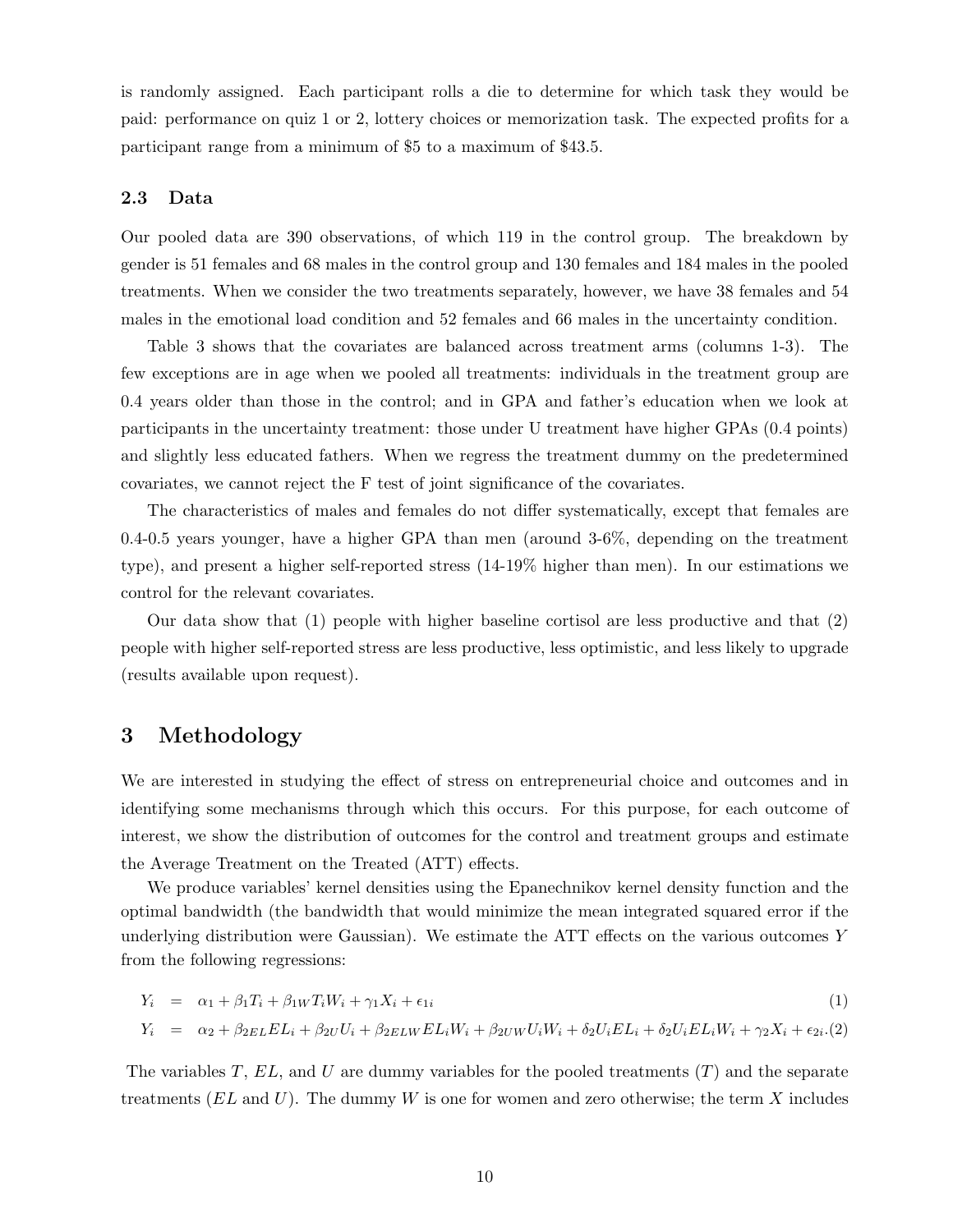is randomly assigned. Each participant rolls a die to determine for which task they would be paid: performance on quiz 1 or 2, lottery choices or memorization task. The expected profits for a participant range from a minimum of \$5 to a maximum of \$43.5.

### 2.3 Data

Our pooled data are 390 observations, of which 119 in the control group. The breakdown by gender is 51 females and 68 males in the control group and 130 females and 184 males in the pooled treatments. When we consider the two treatments separately, however, we have 38 females and 54 males in the emotional load condition and 52 females and 66 males in the uncertainty condition.

Table 3 shows that the covariates are balanced across treatment arms (columns 1-3). The few exceptions are in age when we pooled all treatments: individuals in the treatment group are 0.4 years older than those in the control; and in GPA and father's education when we look at participants in the uncertainty treatment: those under U treatment have higher GPAs (0.4 points) and slightly less educated fathers. When we regress the treatment dummy on the predetermined covariates, we cannot reject the F test of joint significance of the covariates.

The characteristics of males and females do not differ systematically, except that females are 0.4-0.5 years younger, have a higher GPA than men (around 3-6%, depending on the treatment type), and present a higher self-reported stress (14-19% higher than men). In our estimations we control for the relevant covariates.

Our data show that (1) people with higher baseline cortisol are less productive and that (2) people with higher self-reported stress are less productive, less optimistic, and less likely to upgrade (results available upon request).

## 3 Methodology

We are interested in studying the effect of stress on entrepreneurial choice and outcomes and in identifying some mechanisms through which this occurs. For this purpose, for each outcome of interest, we show the distribution of outcomes for the control and treatment groups and estimate the Average Treatment on the Treated (ATT) effects.

We produce variables' kernel densities using the Epanechnikov kernel density function and the optimal bandwidth (the bandwidth that would minimize the mean integrated squared error if the underlying distribution were Gaussian). We estimate the ATT effects on the various outcomes $Y$ from the following regressions:

$$Y_i = \alpha_1 + \beta_1 T_i + \beta_{1W} T_i W_i + \gamma_1 X_i + \epsilon_{1i} \tag{1}$$

$$Y_i = \alpha_2 + \beta_{2EL} EL_i + \beta_{2U} U_i + \beta_{2ELW} EL_i W_i + \beta_{2UW} U_i W_i + \delta_2 U_i EL_i + \delta_2 U_i EL_i W_i + \gamma_2 X_i + \epsilon_{2i}. \tag{2}$$

The variables $T$, $EL$, and $U$ are dummy variables for the pooled treatments ($T$) and the separate treatments ($EL$ and $U$). The dummy $W$ is one for women and zero otherwise; the term $X$ includes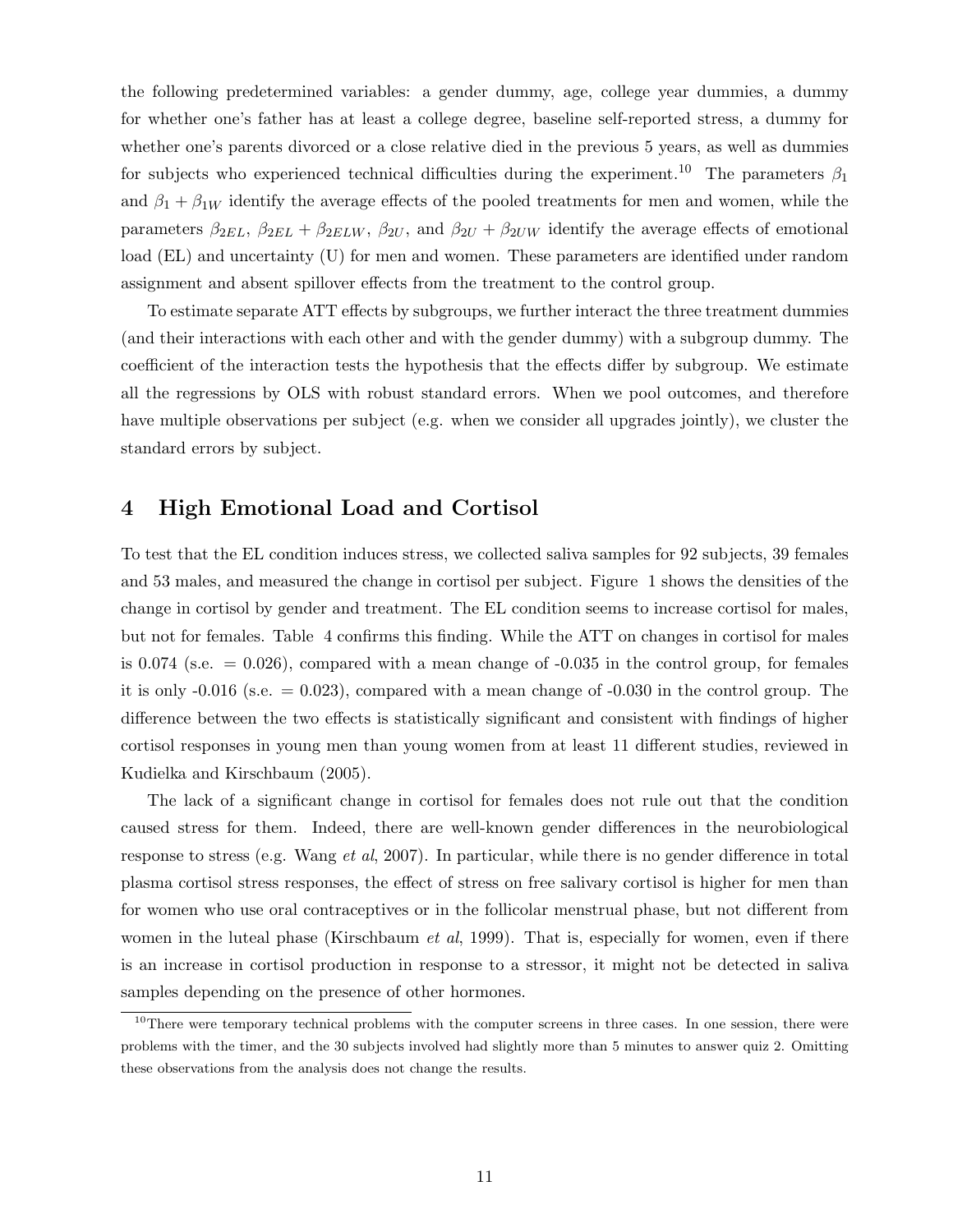the following predetermined variables: a gender dummy, age, college year dummies, a dummy for whether one's father has at least a college degree, baseline self-reported stress, a dummy for whether one's parents divorced or a close relative died in the previous 5 years, as well as dummies for subjects who experienced technical difficulties during the experiment.[10] The parameters $\beta_1$ and $\beta_1 + \beta_{1W}$ identify the average effects of the pooled treatments for men and women, while the parameters $\beta_{2EL}$, $\beta_{2EL} + \beta_{2ELW}$, $\beta_{2U}$, and $\beta_{2U} + \beta_{2UW}$ identify the average effects of emotional load (EL) and uncertainty (U) for men and women. These parameters are identified under random assignment and absent spillover effects from the treatment to the control group.

To estimate separate ATT effects by subgroups, we further interact the three treatment dummies (and their interactions with each other and with the gender dummy) with a subgroup dummy. The coefficient of the interaction tests the hypothesis that the effects differ by subgroup. We estimate all the regressions by OLS with robust standard errors. When we pool outcomes, and therefore have multiple observations per subject (e.g. when we consider all upgrades jointly), we cluster the standard errors by subject.

## 4 High Emotional Load and Cortisol

To test that the EL condition induces stress, we collected saliva samples for 92 subjects, 39 females and 53 males, and measured the change in cortisol per subject. Figure 1 shows the densities of the change in cortisol by gender and treatment. The EL condition seems to increase cortisol for males, but not for females. Table 4 confirms this finding. While the ATT on changes in cortisol for males is 0.074 (s.e. = 0.026), compared with a mean change of -0.035 in the control group, for females it is only -0.016 (s.e. = 0.023), compared with a mean change of -0.030 in the control group. The difference between the two effects is statistically significant and consistent with findings of higher cortisol responses in young men than young women from at least 11 different studies, reviewed in Kudielka and Kirschbaum (2005).

The lack of a significant change in cortisol for females does not rule out that the condition caused stress for them. Indeed, there are well-known gender differences in the neurobiological response to stress (e.g. Wang *et al*, 2007). In particular, while there is no gender difference in total plasma cortisol stress responses, the effect of stress on free salivary cortisol is higher for men than for women who use oral contraceptives or in the follicolar menstrual phase, but not different from women in the luteal phase (Kirschbaum *et al*, 1999). That is, especially for women, even if there is an increase in cortisol production in response to a stressor, it might not be detected in saliva samples depending on the presence of other hormones.

[10] There were temporary technical problems with the computer screens in three cases. In one session, there were problems with the timer, and the 30 subjects involved had slightly more than 5 minutes to answer quiz 2. Omitting these observations from the analysis does not change the results.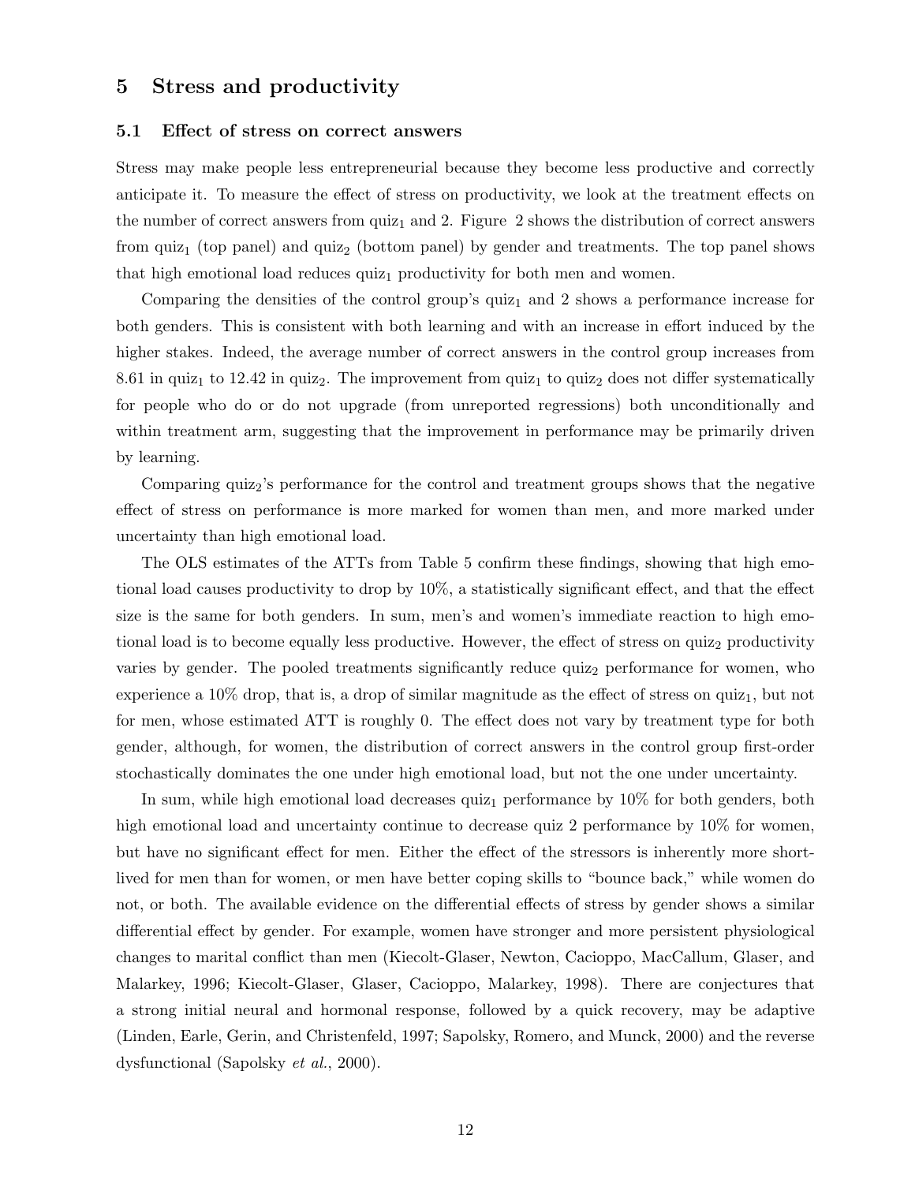## 5 Stress and productivity

### 5.1 Effect of stress on correct answers

Stress may make people less entrepreneurial because they become less productive and correctly anticipate it. To measure the effect of stress on productivity, we look at the treatment effects on the number of correct answers from $\text{quiz}_1$ and 2. Figure 2 shows the distribution of correct answers from $\text{quiz}_1$ (top panel) and $\text{quiz}_2$ (bottom panel) by gender and treatments. The top panel shows that high emotional load reduces $\text{quiz}_1$ productivity for both men and women.

Comparing the densities of the control group's $\text{quiz}_1$ and 2 shows a performance increase for both genders. This is consistent with both learning and with an increase in effort induced by the higher stakes. Indeed, the average number of correct answers in the control group increases from 8.61 in $\text{quiz}_1$ to 12.42 in $\text{quiz}_2$. The improvement from $\text{quiz}_1$ to $\text{quiz}_2$ does not differ systematically for people who do or do not upgrade (from unreported regressions) both unconditionally and within treatment arm, suggesting that the improvement in performance may be primarily driven by learning.

Comparing $\text{quiz}_2$'s performance for the control and treatment groups shows that the negative effect of stress on performance is more marked for women than men, and more marked under uncertainty than high emotional load.

The OLS estimates of the ATTs from Table 5 confirm these findings, showing that high emotional load causes productivity to drop by 10%, a statistically significant effect, and that the effect size is the same for both genders. In sum, men's and women's immediate reaction to high emotional load is to become equally less productive. However, the effect of stress on $\text{quiz}_2$ productivity varies by gender. The pooled treatments significantly reduce $\text{quiz}_2$ performance for women, who experience a 10% drop, that is, a drop of similar magnitude as the effect of stress on $\text{quiz}_1$, but not for men, whose estimated ATT is roughly 0. The effect does not vary by treatment type for both gender, although, for women, the distribution of correct answers in the control group first-order stochastically dominates the one under high emotional load, but not the one under uncertainty.

In sum, while high emotional load decreases $\text{quiz}_1$ performance by 10% for both genders, both high emotional load and uncertainty continue to decrease quiz 2 performance by 10% for women, but have no significant effect for men. Either the effect of the stressors is inherently more short-lived for men than for women, or men have better coping skills to "bounce back," while women do not, or both. The available evidence on the differential effects of stress by gender shows a similar differential effect by gender. For example, women have stronger and more persistent physiological changes to marital conflict than men (Kiecolt-Glaser, Newton, Cacioppo, MacCallum, Glaser, and Malarkey, 1996; Kiecolt-Glaser, Glaser, Cacioppo, Malarkey, 1998). There are conjectures that a strong initial neural and hormonal response, followed by a quick recovery, may be adaptive (Linden, Earle, Gerin, and Christenfeld, 1997; Sapolsky, Romero, and Munck, 2000) and the reverse dysfunctional (Sapolsky *et al.*, 2000).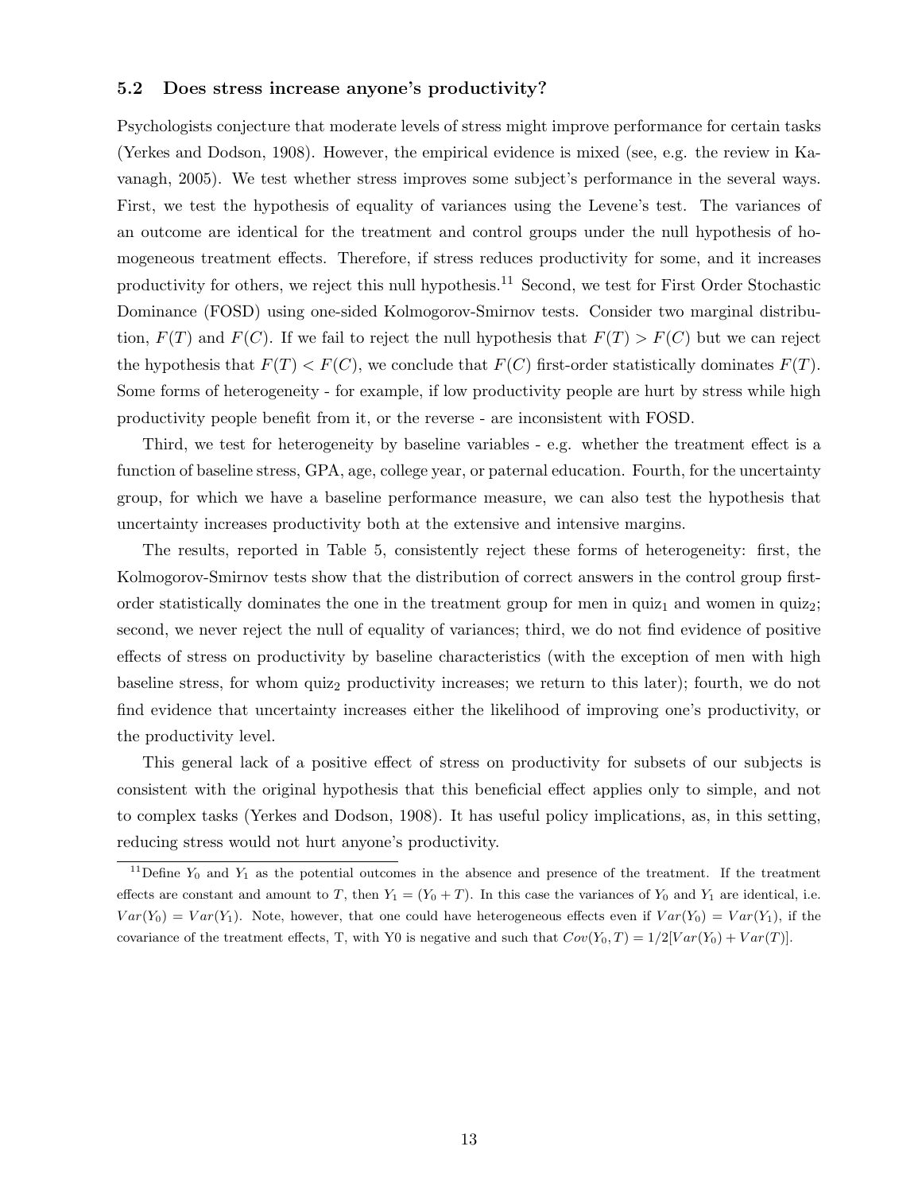### 5.2 Does stress increase anyone's productivity?

Psychologists conjecture that moderate levels of stress might improve performance for certain tasks (Yerkes and Dodson, 1908). However, the empirical evidence is mixed (see, e.g. the review in Kavanagh, 2005). We test whether stress improves some subject's performance in the several ways. First, we test the hypothesis of equality of variances using the Levene's test. The variances of an outcome are identical for the treatment and control groups under the null hypothesis of homogeneous treatment effects. Therefore, if stress reduces productivity for some, and it increases productivity for others, we reject this null hypothesis.[11] Second, we test for First Order Stochastic Dominance (FOSD) using one-sided Kolmogorov-Smirnov tests. Consider two marginal distribution, $F(T)$ and $F(C)$. If we fail to reject the null hypothesis that $F(T) > F(C)$ but we can reject the hypothesis that $F(T) < F(C)$, we conclude that $F(C)$ first-order statistically dominates $F(T)$. Some forms of heterogeneity - for example, if low productivity people are hurt by stress while high productivity people benefit from it, or the reverse - are inconsistent with FOSD.

Third, we test for heterogeneity by baseline variables - e.g. whether the treatment effect is a function of baseline stress, GPA, age, college year, or paternal education. Fourth, for the uncertainty group, for which we have a baseline performance measure, we can also test the hypothesis that uncertainty increases productivity both at the extensive and intensive margins.

The results, reported in Table 5, consistently reject these forms of heterogeneity: first, the Kolmogorov-Smirnov tests show that the distribution of correct answers in the control group first-order statistically dominates the one in the treatment group for men in quiz$_1$ and women in quiz$_2$; second, we never reject the null of equality of variances; third, we do not find evidence of positive effects of stress on productivity by baseline characteristics (with the exception of men with high baseline stress, for whom quiz$_2$ productivity increases; we return to this later); fourth, we do not find evidence that uncertainty increases either the likelihood of improving one's productivity, or the productivity level.

This general lack of a positive effect of stress on productivity for subsets of our subjects is consistent with the original hypothesis that this beneficial effect applies only to simple, and not to complex tasks (Yerkes and Dodson, 1908). It has useful policy implications, as, in this setting, reducing stress would not hurt anyone's productivity.

---

[11] Define $Y_0$ and $Y_1$ as the potential outcomes in the absence and presence of the treatment. If the treatment effects are constant and amount to $T$, then $Y_1 = (Y_0 + T)$. In this case the variances of $Y_0$ and $Y_1$ are identical, i.e. $Var(Y_0) = Var(Y_1)$. Note, however, that one could have heterogeneous effects even if $Var(Y_0) = Var(Y_1)$, if the covariance of the treatment effects, T, with Y0 is negative and such that $Cov(Y_0, T) = 1/2[Var(Y_0) + Var(T)]$.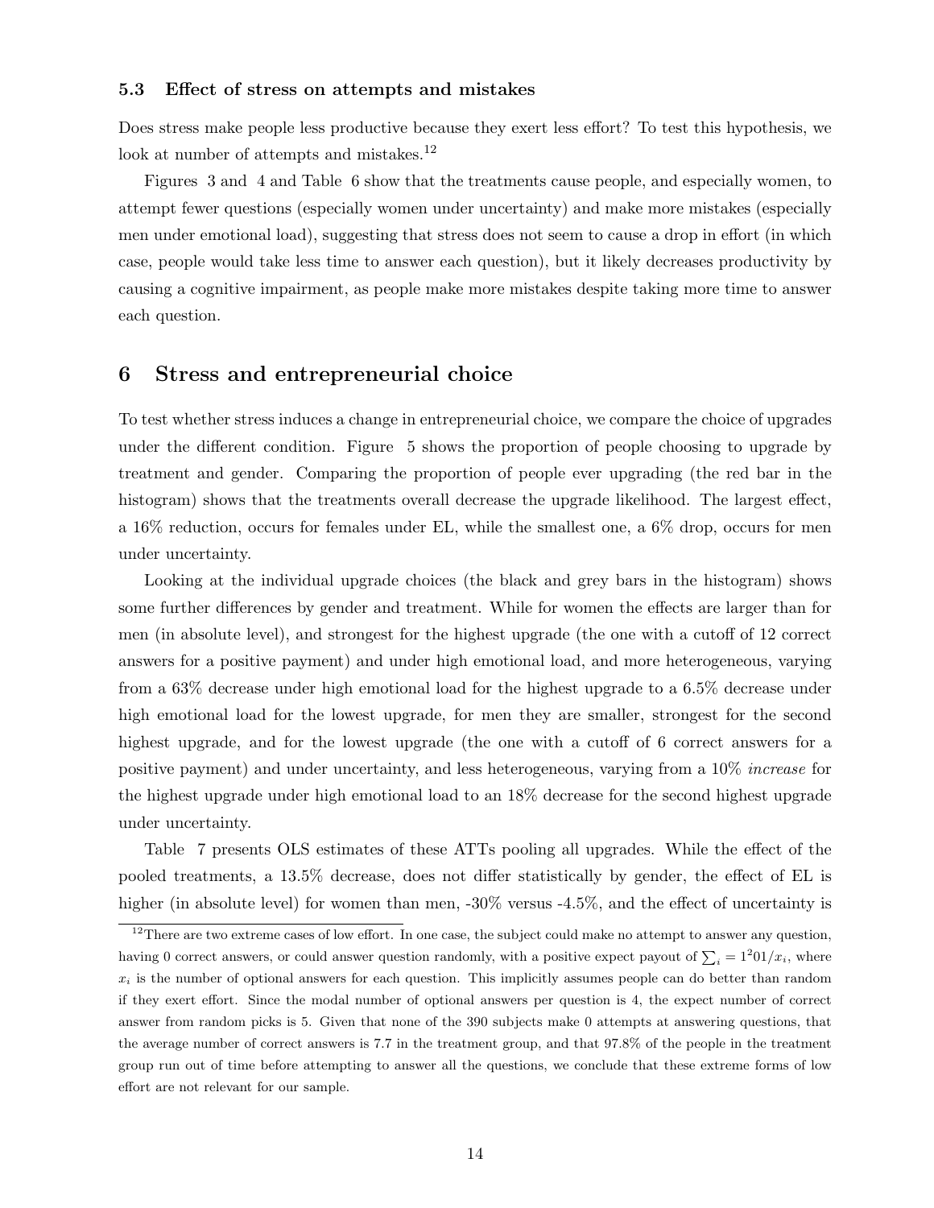### 5.3 Effect of stress on attempts and mistakes

Does stress make people less productive because they exert less effort? To test this hypothesis, we look at number of attempts and mistakes.[12]

Figures 3 and 4 and Table 6 show that the treatments cause people, and especially women, to attempt fewer questions (especially women under uncertainty) and make more mistakes (especially men under emotional load), suggesting that stress does not seem to cause a drop in effort (in which case, people would take less time to answer each question), but it likely decreases productivity by causing a cognitive impairment, as people make more mistakes despite taking more time to answer each question.

## 6 Stress and entrepreneurial choice

To test whether stress induces a change in entrepreneurial choice, we compare the choice of upgrades under the different condition. Figure 5 shows the proportion of people choosing to upgrade by treatment and gender. Comparing the proportion of people ever upgrading (the red bar in the histogram) shows that the treatments overall decrease the upgrade likelihood. The largest effect, a 16% reduction, occurs for females under EL, while the smallest one, a 6% drop, occurs for men under uncertainty.

Looking at the individual upgrade choices (the black and grey bars in the histogram) shows some further differences by gender and treatment. While for women the effects are larger than for men (in absolute level), and strongest for the highest upgrade (the one with a cutoff of 12 correct answers for a positive payment) and under high emotional load, and more heterogeneous, varying from a 63% decrease under high emotional load for the highest upgrade to a 6.5% decrease under high emotional load for the lowest upgrade, for men they are smaller, strongest for the second highest upgrade, and for the lowest upgrade (the one with a cutoff of 6 correct answers for a positive payment) and under uncertainty, and less heterogeneous, varying from a 10% *increase* for the highest upgrade under high emotional load to an 18% decrease for the second highest upgrade under uncertainty.

Table 7 presents OLS estimates of these ATTs pooling all upgrades. While the effect of the pooled treatments, a 13.5% decrease, does not differ statistically by gender, the effect of EL is higher (in absolute level) for women than men, -30% versus -4.5%, and the effect of uncertainty is

[12] There are two extreme cases of low effort. In one case, the subject could make no attempt to answer any question, having 0 correct answers, or could answer question randomly, with a positive expect payout of $\sum_i = 1^2 01/x_i$, where $x_i$ is the number of optional answers for each question. This implicitly assumes people can do better than random if they exert effort. Since the modal number of optional answers per question is 4, the expect number of correct answer from random picks is 5. Given that none of the 390 subjects make 0 attempts at answering questions, that the average number of correct answers is 7.7 in the treatment group, and that 97.8% of the people in the treatment group run out of time before attempting to answer all the questions, we conclude that these extreme forms of low effort are not relevant for our sample.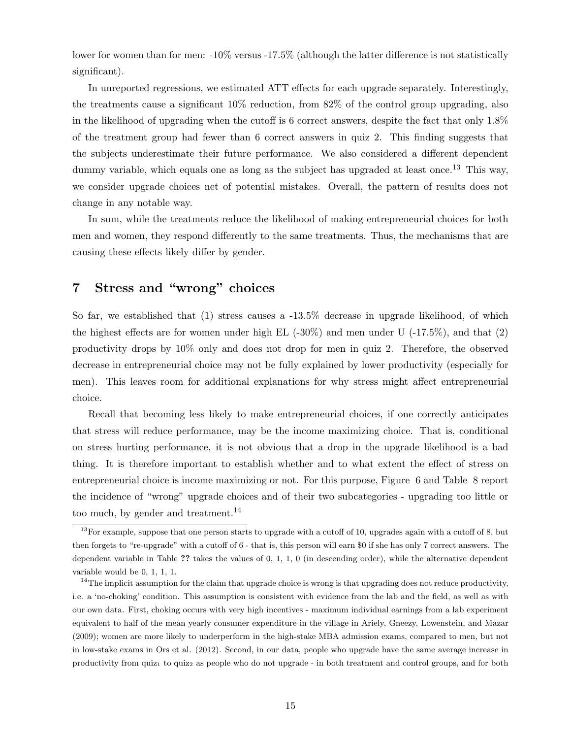lower for women than for men: -10% versus -17.5% (although the latter difference is not statistically significant).

In unreported regressions, we estimated ATT effects for each upgrade separately. Interestingly, the treatments cause a significant 10% reduction, from 82% of the control group upgrading, also in the likelihood of upgrading when the cutoff is 6 correct answers, despite the fact that only 1.8% of the treatment group had fewer than 6 correct answers in quiz 2. This finding suggests that the subjects underestimate their future performance. We also considered a different dependent dummy variable, which equals one as long as the subject has upgraded at least once.[13] This way, we consider upgrade choices net of potential mistakes. Overall, the pattern of results does not change in any notable way.

In sum, while the treatments reduce the likelihood of making entrepreneurial choices for both men and women, they respond differently to the same treatments. Thus, the mechanisms that are causing these effects likely differ by gender.

## 7 Stress and "wrong" choices

So far, we established that (1) stress causes a -13.5% decrease in upgrade likelihood, of which the highest effects are for women under high EL (-30%) and men under U (-17.5%), and that (2) productivity drops by 10% only and does not drop for men in quiz 2. Therefore, the observed decrease in entrepreneurial choice may not be fully explained by lower productivity (especially for men). This leaves room for additional explanations for why stress might affect entrepreneurial choice.

Recall that becoming less likely to make entrepreneurial choices, if one correctly anticipates that stress will reduce performance, may be the income maximizing choice. That is, conditional on stress hurting performance, it is not obvious that a drop in the upgrade likelihood is a bad thing. It is therefore important to establish whether and to what extent the effect of stress on entrepreneurial choice is income maximizing or not. For this purpose, Figure 6 and Table 8 report the incidence of "wrong" upgrade choices and of their two subcategories - upgrading too little or too much, by gender and treatment.[14]

[13] For example, suppose that one person starts to upgrade with a cutoff of 10, upgrades again with a cutoff of 8, but then forgets to "re-upgrade" with a cutoff of 6 - that is, this person will earn $0 if she has only 7 correct answers. The dependent variable in Table **??** takes the values of 0, 1, 1, 0 (in descending order), while the alternative dependent variable would be 0, 1, 1, 1.

[14] The implicit assumption for the claim that upgrade choice is wrong is that upgrading does not reduce productivity, i.e. a 'no-choking' condition. This assumption is consistent with evidence from the lab and the field, as well as with our own data. First, choking occurs with very high incentives - maximum individual earnings from a lab experiment equivalent to half of the mean yearly consumer expenditure in the village in Ariely, Gneezy, Lowenstein, and Mazar (2009); women are more likely to underperform in the high-stake MBA admission exams, compared to men, but not in low-stake exams in Ors et al. (2012). Second, in our data, people who upgrade have the same average increase in productivity from $quiz_1$ to $quiz_2$ as people who do not upgrade - in both treatment and control groups, and for both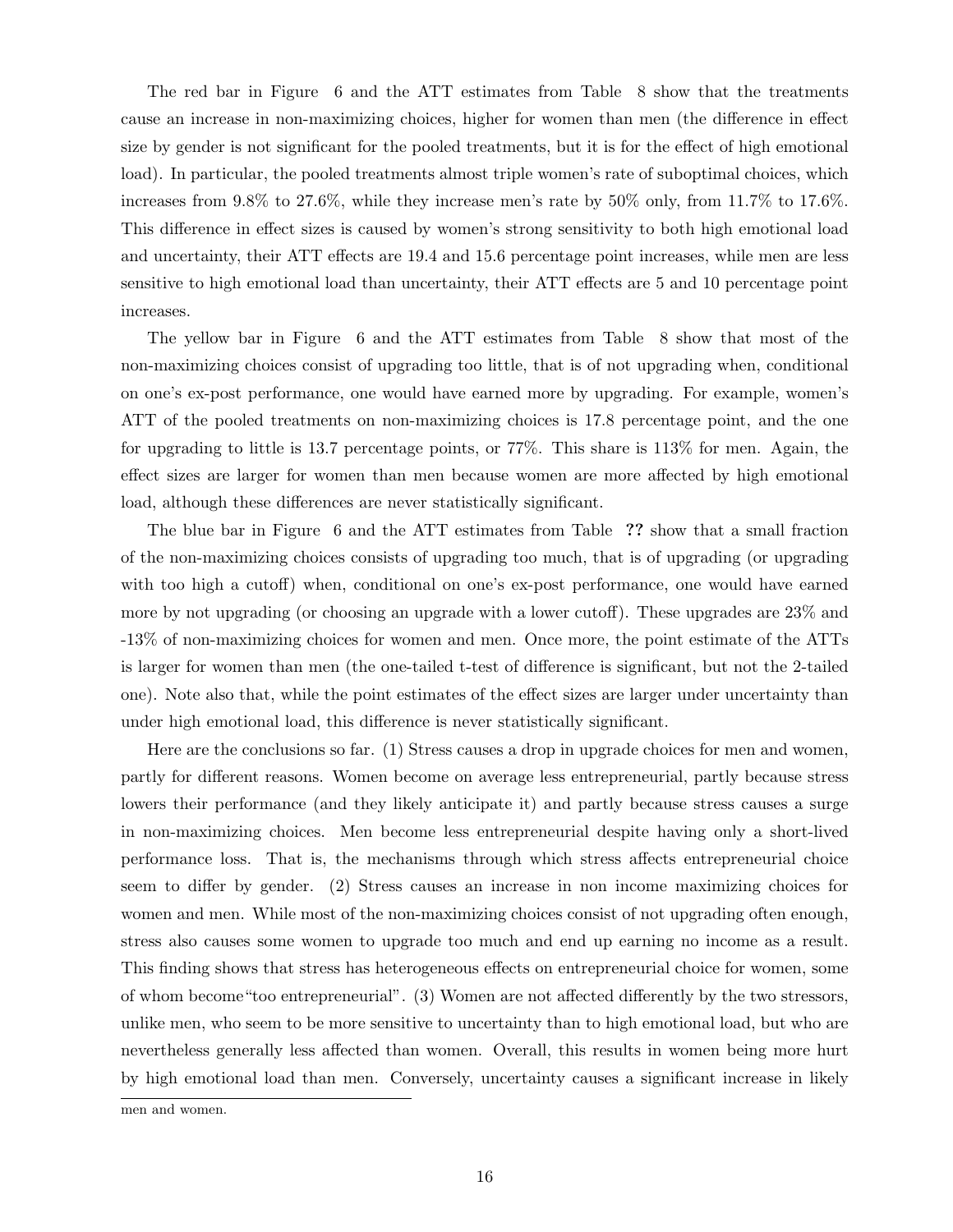The red bar in Figure 6 and the ATT estimates from Table 8 show that the treatments cause an increase in non-maximizing choices, higher for women than men (the difference in effect size by gender is not significant for the pooled treatments, but it is for the effect of high emotional load). In particular, the pooled treatments almost triple women's rate of suboptimal choices, which increases from 9.8% to 27.6%, while they increase men's rate by 50% only, from 11.7% to 17.6%. This difference in effect sizes is caused by women's strong sensitivity to both high emotional load and uncertainty, their ATT effects are 19.4 and 15.6 percentage point increases, while men are less sensitive to high emotional load than uncertainty, their ATT effects are 5 and 10 percentage point increases.

The yellow bar in Figure 6 and the ATT estimates from Table 8 show that most of the non-maximizing choices consist of upgrading too little, that is of not upgrading when, conditional on one's ex-post performance, one would have earned more by upgrading. For example, women's ATT of the pooled treatments on non-maximizing choices is 17.8 percentage point, and the one for upgrading to little is 13.7 percentage points, or 77%. This share is 113% for men. Again, the effect sizes are larger for women than men because women are more affected by high emotional load, although these differences are never statistically significant.

The blue bar in Figure 6 and the ATT estimates from Table **??** show that a small fraction of the non-maximizing choices consists of upgrading too much, that is of upgrading (or upgrading with too high a cutoff) when, conditional on one's ex-post performance, one would have earned more by not upgrading (or choosing an upgrade with a lower cutoff). These upgrades are 23% and -13% of non-maximizing choices for women and men. Once more, the point estimate of the ATTs is larger for women than men (the one-tailed t-test of difference is significant, but not the 2-tailed one). Note also that, while the point estimates of the effect sizes are larger under uncertainty than under high emotional load, this difference is never statistically significant.

Here are the conclusions so far. (1) Stress causes a drop in upgrade choices for men and women, partly for different reasons. Women become on average less entrepreneurial, partly because stress lowers their performance (and they likely anticipate it) and partly because stress causes a surge in non-maximizing choices. Men become less entrepreneurial despite having only a short-lived performance loss. That is, the mechanisms through which stress affects entrepreneurial choice seem to differ by gender. (2) Stress causes an increase in non income maximizing choices for women and men. While most of the non-maximizing choices consist of not upgrading often enough, stress also causes some women to upgrade too much and end up earning no income as a result. This finding shows that stress has heterogeneous effects on entrepreneurial choice for women, some of whom become"too entrepreneurial". (3) Women are not affected differently by the two stressors, unlike men, who seem to be more sensitive to uncertainty than to high emotional load, but who are nevertheless generally less affected than women. Overall, this results in women being more hurt by high emotional load than men. Conversely, uncertainty causes a significant increase in likely

men and women.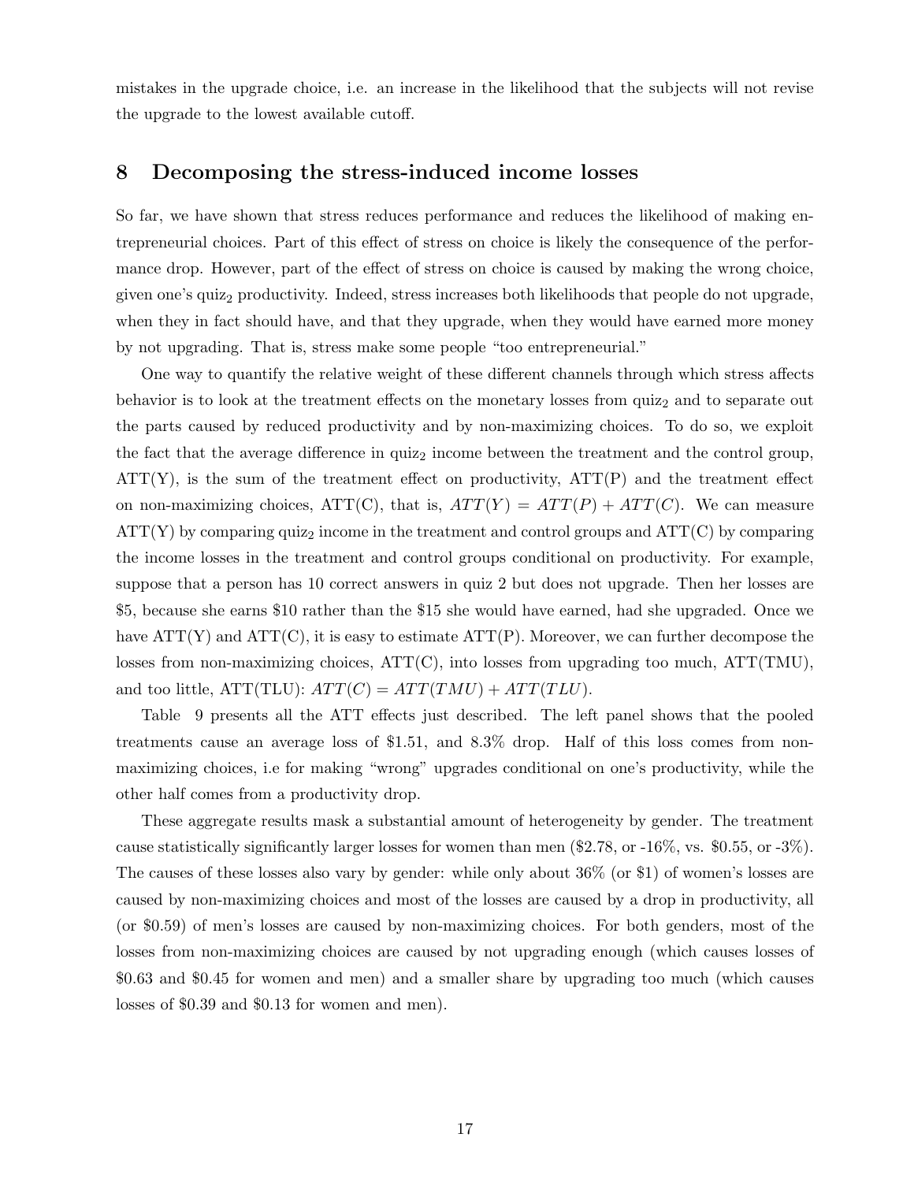mistakes in the upgrade choice, i.e. an increase in the likelihood that the subjects will not revise the upgrade to the lowest available cutoff.

## 8 Decomposing the stress-induced income losses

So far, we have shown that stress reduces performance and reduces the likelihood of making entrepreneurial choices. Part of this effect of stress on choice is likely the consequence of the performance drop. However, part of the effect of stress on choice is caused by making the wrong choice, given one's $quiz_2$ productivity. Indeed, stress increases both likelihoods that people do not upgrade, when they in fact should have, and that they upgrade, when they would have earned more money by not upgrading. That is, stress make some people "too entrepreneurial."

One way to quantify the relative weight of these different channels through which stress affects behavior is to look at the treatment effects on the monetary losses from $quiz_2$ and to separate out the parts caused by reduced productivity and by non-maximizing choices. To do so, we exploit the fact that the average difference in $quiz_2$ income between the treatment and the control group, ATT(Y), is the sum of the treatment effect on productivity, ATT(P) and the treatment effect on non-maximizing choices, ATT(C), that is, $ATT(Y) = ATT(P) + ATT(C)$. We can measure ATT(Y) by comparing $quiz_2$ income in the treatment and control groups and ATT(C) by comparing the income losses in the treatment and control groups conditional on productivity. For example, suppose that a person has 10 correct answers in quiz 2 but does not upgrade. Then her losses are \$5, because she earns \$10 rather than the \$15 she would have earned, had she upgraded. Once we have ATT(Y) and ATT(C), it is easy to estimate ATT(P). Moreover, we can further decompose the losses from non-maximizing choices, ATT(C), into losses from upgrading too much, ATT(TMU), and too little, ATT(TLU): $ATT(C) = ATT(TMU) + ATT(TLU)$.

Table 9 presents all the ATT effects just described. The left panel shows that the pooled treatments cause an average loss of \$1.51, and 8.3% drop. Half of this loss comes from non-maximizing choices, i.e for making "wrong" upgrades conditional on one's productivity, while the other half comes from a productivity drop.

These aggregate results mask a substantial amount of heterogeneity by gender. The treatment cause statistically significantly larger losses for women than men (\$2.78, or -16%, vs. \$0.55, or -3%). The causes of these losses also vary by gender: while only about 36% (or \$1) of women's losses are caused by non-maximizing choices and most of the losses are caused by a drop in productivity, all (or \$0.59) of men's losses are caused by non-maximizing choices. For both genders, most of the losses from non-maximizing choices are caused by not upgrading enough (which causes losses of \$0.63 and \$0.45 for women and men) and a smaller share by upgrading too much (which causes losses of \$0.39 and \$0.13 for women and men).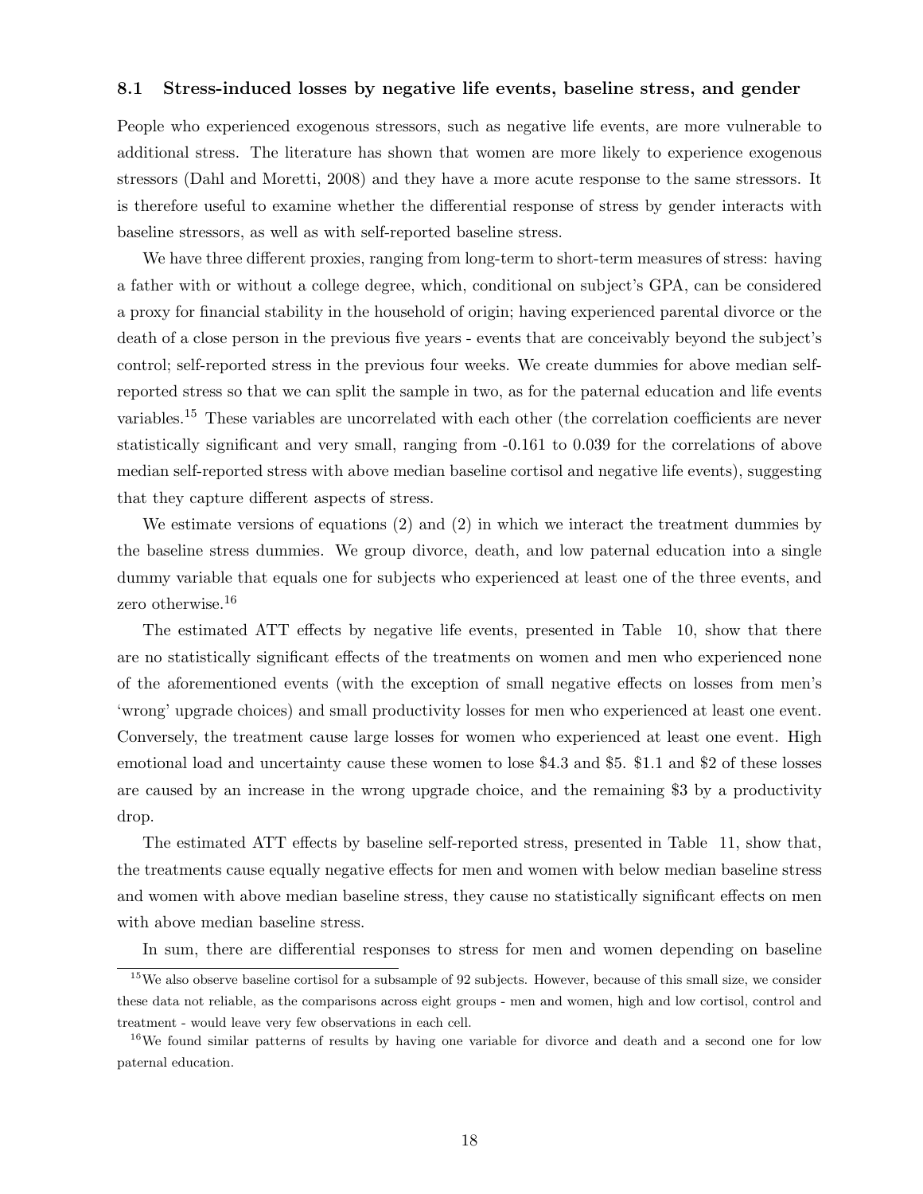### 8.1 Stress-induced losses by negative life events, baseline stress, and gender

People who experienced exogenous stressors, such as negative life events, are more vulnerable to additional stress. The literature has shown that women are more likely to experience exogenous stressors (Dahl and Moretti, 2008) and they have a more acute response to the same stressors. It is therefore useful to examine whether the differential response of stress by gender interacts with baseline stressors, as well as with self-reported baseline stress.

We have three different proxies, ranging from long-term to short-term measures of stress: having a father with or without a college degree, which, conditional on subject's GPA, can be considered a proxy for financial stability in the household of origin; having experienced parental divorce or the death of a close person in the previous five years - events that are conceivably beyond the subject's control; self-reported stress in the previous four weeks. We create dummies for above median self-reported stress so that we can split the sample in two, as for the paternal education and life events variables.[15] These variables are uncorrelated with each other (the correlation coefficients are never statistically significant and very small, ranging from -0.161 to 0.039 for the correlations of above median self-reported stress with above median baseline cortisol and negative life events), suggesting that they capture different aspects of stress.

We estimate versions of equations (2) and (2) in which we interact the treatment dummies by the baseline stress dummies. We group divorce, death, and low paternal education into a single dummy variable that equals one for subjects who experienced at least one of the three events, and zero otherwise.[16]

The estimated ATT effects by negative life events, presented in Table 10, show that there are no statistically significant effects of the treatments on women and men who experienced none of the aforementioned events (with the exception of small negative effects on losses from men's 'wrong' upgrade choices) and small productivity losses for men who experienced at least one event. Conversely, the treatment cause large losses for women who experienced at least one event. High emotional load and uncertainty cause these women to lose \$4.3 and \$5. \$1.1 and \$2 of these losses are caused by an increase in the wrong upgrade choice, and the remaining \$3 by a productivity drop.

The estimated ATT effects by baseline self-reported stress, presented in Table 11, show that, the treatments cause equally negative effects for men and women with below median baseline stress and women with above median baseline stress, they cause no statistically significant effects on men with above median baseline stress.

In sum, there are differential responses to stress for men and women depending on baseline

[15] We also observe baseline cortisol for a subsample of 92 subjects. However, because of this small size, we consider these data not reliable, as the comparisons across eight groups - men and women, high and low cortisol, control and treatment - would leave very few observations in each cell.

[16] We found similar patterns of results by having one variable for divorce and death and a second one for low paternal education.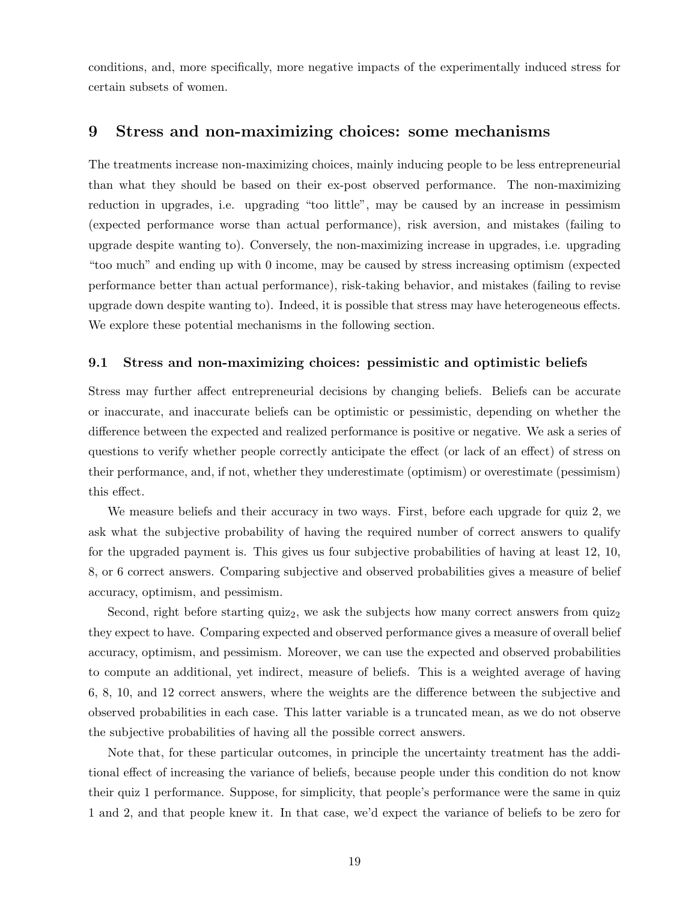conditions, and, more specifically, more negative impacts of the experimentally induced stress for certain subsets of women.

## 9 Stress and non-maximizing choices: some mechanisms

The treatments increase non-maximizing choices, mainly inducing people to be less entrepreneurial than what they should be based on their ex-post observed performance. The non-maximizing reduction in upgrades, i.e. upgrading "too little", may be caused by an increase in pessimism (expected performance worse than actual performance), risk aversion, and mistakes (failing to upgrade despite wanting to). Conversely, the non-maximizing increase in upgrades, i.e. upgrading "too much" and ending up with 0 income, may be caused by stress increasing optimism (expected performance better than actual performance), risk-taking behavior, and mistakes (failing to revise upgrade down despite wanting to). Indeed, it is possible that stress may have heterogeneous effects. We explore these potential mechanisms in the following section.

### 9.1 Stress and non-maximizing choices: pessimistic and optimistic beliefs

Stress may further affect entrepreneurial decisions by changing beliefs. Beliefs can be accurate or inaccurate, and inaccurate beliefs can be optimistic or pessimistic, depending on whether the difference between the expected and realized performance is positive or negative. We ask a series of questions to verify whether people correctly anticipate the effect (or lack of an effect) of stress on their performance, and, if not, whether they underestimate (optimism) or overestimate (pessimism) this effect.

We measure beliefs and their accuracy in two ways. First, before each upgrade for quiz 2, we ask what the subjective probability of having the required number of correct answers to qualify for the upgraded payment is. This gives us four subjective probabilities of having at least 12, 10, 8, or 6 correct answers. Comparing subjective and observed probabilities gives a measure of belief accuracy, optimism, and pessimism.

Second, right before starting $\text{quiz}_2$, we ask the subjects how many correct answers from $\text{quiz}_2$ they expect to have. Comparing expected and observed performance gives a measure of overall belief accuracy, optimism, and pessimism. Moreover, we can use the expected and observed probabilities to compute an additional, yet indirect, measure of beliefs. This is a weighted average of having 6, 8, 10, and 12 correct answers, where the weights are the difference between the subjective and observed probabilities in each case. This latter variable is a truncated mean, as we do not observe the subjective probabilities of having all the possible correct answers.

Note that, for these particular outcomes, in principle the uncertainty treatment has the additional effect of increasing the variance of beliefs, because people under this condition do not know their quiz 1 performance. Suppose, for simplicity, that people's performance were the same in quiz 1 and 2, and that people knew it. In that case, we'd expect the variance of beliefs to be zero for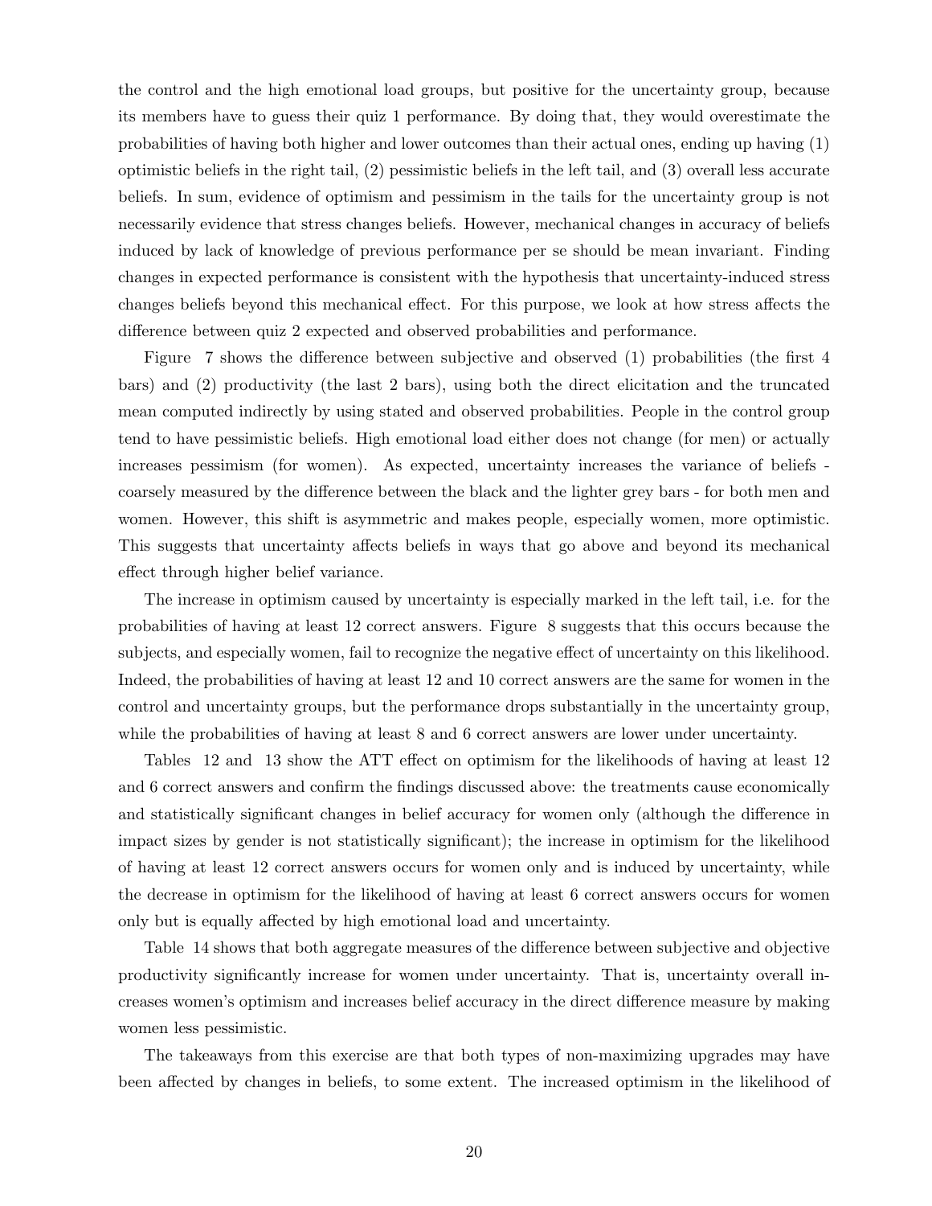the control and the high emotional load groups, but positive for the uncertainty group, because its members have to guess their quiz 1 performance. By doing that, they would overestimate the probabilities of having both higher and lower outcomes than their actual ones, ending up having (1) optimistic beliefs in the right tail, (2) pessimistic beliefs in the left tail, and (3) overall less accurate beliefs. In sum, evidence of optimism and pessimism in the tails for the uncertainty group is not necessarily evidence that stress changes beliefs. However, mechanical changes in accuracy of beliefs induced by lack of knowledge of previous performance per se should be mean invariant. Finding changes in expected performance is consistent with the hypothesis that uncertainty-induced stress changes beliefs beyond this mechanical effect. For this purpose, we look at how stress affects the difference between quiz 2 expected and observed probabilities and performance.

Figure 7 shows the difference between subjective and observed (1) probabilities (the first 4 bars) and (2) productivity (the last 2 bars), using both the direct elicitation and the truncated mean computed indirectly by using stated and observed probabilities. People in the control group tend to have pessimistic beliefs. High emotional load either does not change (for men) or actually increases pessimism (for women). As expected, uncertainty increases the variance of beliefs - coarsely measured by the difference between the black and the lighter grey bars - for both men and women. However, this shift is asymmetric and makes people, especially women, more optimistic. This suggests that uncertainty affects beliefs in ways that go above and beyond its mechanical effect through higher belief variance.

The increase in optimism caused by uncertainty is especially marked in the left tail, i.e. for the probabilities of having at least 12 correct answers. Figure 8 suggests that this occurs because the subjects, and especially women, fail to recognize the negative effect of uncertainty on this likelihood. Indeed, the probabilities of having at least 12 and 10 correct answers are the same for women in the control and uncertainty groups, but the performance drops substantially in the uncertainty group, while the probabilities of having at least 8 and 6 correct answers are lower under uncertainty.

Tables 12 and 13 show the ATT effect on optimism for the likelihoods of having at least 12 and 6 correct answers and confirm the findings discussed above: the treatments cause economically and statistically significant changes in belief accuracy for women only (although the difference in impact sizes by gender is not statistically significant); the increase in optimism for the likelihood of having at least 12 correct answers occurs for women only and is induced by uncertainty, while the decrease in optimism for the likelihood of having at least 6 correct answers occurs for women only but is equally affected by high emotional load and uncertainty.

Table 14 shows that both aggregate measures of the difference between subjective and objective productivity significantly increase for women under uncertainty. That is, uncertainty overall increases women's optimism and increases belief accuracy in the direct difference measure by making women less pessimistic.

The takeaways from this exercise are that both types of non-maximizing upgrades may have been affected by changes in beliefs, to some extent. The increased optimism in the likelihood of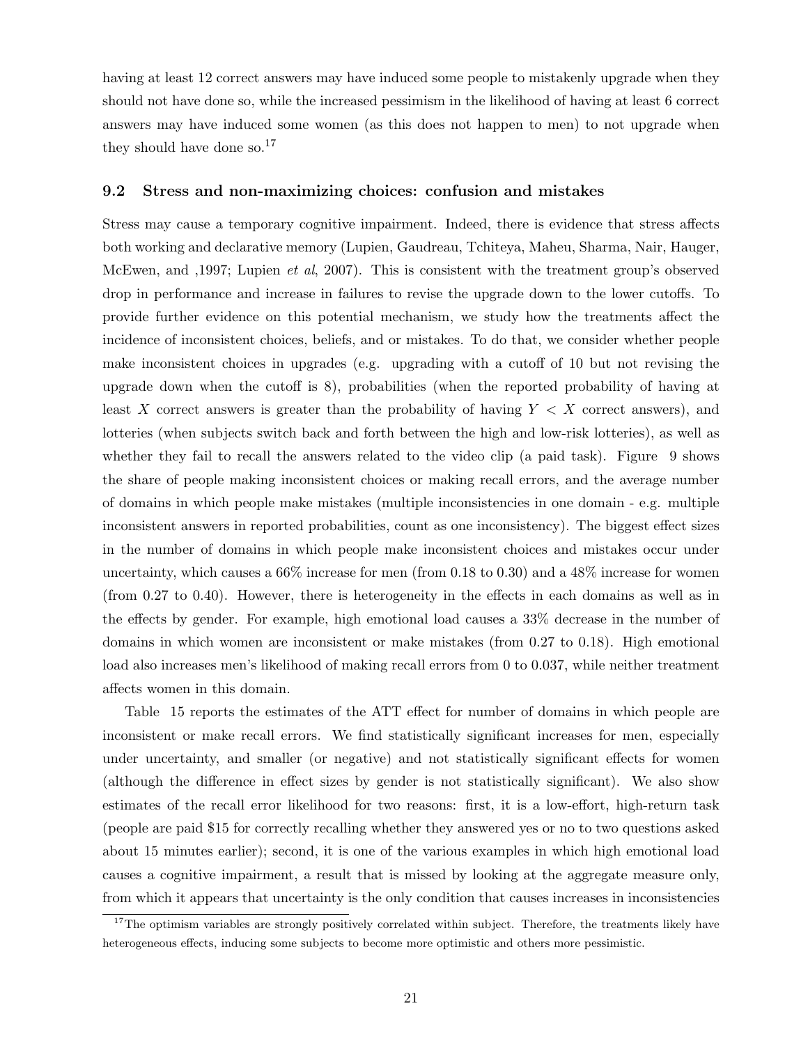having at least 12 correct answers may have induced some people to mistakenly upgrade when they should not have done so, while the increased pessimism in the likelihood of having at least 6 correct answers may have induced some women (as this does not happen to men) to not upgrade when they should have done so.[17]

### 9.2 Stress and non-maximizing choices: confusion and mistakes

Stress may cause a temporary cognitive impairment. Indeed, there is evidence that stress affects both working and declarative memory (Lupien, Gaudreau, Tchiteya, Maheu, Sharma, Nair, Hauger, McEwen, and ,1997; Lupien *et al*, 2007). This is consistent with the treatment group's observed drop in performance and increase in failures to revise the upgrade down to the lower cutoffs. To provide further evidence on this potential mechanism, we study how the treatments affect the incidence of inconsistent choices, beliefs, and or mistakes. To do that, we consider whether people make inconsistent choices in upgrades (e.g. upgrading with a cutoff of 10 but not revising the upgrade down when the cutoff is 8), probabilities (when the reported probability of having at least $X$ correct answers is greater than the probability of having $Y < X$ correct answers), and lotteries (when subjects switch back and forth between the high and low-risk lotteries), as well as whether they fail to recall the answers related to the video clip (a paid task). Figure 9 shows the share of people making inconsistent choices or making recall errors, and the average number of domains in which people make mistakes (multiple inconsistencies in one domain - e.g. multiple inconsistent answers in reported probabilities, count as one inconsistency). The biggest effect sizes in the number of domains in which people make inconsistent choices and mistakes occur under uncertainty, which causes a 66% increase for men (from 0.18 to 0.30) and a 48% increase for women (from 0.27 to 0.40). However, there is heterogeneity in the effects in each domains as well as in the effects by gender. For example, high emotional load causes a 33% decrease in the number of domains in which women are inconsistent or make mistakes (from 0.27 to 0.18). High emotional load also increases men's likelihood of making recall errors from 0 to 0.037, while neither treatment affects women in this domain.

Table 15 reports the estimates of the ATT effect for number of domains in which people are inconsistent or make recall errors. We find statistically significant increases for men, especially under uncertainty, and smaller (or negative) and not statistically significant effects for women (although the difference in effect sizes by gender is not statistically significant). We also show estimates of the recall error likelihood for two reasons: first, it is a low-effort, high-return task (people are paid \$15 for correctly recalling whether they answered yes or no to two questions asked about 15 minutes earlier); second, it is one of the various examples in which high emotional load causes a cognitive impairment, a result that is missed by looking at the aggregate measure only, from which it appears that uncertainty is the only condition that causes increases in inconsistencies

[17] The optimism variables are strongly positively correlated within subject. Therefore, the treatments likely have heterogeneous effects, inducing some subjects to become more optimistic and others more pessimistic.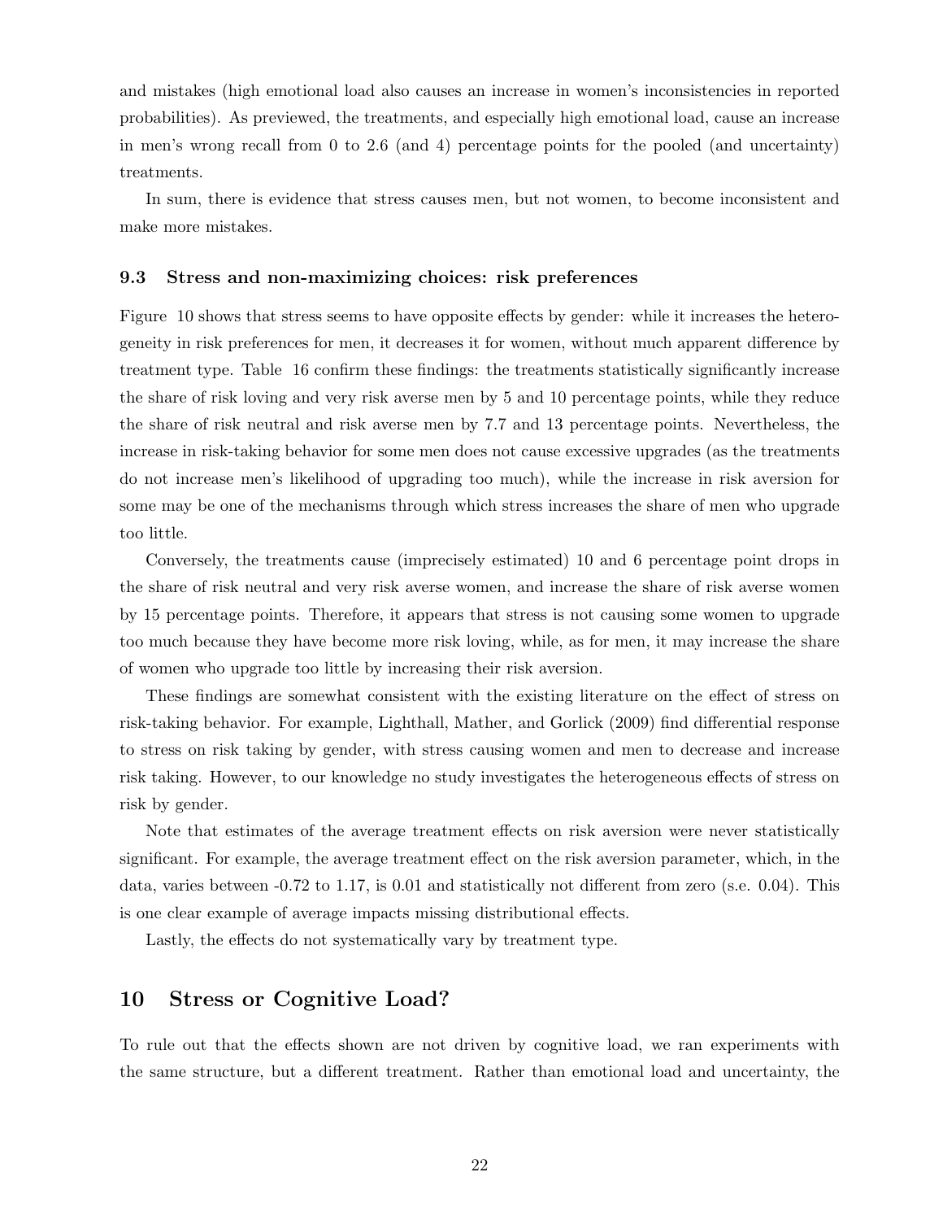and mistakes (high emotional load also causes an increase in women's inconsistencies in reported probabilities). As previewed, the treatments, and especially high emotional load, cause an increase in men's wrong recall from 0 to 2.6 (and 4) percentage points for the pooled (and uncertainty) treatments.

In sum, there is evidence that stress causes men, but not women, to become inconsistent and make more mistakes.

### 9.3 Stress and non-maximizing choices: risk preferences

Figure 10 shows that stress seems to have opposite effects by gender: while it increases the heterogeneity in risk preferences for men, it decreases it for women, without much apparent difference by treatment type. Table 16 confirm these findings: the treatments statistically significantly increase the share of risk loving and very risk averse men by 5 and 10 percentage points, while they reduce the share of risk neutral and risk averse men by 7.7 and 13 percentage points. Nevertheless, the increase in risk-taking behavior for some men does not cause excessive upgrades (as the treatments do not increase men's likelihood of upgrading too much), while the increase in risk aversion for some may be one of the mechanisms through which stress increases the share of men who upgrade too little.

Conversely, the treatments cause (imprecisely estimated) 10 and 6 percentage point drops in the share of risk neutral and very risk averse women, and increase the share of risk averse women by 15 percentage points. Therefore, it appears that stress is not causing some women to upgrade too much because they have become more risk loving, while, as for men, it may increase the share of women who upgrade too little by increasing their risk aversion.

These findings are somewhat consistent with the existing literature on the effect of stress on risk-taking behavior. For example, Lighthall, Mather, and Gorlick (2009) find differential response to stress on risk taking by gender, with stress causing women and men to decrease and increase risk taking. However, to our knowledge no study investigates the heterogeneous effects of stress on risk by gender.

Note that estimates of the average treatment effects on risk aversion were never statistically significant. For example, the average treatment effect on the risk aversion parameter, which, in the data, varies between -0.72 to 1.17, is 0.01 and statistically not different from zero (s.e. 0.04). This is one clear example of average impacts missing distributional effects.

Lastly, the effects do not systematically vary by treatment type.

## 10 Stress or Cognitive Load?

To rule out that the effects shown are not driven by cognitive load, we ran experiments with the same structure, but a different treatment. Rather than emotional load and uncertainty, the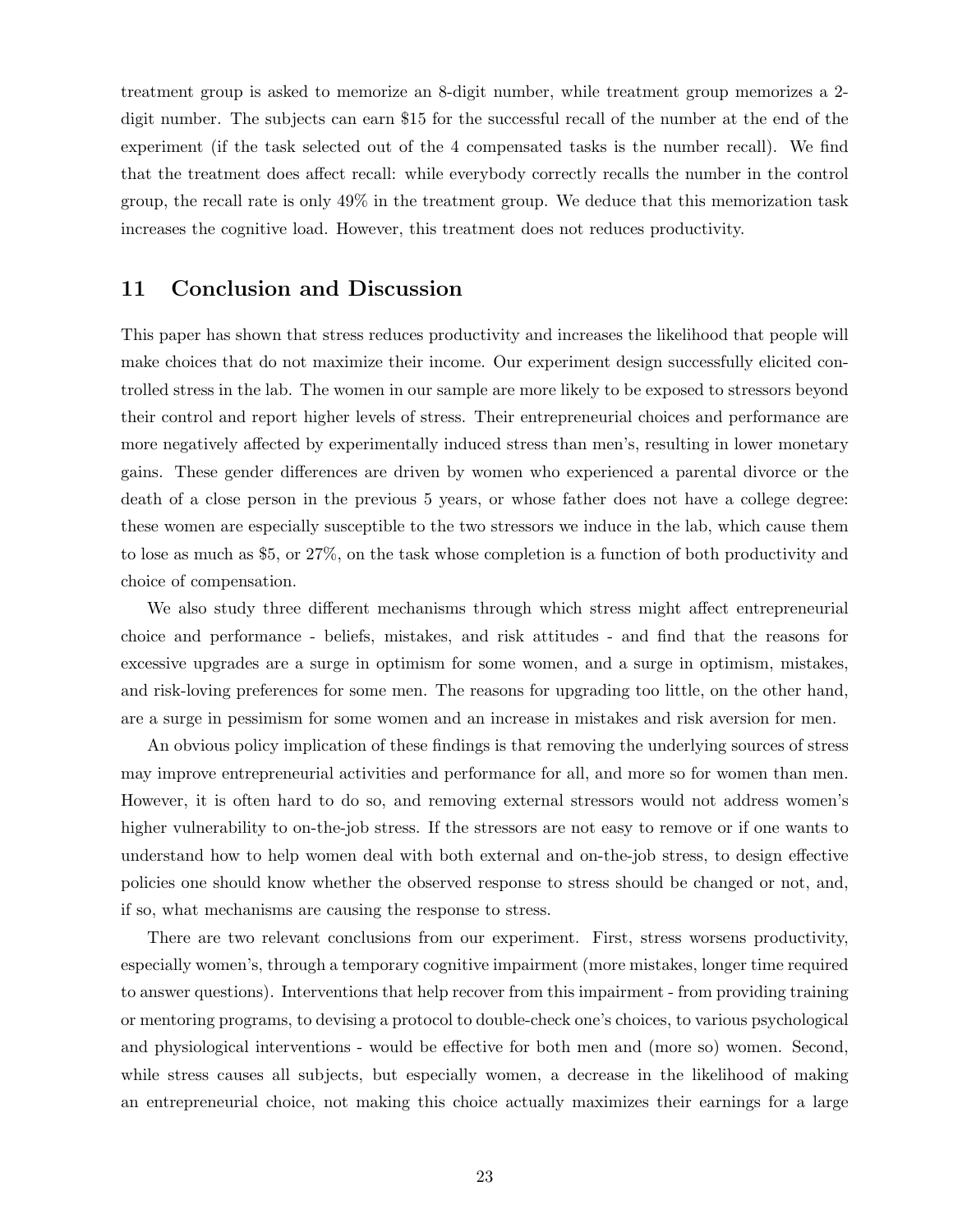treatment group is asked to memorize an 8-digit number, while treatment group memorizes a 2-digit number. The subjects can earn $15 for the successful recall of the number at the end of the experiment (if the task selected out of the 4 compensated tasks is the number recall). We find that the treatment does affect recall: while everybody correctly recalls the number in the control group, the recall rate is only 49% in the treatment group. We deduce that this memorization task increases the cognitive load. However, this treatment does not reduces productivity.

## 11 Conclusion and Discussion

This paper has shown that stress reduces productivity and increases the likelihood that people will make choices that do not maximize their income. Our experiment design successfully elicited controlled stress in the lab. The women in our sample are more likely to be exposed to stressors beyond their control and report higher levels of stress. Their entrepreneurial choices and performance are more negatively affected by experimentally induced stress than men's, resulting in lower monetary gains. These gender differences are driven by women who experienced a parental divorce or the death of a close person in the previous 5 years, or whose father does not have a college degree: these women are especially susceptible to the two stressors we induce in the lab, which cause them to lose as much as $5, or 27%, on the task whose completion is a function of both productivity and choice of compensation.

We also study three different mechanisms through which stress might affect entrepreneurial choice and performance - beliefs, mistakes, and risk attitudes - and find that the reasons for excessive upgrades are a surge in optimism for some women, and a surge in optimism, mistakes, and risk-loving preferences for some men. The reasons for upgrading too little, on the other hand, are a surge in pessimism for some women and an increase in mistakes and risk aversion for men.

An obvious policy implication of these findings is that removing the underlying sources of stress may improve entrepreneurial activities and performance for all, and more so for women than men. However, it is often hard to do so, and removing external stressors would not address women's higher vulnerability to on-the-job stress. If the stressors are not easy to remove or if one wants to understand how to help women deal with both external and on-the-job stress, to design effective policies one should know whether the observed response to stress should be changed or not, and, if so, what mechanisms are causing the response to stress.

There are two relevant conclusions from our experiment. First, stress worsens productivity, especially women's, through a temporary cognitive impairment (more mistakes, longer time required to answer questions). Interventions that help recover from this impairment - from providing training or mentoring programs, to devising a protocol to double-check one's choices, to various psychological and physiological interventions - would be effective for both men and (more so) women. Second, while stress causes all subjects, but especially women, a decrease in the likelihood of making an entrepreneurial choice, not making this choice actually maximizes their earnings for a large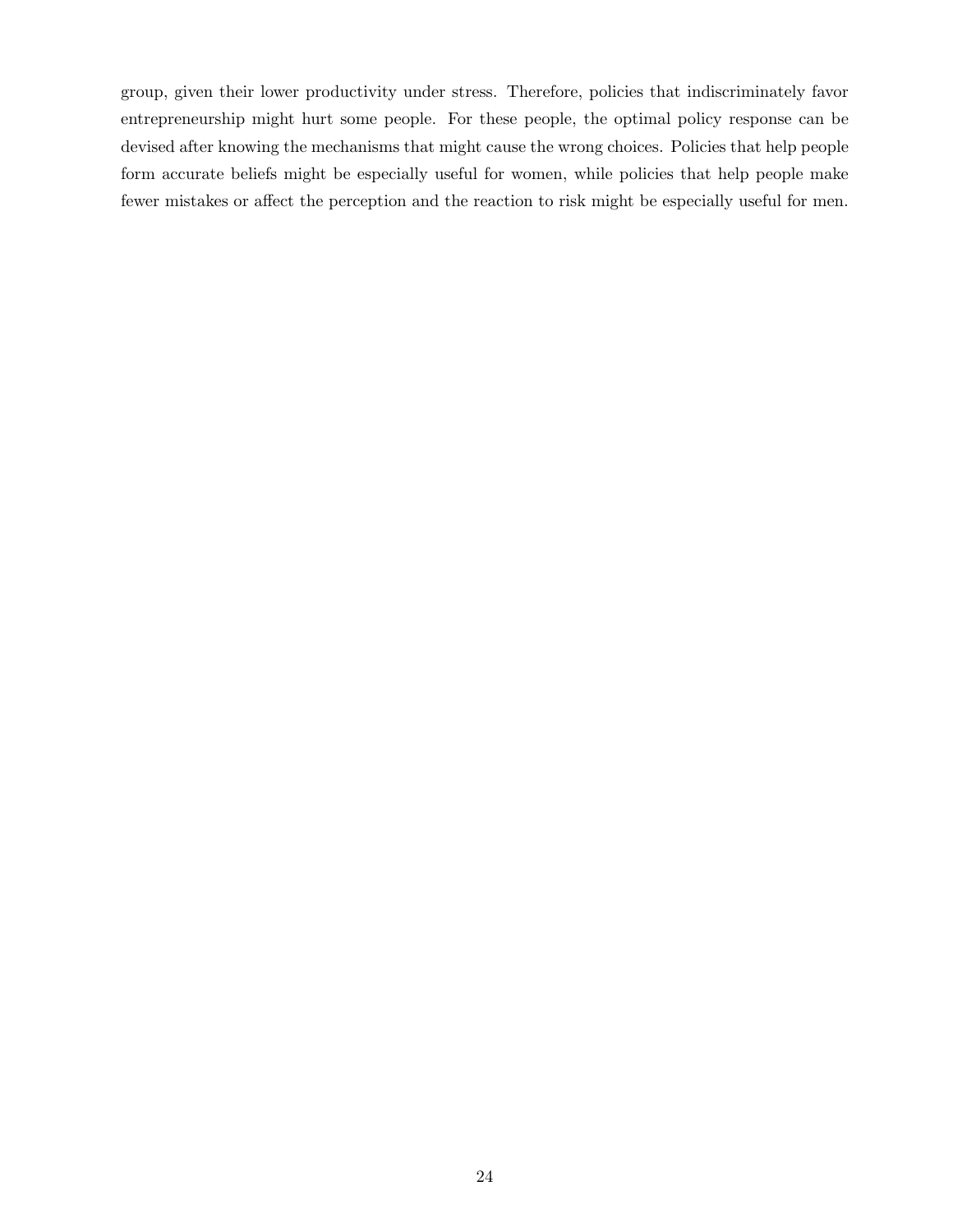group, given their lower productivity under stress. Therefore, policies that indiscriminately favor entrepreneurship might hurt some people. For these people, the optimal policy response can be devised after knowing the mechanisms that might cause the wrong choices. Policies that help people form accurate beliefs might be especially useful for women, while policies that help people make fewer mistakes or affect the perception and the reaction to risk might be especially useful for men.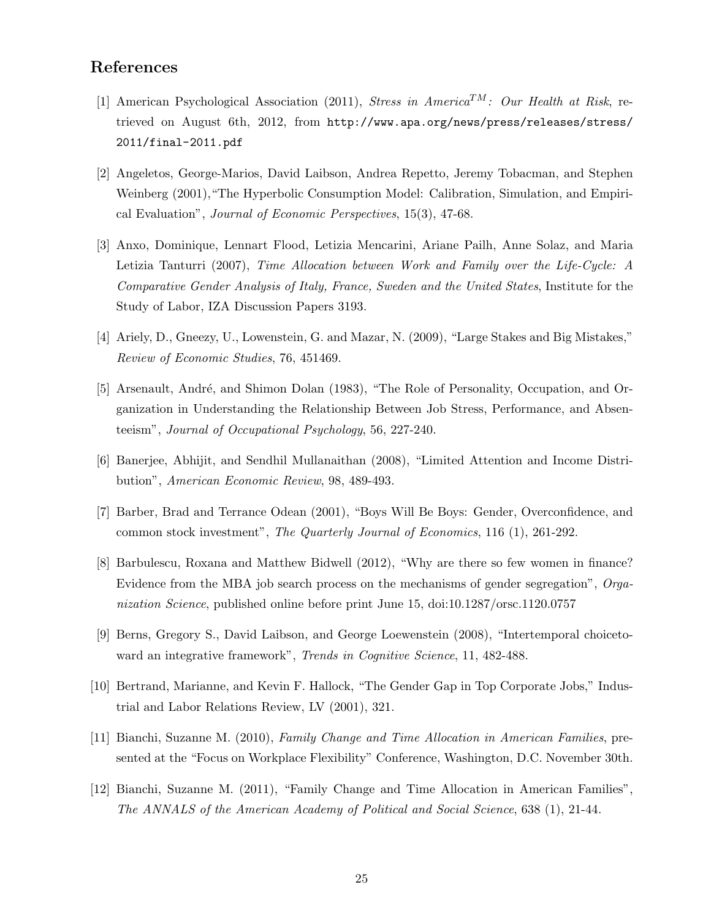## References

[1] American Psychological Association (2011), *Stress in America$^{TM}$: Our Health at Risk*, retrieved on August 6th, 2012, from http://www.apa.org/news/press/releases/stress/2011/final-2011.pdf

[2] Angeletos, George-Marios, David Laibson, Andrea Repetto, Jeremy Tobacman, and Stephen Weinberg (2001),"The Hyperbolic Consumption Model: Calibration, Simulation, and Empirical Evaluation", *Journal of Economic Perspectives*, 15(3), 47-68.

[3] Anxo, Dominique, Lennart Flood, Letizia Mencarini, Ariane Pailh, Anne Solaz, and Maria Letizia Tanturri (2007), *Time Allocation between Work and Family over the Life-Cycle: A Comparative Gender Analysis of Italy, France, Sweden and the United States*, Institute for the Study of Labor, IZA Discussion Papers 3193.

[4] Ariely, D., Gneezy, U., Lowenstein, G. and Mazar, N. (2009), "Large Stakes and Big Mistakes," *Review of Economic Studies*, 76, 451469.

[5] Arsenault, André, and Shimon Dolan (1983), "The Role of Personality, Occupation, and Organization in Understanding the Relationship Between Job Stress, Performance, and Absenteeism", *Journal of Occupational Psychology*, 56, 227-240.

[6] Banerjee, Abhijit, and Sendhil Mullanaithan (2008), "Limited Attention and Income Distribution", *American Economic Review*, 98, 489-493.

[7] Barber, Brad and Terrance Odean (2001), "Boys Will Be Boys: Gender, Overconfidence, and common stock investment", *The Quarterly Journal of Economics*, 116 (1), 261-292.

[8] Barbulescu, Roxana and Matthew Bidwell (2012), "Why are there so few women in finance? Evidence from the MBA job search process on the mechanisms of gender segregation", *Organization Science*, published online before print June 15, doi:10.1287/orsc.1120.0757

[9] Berns, Gregory S., David Laibson, and George Loewenstein (2008), "Intertemporal choicetoward an integrative framework", *Trends in Cognitive Science*, 11, 482-488.

[10] Bertrand, Marianne, and Kevin F. Hallock, "The Gender Gap in Top Corporate Jobs," Industrial and Labor Relations Review, LV (2001), 321.

[11] Bianchi, Suzanne M. (2010), *Family Change and Time Allocation in American Families*, presented at the "Focus on Workplace Flexibility" Conference, Washington, D.C. November 30th.

[12] Bianchi, Suzanne M. (2011), "Family Change and Time Allocation in American Families", *The ANNALS of the American Academy of Political and Social Science*, 638 (1), 21-44.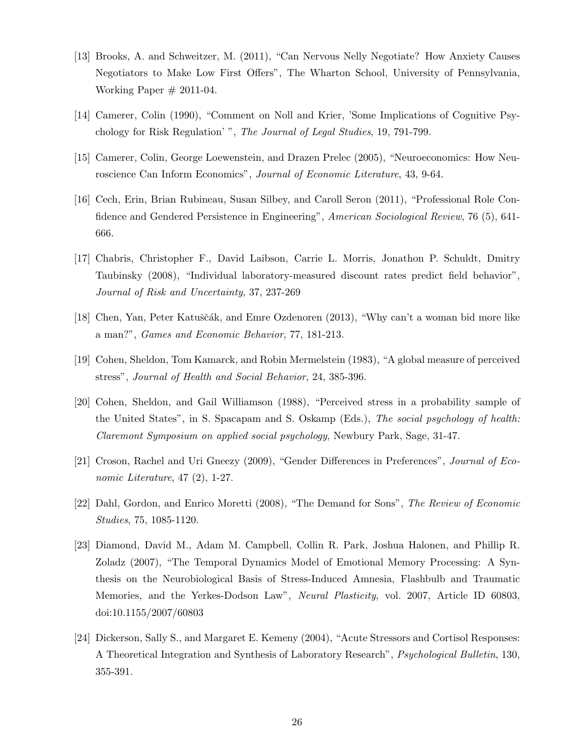[13] Brooks, A. and Schweitzer, M. (2011), "Can Nervous Nelly Negotiate? How Anxiety Causes Negotiators to Make Low First Offers", The Wharton School, University of Pennsylvania, Working Paper # 2011-04.

[14] Camerer, Colin (1990), "Comment on Noll and Krier, 'Some Implications of Cognitive Psychology for Risk Regulation' ", *The Journal of Legal Studies*, 19, 791-799.

[15] Camerer, Colin, George Loewenstein, and Drazen Prelec (2005), "Neuroeconomics: How Neuroscience Can Inform Economics", *Journal of Economic Literature*, 43, 9-64.

[16] Cech, Erin, Brian Rubineau, Susan Silbey, and Caroll Seron (2011), "Professional Role Confidence and Gendered Persistence in Engineering", *American Sociological Review*, 76 (5), 641-666.

[17] Chabris, Christopher F., David Laibson, Carrie L. Morris, Jonathon P. Schuldt, Dmitry Taubinsky (2008), "Individual laboratory-measured discount rates predict field behavior", *Journal of Risk and Uncertainty*, 37, 237-269

[18] Chen, Yan, Peter Katuščák, and Emre Ozdenoren (2013), "Why can't a woman bid more like a man?", *Games and Economic Behavior*, 77, 181-213.

[19] Cohen, Sheldon, Tom Kamarck, and Robin Mermelstein (1983), "A global measure of perceived stress", *Journal of Health and Social Behavior*, 24, 385-396.

[20] Cohen, Sheldon, and Gail Williamson (1988), "Perceived stress in a probability sample of the United States", in S. Spacapam and S. Oskamp (Eds.), *The social psychology of health: Claremont Symposium on applied social psychology*, Newbury Park, Sage, 31-47.

[21] Croson, Rachel and Uri Gneezy (2009), "Gender Differences in Preferences", *Journal of Economic Literature*, 47 (2), 1-27.

[22] Dahl, Gordon, and Enrico Moretti (2008), "The Demand for Sons", *The Review of Economic Studies*, 75, 1085-1120.

[23] Diamond, David M., Adam M. Campbell, Collin R. Park, Joshua Halonen, and Phillip R. Zoladz (2007), "The Temporal Dynamics Model of Emotional Memory Processing: A Synthesis on the Neurobiological Basis of Stress-Induced Amnesia, Flashbulb and Traumatic Memories, and the Yerkes-Dodson Law", *Neural Plasticity*, vol. 2007, Article ID 60803, doi:10.1155/2007/60803

[24] Dickerson, Sally S., and Margaret E. Kemeny (2004), "Acute Stressors and Cortisol Responses: A Theoretical Integration and Synthesis of Laboratory Research", *Psychological Bulletin*, 130, 355-391.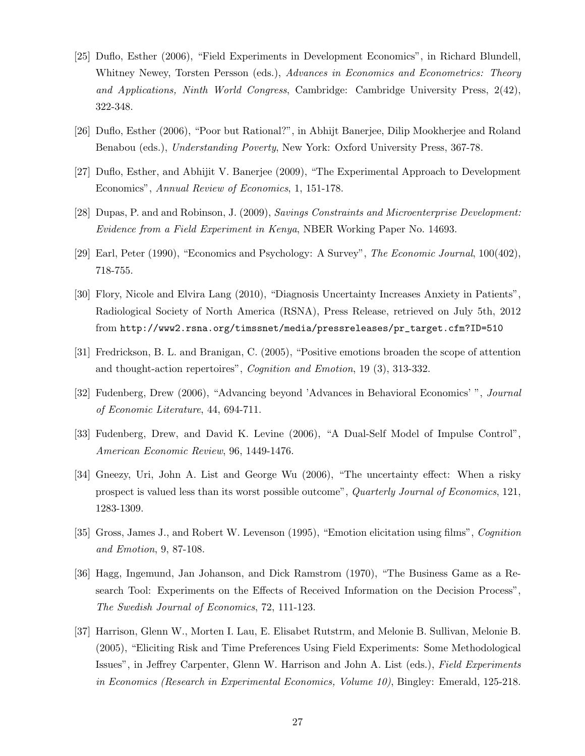[25] Duflo, Esther (2006), "Field Experiments in Development Economics", in Richard Blundell, Whitney Newey, Torsten Persson (eds.), *Advances in Economics and Econometrics: Theory and Applications, Ninth World Congress*, Cambridge: Cambridge University Press, 2(42), 322-348.

[26] Duflo, Esther (2006), "Poor but Rational?", in Abhijt Banerjee, Dilip Mookherjee and Roland Benabou (eds.), *Understanding Poverty*, New York: Oxford University Press, 367-78.

[27] Duflo, Esther, and Abhijit V. Banerjee (2009), "The Experimental Approach to Development Economics", *Annual Review of Economics*, 1, 151-178.

[28] Dupas, P. and and Robinson, J. (2009), *Savings Constraints and Microenterprise Development: Evidence from a Field Experiment in Kenya*, NBER Working Paper No. 14693.

[29] Earl, Peter (1990), "Economics and Psychology: A Survey", *The Economic Journal*, 100(402), 718-755.

[30] Flory, Nicole and Elvira Lang (2010), "Diagnosis Uncertainty Increases Anxiety in Patients", Radiological Society of North America (RSNA), Press Release, retrieved on July 5th, 2012 from `http://www2.rsna.org/timssnet/media/pressreleases/pr_target.cfm?ID=510`

[31] Fredrickson, B. L. and Branigan, C. (2005), "Positive emotions broaden the scope of attention and thought-action repertoires", *Cognition and Emotion*, 19 (3), 313-332.

[32] Fudenberg, Drew (2006), "Advancing beyond 'Advances in Behavioral Economics' ", *Journal of Economic Literature*, 44, 694-711.

[33] Fudenberg, Drew, and David K. Levine (2006), "A Dual-Self Model of Impulse Control", *American Economic Review*, 96, 1449-1476.

[34] Gneezy, Uri, John A. List and George Wu (2006), "The uncertainty effect: When a risky prospect is valued less than its worst possible outcome", *Quarterly Journal of Economics*, 121, 1283-1309.

[35] Gross, James J., and Robert W. Levenson (1995), "Emotion elicitation using films", *Cognition and Emotion*, 9, 87-108.

[36] Hagg, Ingemund, Jan Johanson, and Dick Ramstrom (1970), "The Business Game as a Research Tool: Experiments on the Effects of Received Information on the Decision Process", *The Swedish Journal of Economics*, 72, 111-123.

[37] Harrison, Glenn W., Morten I. Lau, E. Elisabet Rutstrm, and Melonie B. Sullivan, Melonie B. (2005), "Eliciting Risk and Time Preferences Using Field Experiments: Some Methodological Issues", in Jeffrey Carpenter, Glenn W. Harrison and John A. List (eds.), *Field Experiments in Economics (Research in Experimental Economics, Volume 10)*, Bingley: Emerald, 125-218.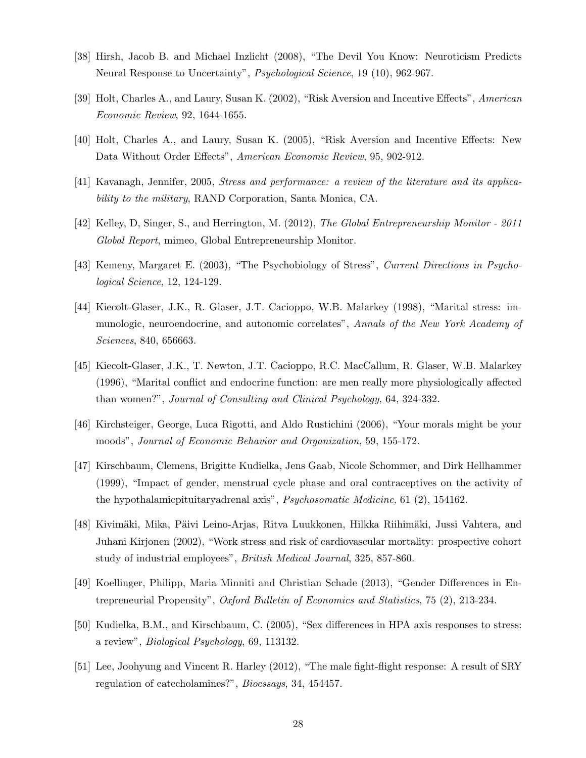[38] Hirsh, Jacob B. and Michael Inzlicht (2008), "The Devil You Know: Neuroticism Predicts Neural Response to Uncertainty", *Psychological Science*, 19 (10), 962-967.

[39] Holt, Charles A., and Laury, Susan K. (2002), "Risk Aversion and Incentive Effects", *American Economic Review*, 92, 1644-1655.

[40] Holt, Charles A., and Laury, Susan K. (2005), "Risk Aversion and Incentive Effects: New Data Without Order Effects", *American Economic Review*, 95, 902-912.

[41] Kavanagh, Jennifer, 2005, *Stress and performance: a review of the literature and its applicability to the military*, RAND Corporation, Santa Monica, CA.

[42] Kelley, D, Singer, S., and Herrington, M. (2012), *The Global Entrepreneurship Monitor - 2011 Global Report*, mimeo, Global Entrepreneurship Monitor.

[43] Kemeny, Margaret E. (2003), "The Psychobiology of Stress", *Current Directions in Psychological Science*, 12, 124-129.

[44] Kiecolt-Glaser, J.K., R. Glaser, J.T. Cacioppo, W.B. Malarkey (1998), "Marital stress: immunologic, neuroendocrine, and autonomic correlates", *Annals of the New York Academy of Sciences*, 840, 656663.

[45] Kiecolt-Glaser, J.K., T. Newton, J.T. Cacioppo, R.C. MacCallum, R. Glaser, W.B. Malarkey (1996), "Marital conflict and endocrine function: are men really more physiologically affected than women?", *Journal of Consulting and Clinical Psychology*, 64, 324-332.

[46] Kirchsteiger, George, Luca Rigotti, and Aldo Rustichini (2006), "Your morals might be your moods", *Journal of Economic Behavior and Organization*, 59, 155-172.

[47] Kirschbaum, Clemens, Brigitte Kudielka, Jens Gaab, Nicole Schommer, and Dirk Hellhammer (1999), "Impact of gender, menstrual cycle phase and oral contraceptives on the activity of the hypothalamicpituitaryadrenal axis", *Psychosomatic Medicine*, 61 (2), 154162.

[48] Kivimäki, Mika, Päivi Leino-Arjas, Ritva Luukkonen, Hilkka Riihimäki, Jussi Vahtera, and Juhani Kirjonen (2002), "Work stress and risk of cardiovascular mortality: prospective cohort study of industrial employees", *British Medical Journal*, 325, 857-860.

[49] Koellinger, Philipp, Maria Minniti and Christian Schade (2013), "Gender Differences in Entrepreneurial Propensity", *Oxford Bulletin of Economics and Statistics*, 75 (2), 213-234.

[50] Kudielka, B.M., and Kirschbaum, C. (2005), "Sex differences in HPA axis responses to stress: a review", *Biological Psychology*, 69, 113132.

[51] Lee, Joohyung and Vincent R. Harley (2012), "The male fight-flight response: A result of SRY regulation of catecholamines?", *Bioessays*, 34, 454457.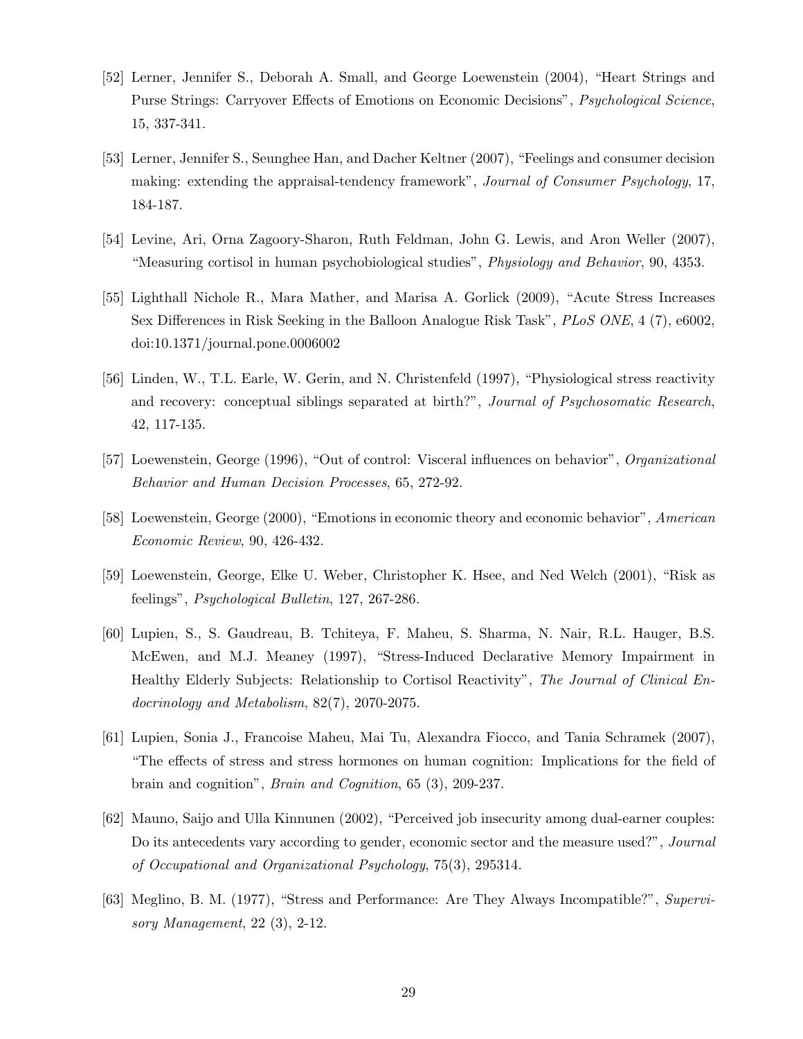[52] Lerner, Jennifer S., Deborah A. Small, and George Loewenstein (2004), "Heart Strings and Purse Strings: Carryover Effects of Emotions on Economic Decisions", *Psychological Science*, 15, 337-341.

[53] Lerner, Jennifer S., Seunghee Han, and Dacher Keltner (2007), "Feelings and consumer decision making: extending the appraisal-tendency framework", *Journal of Consumer Psychology*, 17, 184-187.

[54] Levine, Ari, Orna Zagoory-Sharon, Ruth Feldman, John G. Lewis, and Aron Weller (2007), "Measuring cortisol in human psychobiological studies", *Physiology and Behavior*, 90, 4353.

[55] Lighthall Nichole R., Mara Mather, and Marisa A. Gorlick (2009), "Acute Stress Increases Sex Differences in Risk Seeking in the Balloon Analogue Risk Task", *PLoS ONE*, 4 (7), e6002, doi:10.1371/journal.pone.0006002

[56] Linden, W., T.L. Earle, W. Gerin, and N. Christenfeld (1997), "Physiological stress reactivity and recovery: conceptual siblings separated at birth?", *Journal of Psychosomatic Research*, 42, 117-135.

[57] Loewenstein, George (1996), "Out of control: Visceral influences on behavior", *Organizational Behavior and Human Decision Processes*, 65, 272-92.

[58] Loewenstein, George (2000), "Emotions in economic theory and economic behavior", *American Economic Review*, 90, 426-432.

[59] Loewenstein, George, Elke U. Weber, Christopher K. Hsee, and Ned Welch (2001), "Risk as feelings", *Psychological Bulletin*, 127, 267-286.

[60] Lupien, S., S. Gaudreau, B. Tchiteya, F. Maheu, S. Sharma, N. Nair, R.L. Hauger, B.S. McEwen, and M.J. Meaney (1997), "Stress-Induced Declarative Memory Impairment in Healthy Elderly Subjects: Relationship to Cortisol Reactivity", *The Journal of Clinical Endocrinology and Metabolism*, 82(7), 2070-2075.

[61] Lupien, Sonia J., Francoise Maheu, Mai Tu, Alexandra Fiocco, and Tania Schramek (2007), "The effects of stress and stress hormones on human cognition: Implications for the field of brain and cognition", *Brain and Cognition*, 65 (3), 209-237.

[62] Mauno, Saijo and Ulla Kinnunen (2002), "Perceived job insecurity among dual-earner couples: Do its antecedents vary according to gender, economic sector and the measure used?", *Journal of Occupational and Organizational Psychology*, 75(3), 295314.

[63] Meglino, B. M. (1977), "Stress and Performance: Are They Always Incompatible?", *Supervisory Management*, 22 (3), 2-12.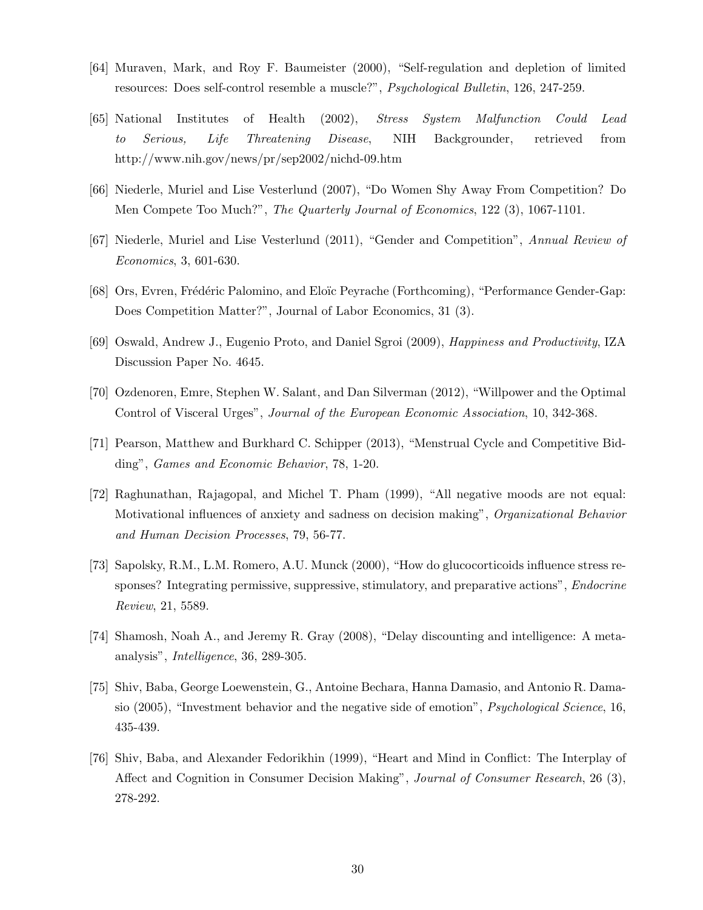[64] Muraven, Mark, and Roy F. Baumeister (2000), "Self-regulation and depletion of limited resources: Does self-control resemble a muscle?", *Psychological Bulletin*, 126, 247-259.

[65] National Institutes of Health (2002), *Stress System Malfunction Could Lead to Serious, Life Threatening Disease*, NIH Backgrounder, retrieved from http://www.nih.gov/news/pr/sep2002/nichd-09.htm

[66] Niederle, Muriel and Lise Vesterlund (2007), "Do Women Shy Away From Competition? Do Men Compete Too Much?", *The Quarterly Journal of Economics*, 122 (3), 1067-1101.

[67] Niederle, Muriel and Lise Vesterlund (2011), "Gender and Competition", *Annual Review of Economics*, 3, 601-630.

[68] Ors, Evren, Frédéric Palomino, and Eloïc Peyrache (Forthcoming), "Performance Gender-Gap: Does Competition Matter?", Journal of Labor Economics, 31 (3).

[69] Oswald, Andrew J., Eugenio Proto, and Daniel Sgroi (2009), *Happiness and Productivity*, IZA Discussion Paper No. 4645.

[70] Ozdenoren, Emre, Stephen W. Salant, and Dan Silverman (2012), "Willpower and the Optimal Control of Visceral Urges", *Journal of the European Economic Association*, 10, 342-368.

[71] Pearson, Matthew and Burkhard C. Schipper (2013), "Menstrual Cycle and Competitive Bidding", *Games and Economic Behavior*, 78, 1-20.

[72] Raghunathan, Rajagopal, and Michel T. Pham (1999), "All negative moods are not equal: Motivational influences of anxiety and sadness on decision making", *Organizational Behavior and Human Decision Processes*, 79, 56-77.

[73] Sapolsky, R.M., L.M. Romero, A.U. Munck (2000), "How do glucocorticoids influence stress responses? Integrating permissive, suppressive, stimulatory, and preparative actions", *Endocrine Review*, 21, 5589.

[74] Shamosh, Noah A., and Jeremy R. Gray (2008), "Delay discounting and intelligence: A meta-analysis", *Intelligence*, 36, 289-305.

[75] Shiv, Baba, George Loewenstein, G., Antoine Bechara, Hanna Damasio, and Antonio R. Damasio (2005), "Investment behavior and the negative side of emotion", *Psychological Science*, 16, 435-439.

[76] Shiv, Baba, and Alexander Fedorikhin (1999), "Heart and Mind in Conflict: The Interplay of Affect and Cognition in Consumer Decision Making", *Journal of Consumer Research*, 26 (3), 278-292.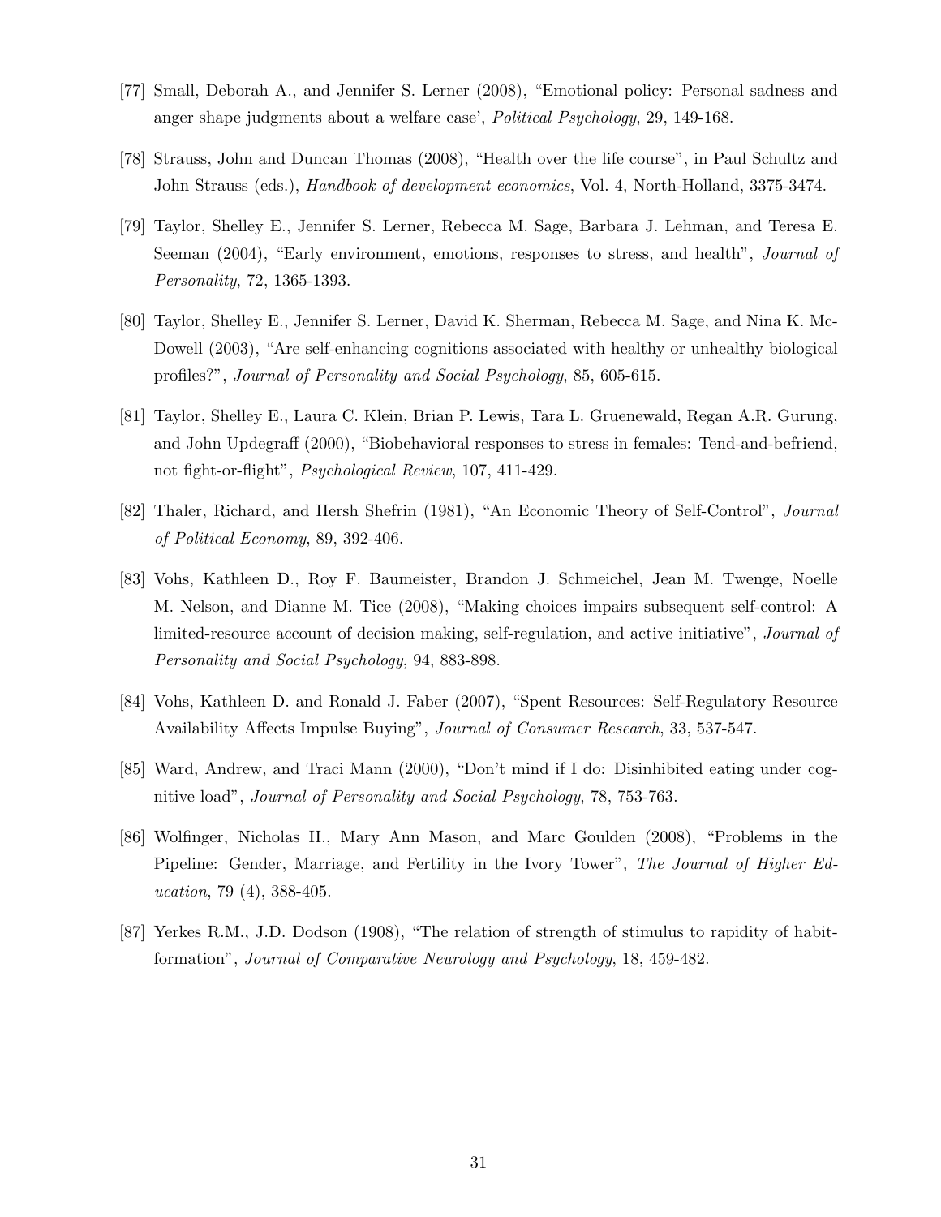[77] Small, Deborah A., and Jennifer S. Lerner (2008), "Emotional policy: Personal sadness and anger shape judgments about a welfare case', *Political Psychology*, 29, 149-168.

[78] Strauss, John and Duncan Thomas (2008), "Health over the life course", in Paul Schultz and John Strauss (eds.), *Handbook of development economics*, Vol. 4, North-Holland, 3375-3474.

[79] Taylor, Shelley E., Jennifer S. Lerner, Rebecca M. Sage, Barbara J. Lehman, and Teresa E. Seeman (2004), "Early environment, emotions, responses to stress, and health", *Journal of Personality*, 72, 1365-1393.

[80] Taylor, Shelley E., Jennifer S. Lerner, David K. Sherman, Rebecca M. Sage, and Nina K. McDowell (2003), "Are self-enhancing cognitions associated with healthy or unhealthy biological profiles?", *Journal of Personality and Social Psychology*, 85, 605-615.

[81] Taylor, Shelley E., Laura C. Klein, Brian P. Lewis, Tara L. Gruenewald, Regan A.R. Gurung, and John Updegraff (2000), "Biobehavioral responses to stress in females: Tend-and-befriend, not fight-or-flight", *Psychological Review*, 107, 411-429.

[82] Thaler, Richard, and Hersh Shefrin (1981), "An Economic Theory of Self-Control", *Journal of Political Economy*, 89, 392-406.

[83] Vohs, Kathleen D., Roy F. Baumeister, Brandon J. Schmeichel, Jean M. Twenge, Noelle M. Nelson, and Dianne M. Tice (2008), "Making choices impairs subsequent self-control: A limited-resource account of decision making, self-regulation, and active initiative", *Journal of Personality and Social Psychology*, 94, 883-898.

[84] Vohs, Kathleen D. and Ronald J. Faber (2007), "Spent Resources: Self-Regulatory Resource Availability Affects Impulse Buying", *Journal of Consumer Research*, 33, 537-547.

[85] Ward, Andrew, and Traci Mann (2000), "Don't mind if I do: Disinhibited eating under cognitive load", *Journal of Personality and Social Psychology*, 78, 753-763.

[86] Wolfinger, Nicholas H., Mary Ann Mason, and Marc Goulden (2008), "Problems in the Pipeline: Gender, Marriage, and Fertility in the Ivory Tower", *The Journal of Higher Education*, 79 (4), 388-405.

[87] Yerkes R.M., J.D. Dodson (1908), "The relation of strength of stimulus to rapidity of habit-formation", *Journal of Comparative Neurology and Psychology*, 18, 459-482.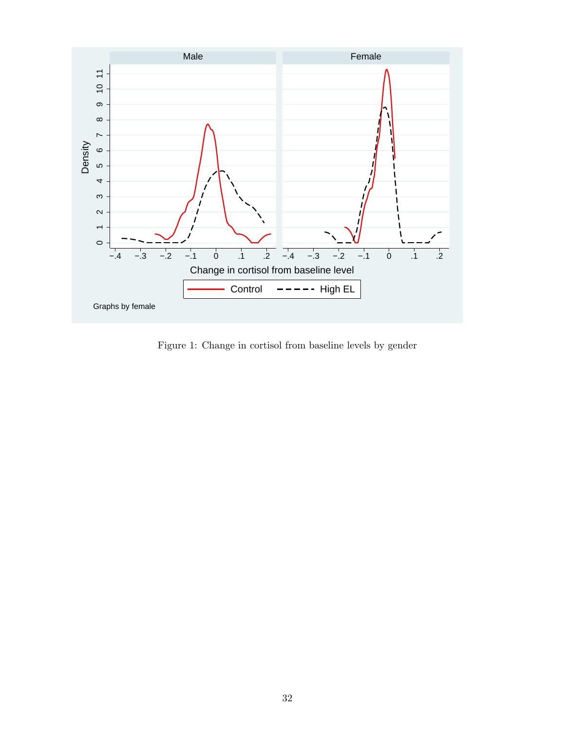Figure 1: Change in cortisol from baseline levels by gender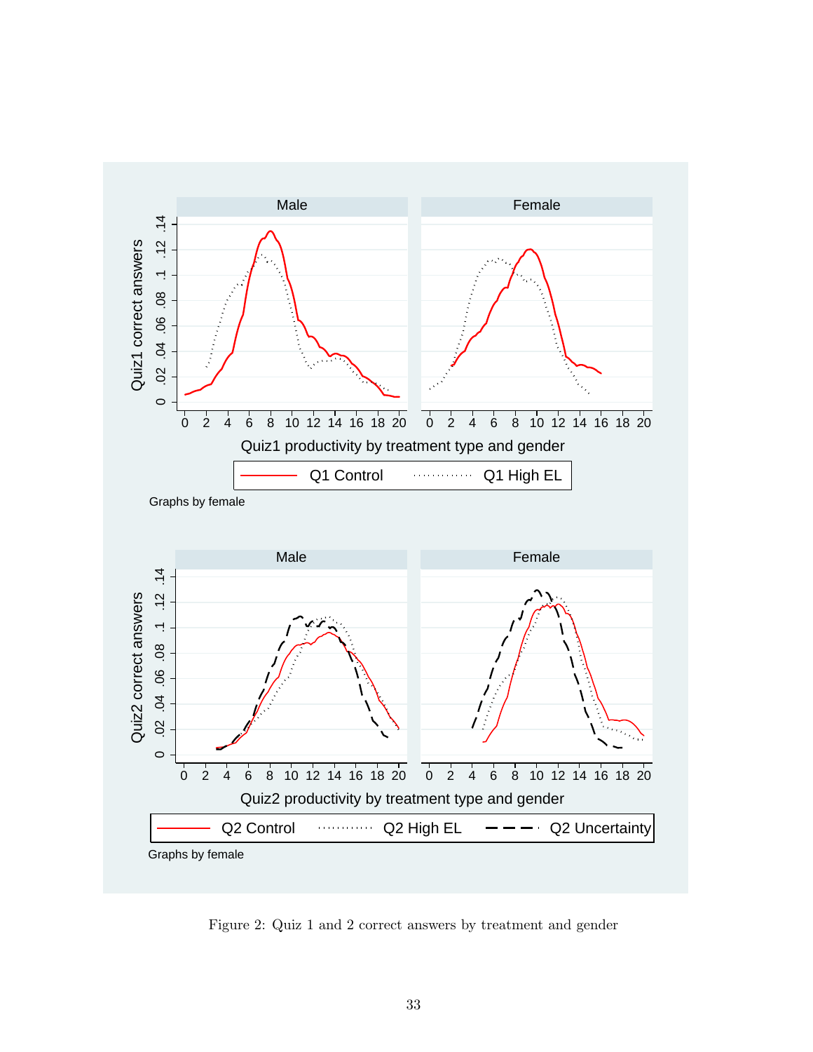Figure 2: Quiz 1 and 2 correct answers by treatment and gender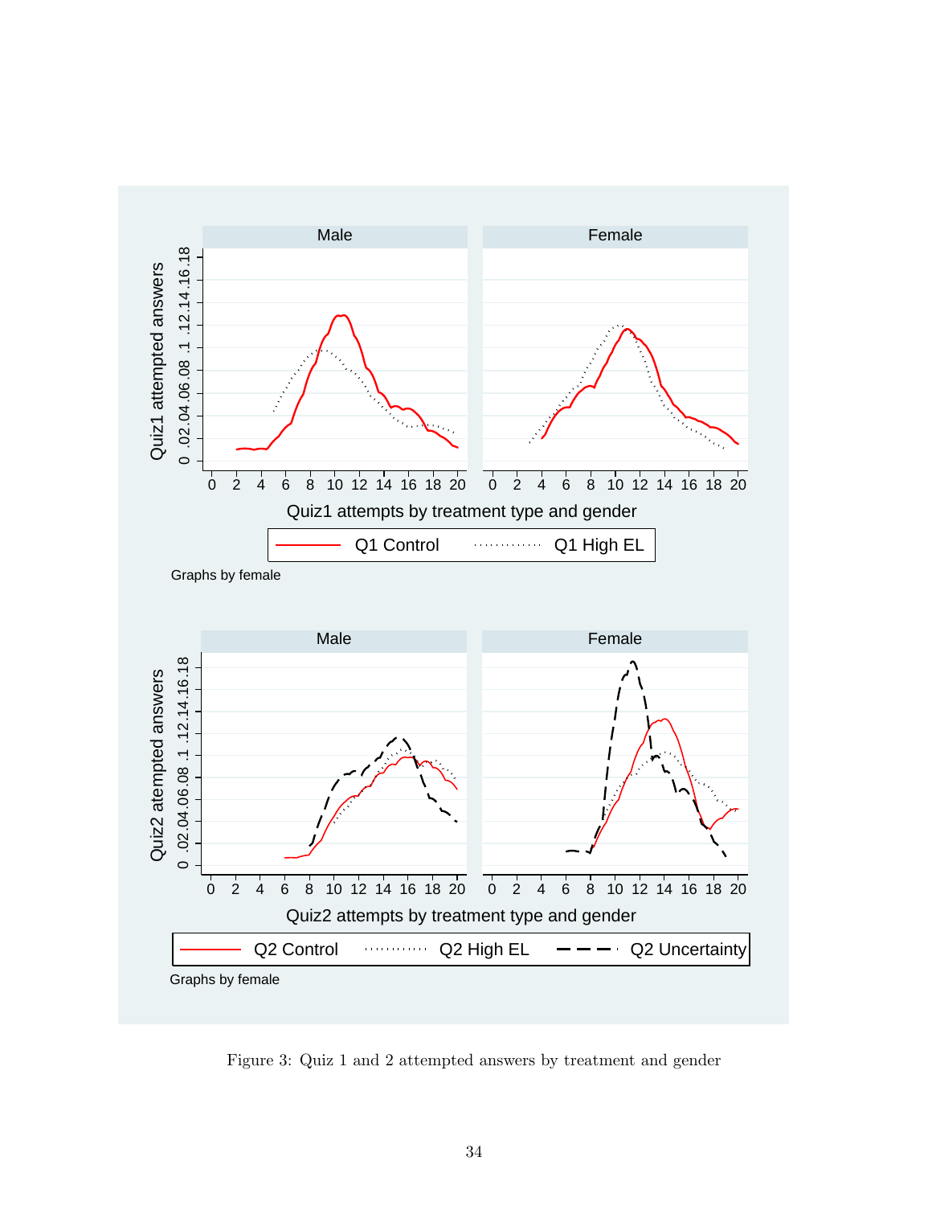Figure 3: Quiz 1 and 2 attempted answers by treatment and gender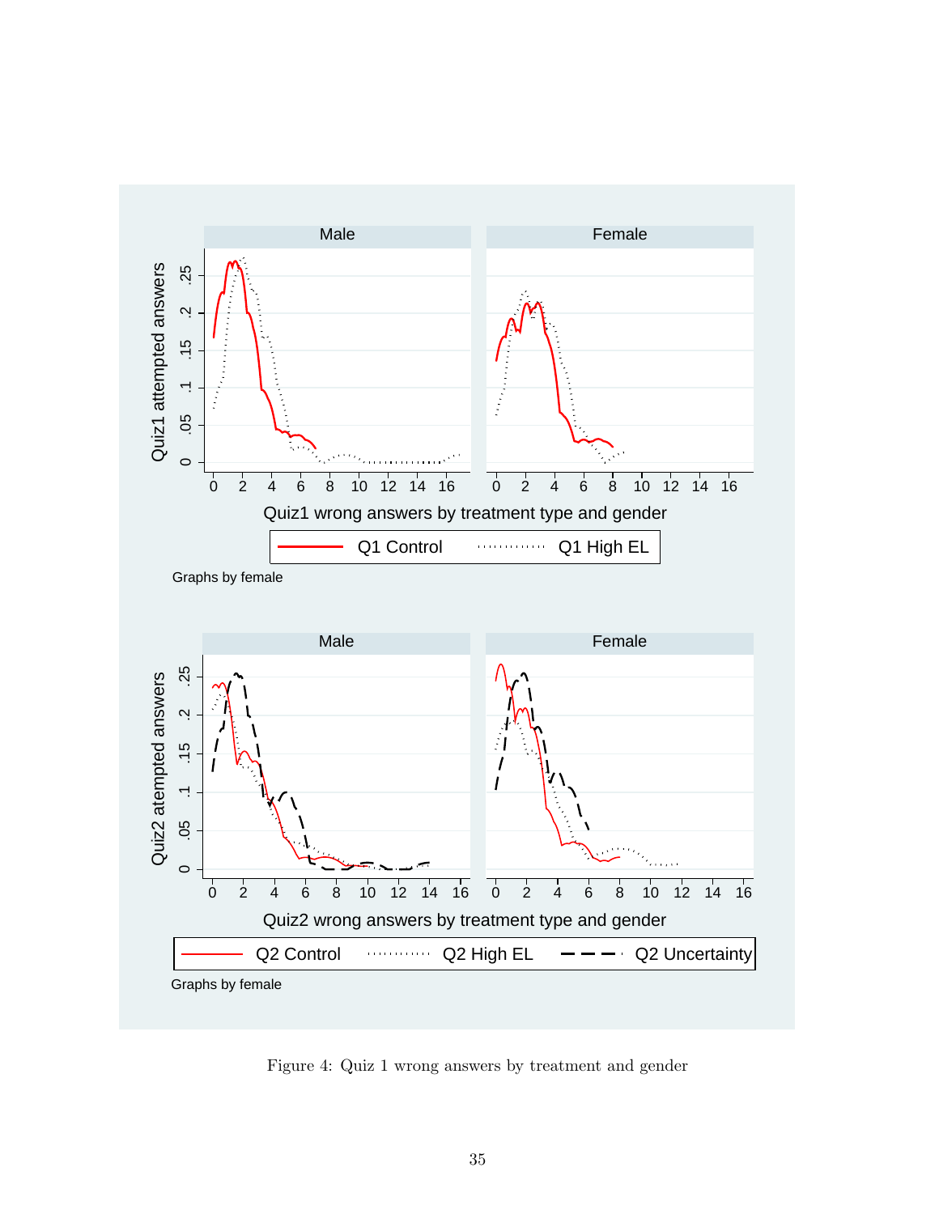Figure 4: Quiz 1 wrong answers by treatment and gender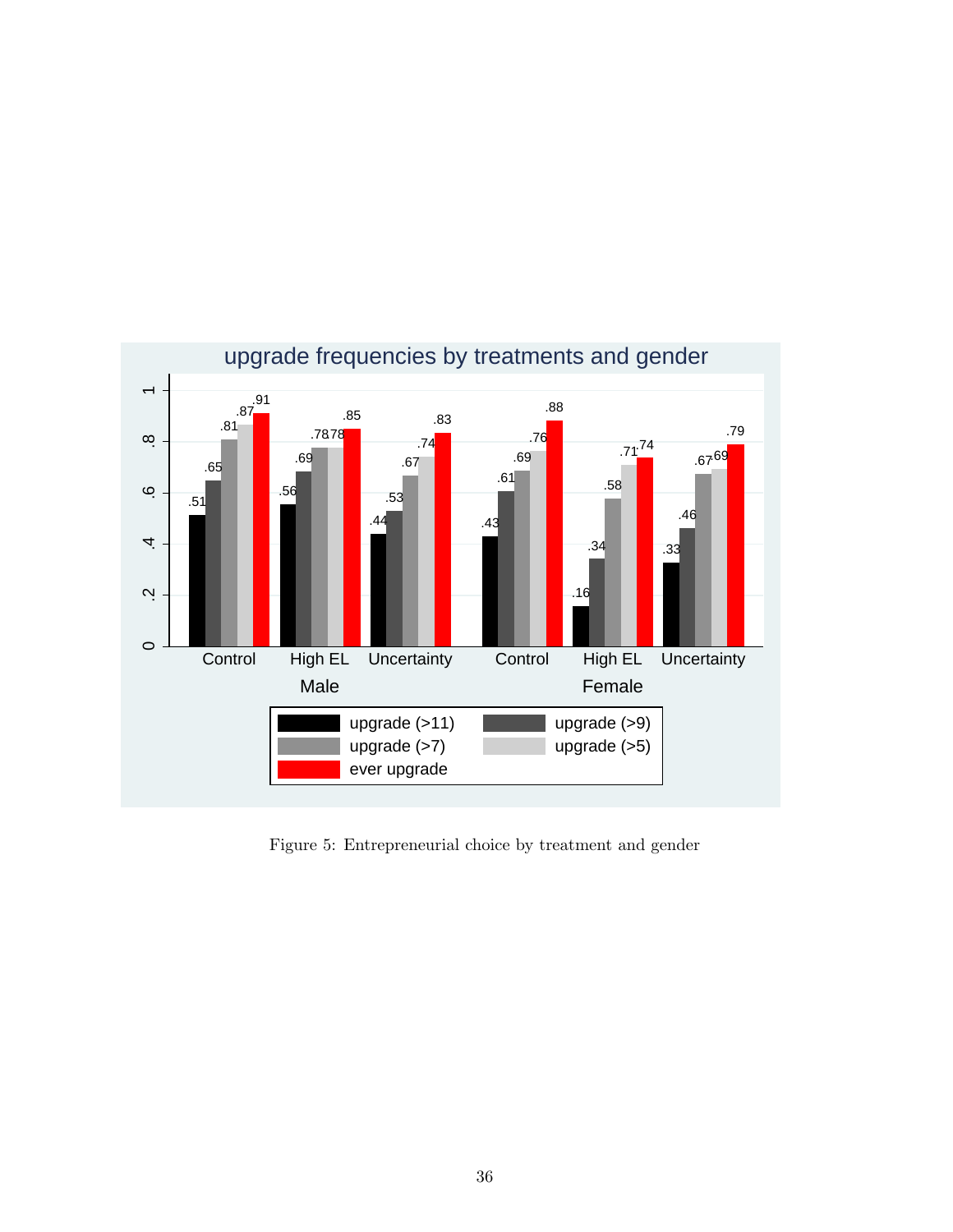upgrade frequencies by treatments and gender

| | | upgrade (>11) | upgrade (>9) | upgrade (>7) | upgrade (>5) | ever upgrade |
|---|---|---|---|---|---|---|
| Male | Control | .51 | .65 | .81 | .87 | .91 |
| Male | High EL | .56 | .69 | .78 | .78 | .85 |
| Male | Uncertainty | .44 | .53 | .67 | .74 | .83 |
| Female | Control | .43 | .61 | .69 | .76 | .88 |
| Female | High EL | .16 | .34 | .58 | .71 | .74 |
| Female | Uncertainty | .33 | .46 | .67 | .69 | .79 |

Figure 5: Entrepreneurial choice by treatment and gender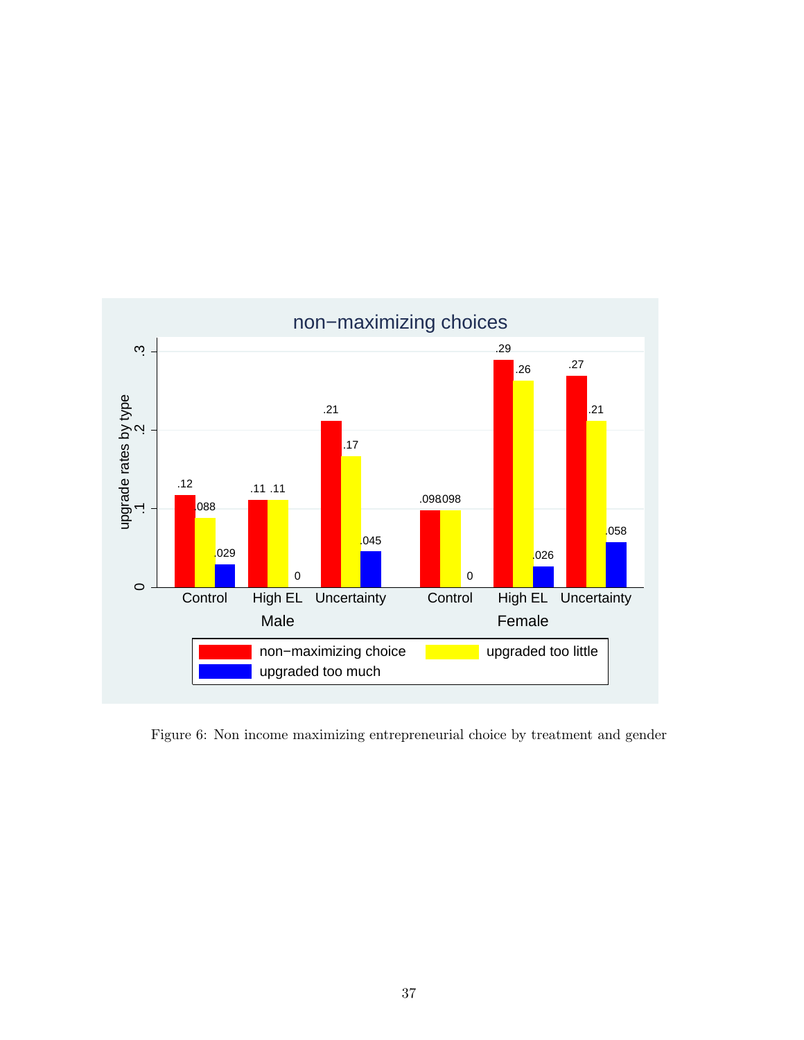Figure 6: Non income maximizing entrepreneurial choice by treatment and gender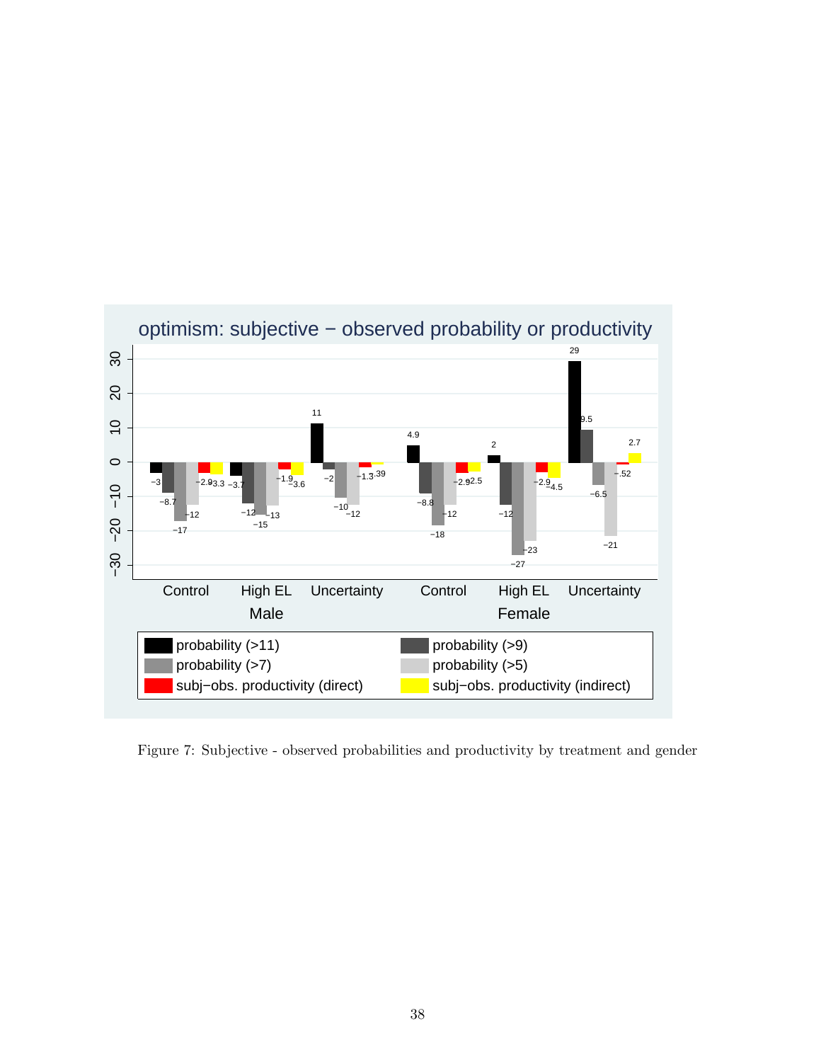Figure 7: Subjective - observed probabilities and productivity by treatment and gender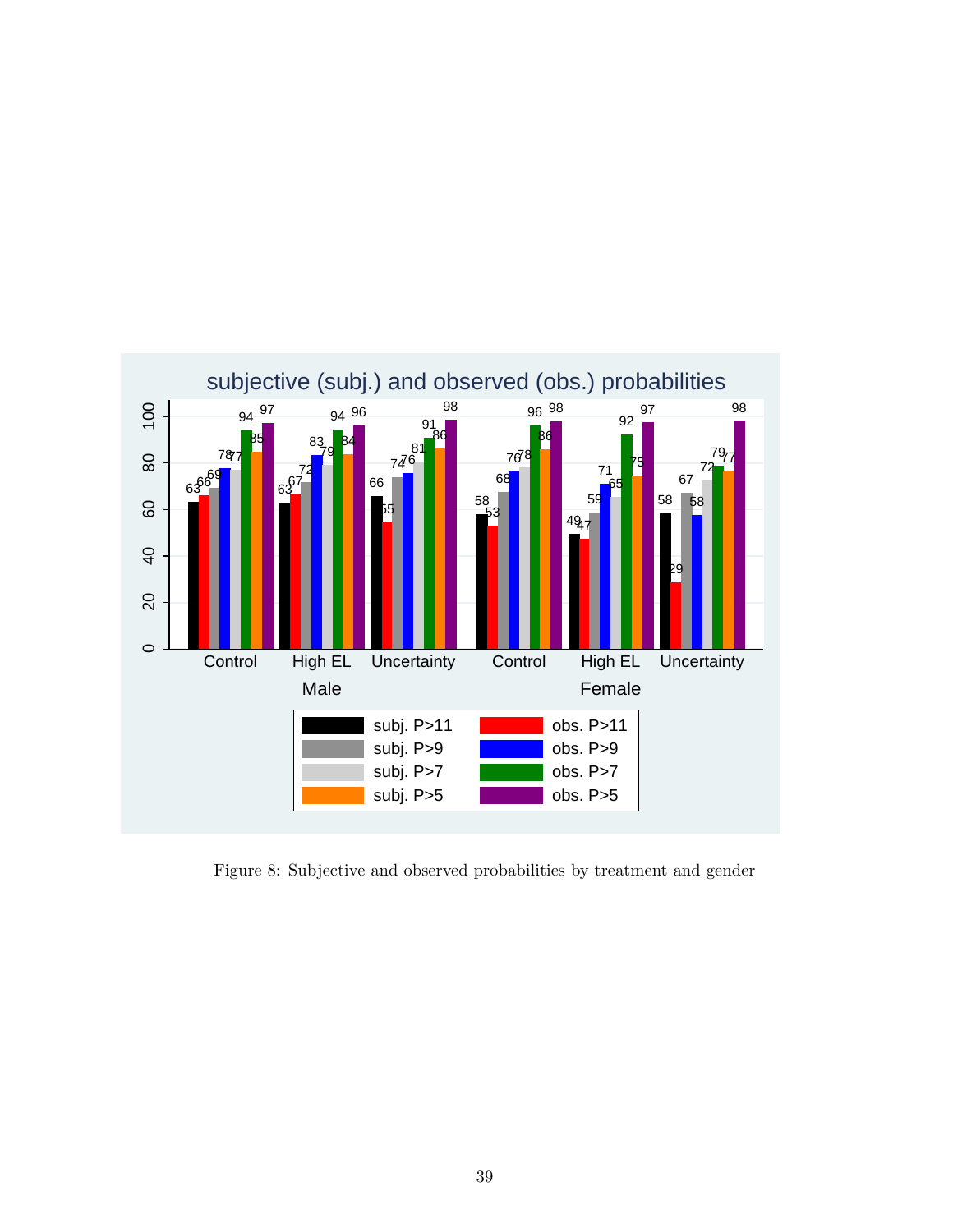Figure 8: Subjective and observed probabilities by treatment and gender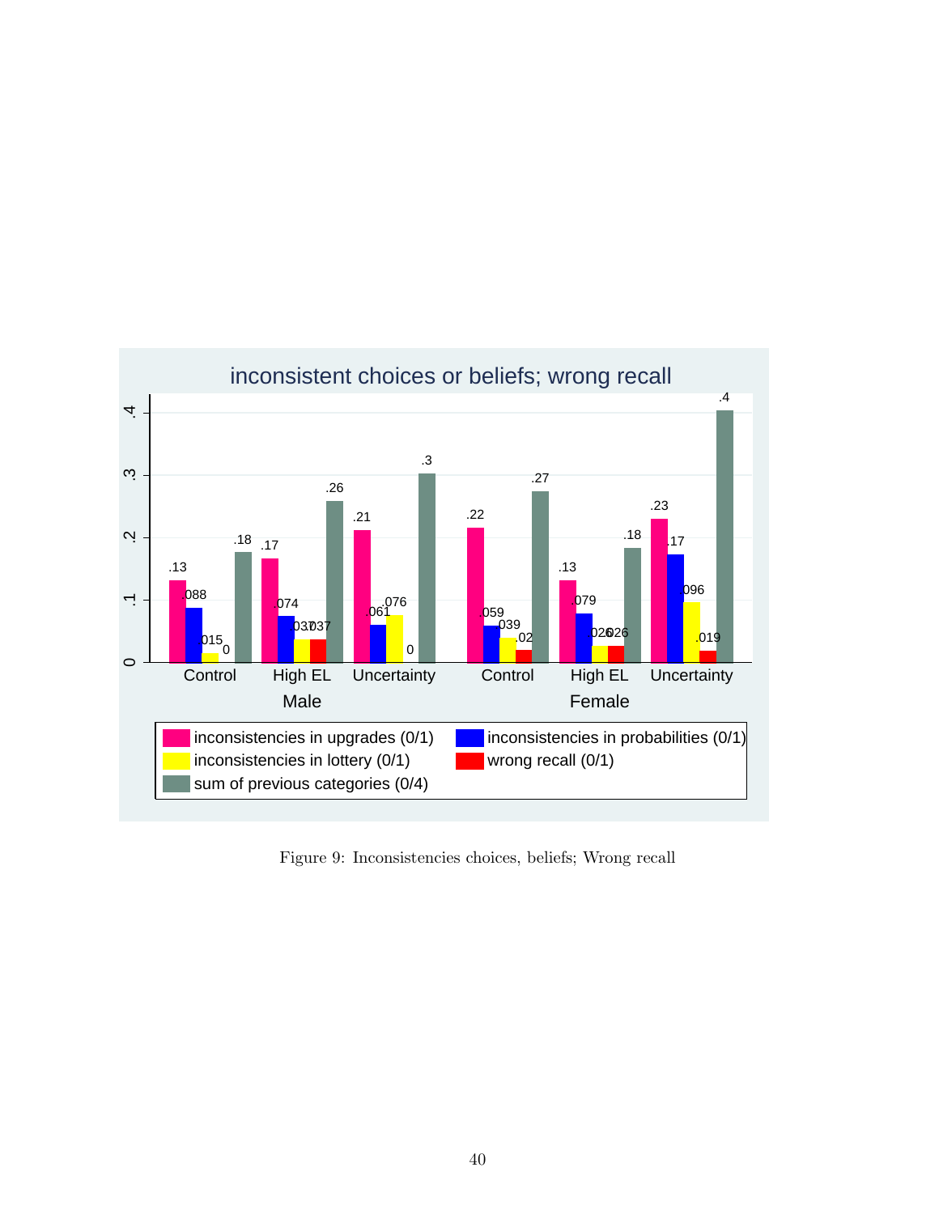Figure 9: Inconsistencies choices, beliefs; Wrong recall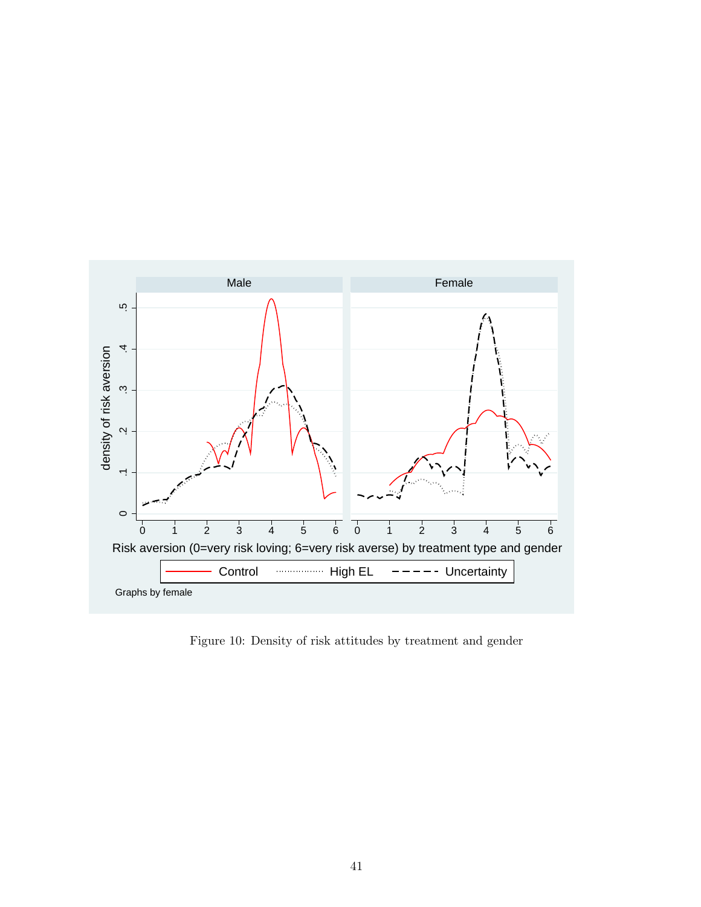Figure 10: Density of risk attitudes by treatment and gender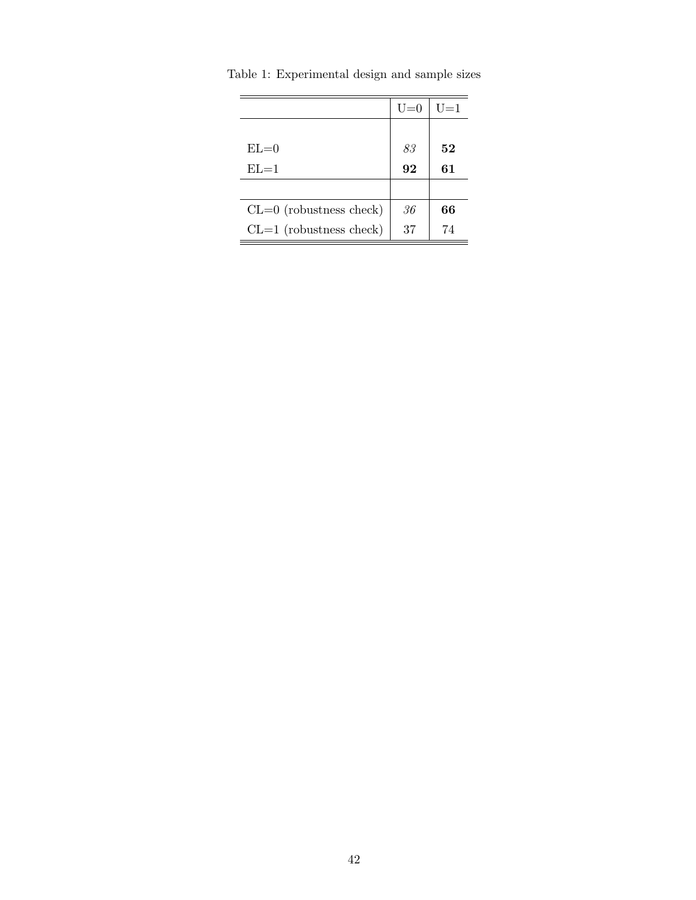Table 1: Experimental design and sample sizes

| | U=0 | U=1 |
|---|---|---|
| EL=0 | *83* | **52** |
| EL=1 | **92** | **61** |
| | | |
| CL=0 (robustness check) | *36* | **66** |
| CL=1 (robustness check) | 37 | 74 |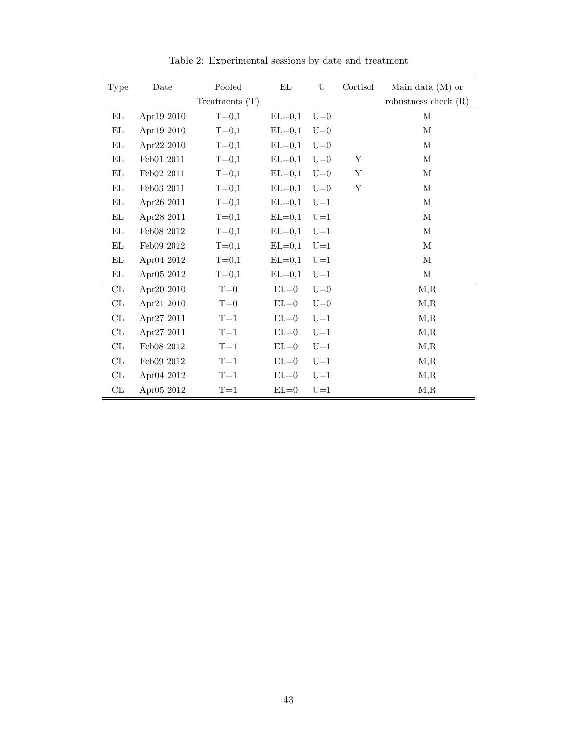Table 2: Experimental sessions by date and treatment

| Type | Date | Pooled Treatments (T) | EL | U | Cortisol | Main data (M) or robustness check (R) |
|---|---|---|---|---|---|---|
| EL | Apr19 2010 | T=0,1 | EL=0,1 | U=0 | | M |
| EL | Apr19 2010 | T=0,1 | EL=0,1 | U=0 | | M |
| EL | Apr22 2010 | T=0,1 | EL=0,1 | U=0 | | M |
| EL | Feb01 2011 | T=0,1 | EL=0,1 | U=0 | Y | M |
| EL | Feb02 2011 | T=0,1 | EL=0,1 | U=0 | Y | M |
| EL | Feb03 2011 | T=0,1 | EL=0,1 | U=0 | Y | M |
| EL | Apr26 2011 | T=0,1 | EL=0,1 | U=1 | | M |
| EL | Apr28 2011 | T=0,1 | EL=0,1 | U=1 | | M |
| EL | Feb08 2012 | T=0,1 | EL=0,1 | U=1 | | M |
| EL | Feb09 2012 | T=0,1 | EL=0,1 | U=1 | | M |
| EL | Apr04 2012 | T=0,1 | EL=0,1 | U=1 | | M |
| EL | Apr05 2012 | T=0,1 | EL=0,1 | U=1 | | M |
| CL | Apr20 2010 | T=0 | EL=0 | U=0 | | M,R |
| CL | Apr21 2010 | T=0 | EL=0 | U=0 | | M,R |
| CL | Apr27 2011 | T=1 | EL=0 | U=1 | | M,R |
| CL | Apr27 2011 | T=1 | EL=0 | U=1 | | M,R |
| CL | Feb08 2012 | T=1 | EL=0 | U=1 | | M,R |
| CL | Feb09 2012 | T=1 | EL=0 | U=1 | | M,R |
| CL | Apr04 2012 | T=1 | EL=0 | U=1 | | M,R |
| CL | Apr05 2012 | T=1 | EL=0 | U=1 | | M,R |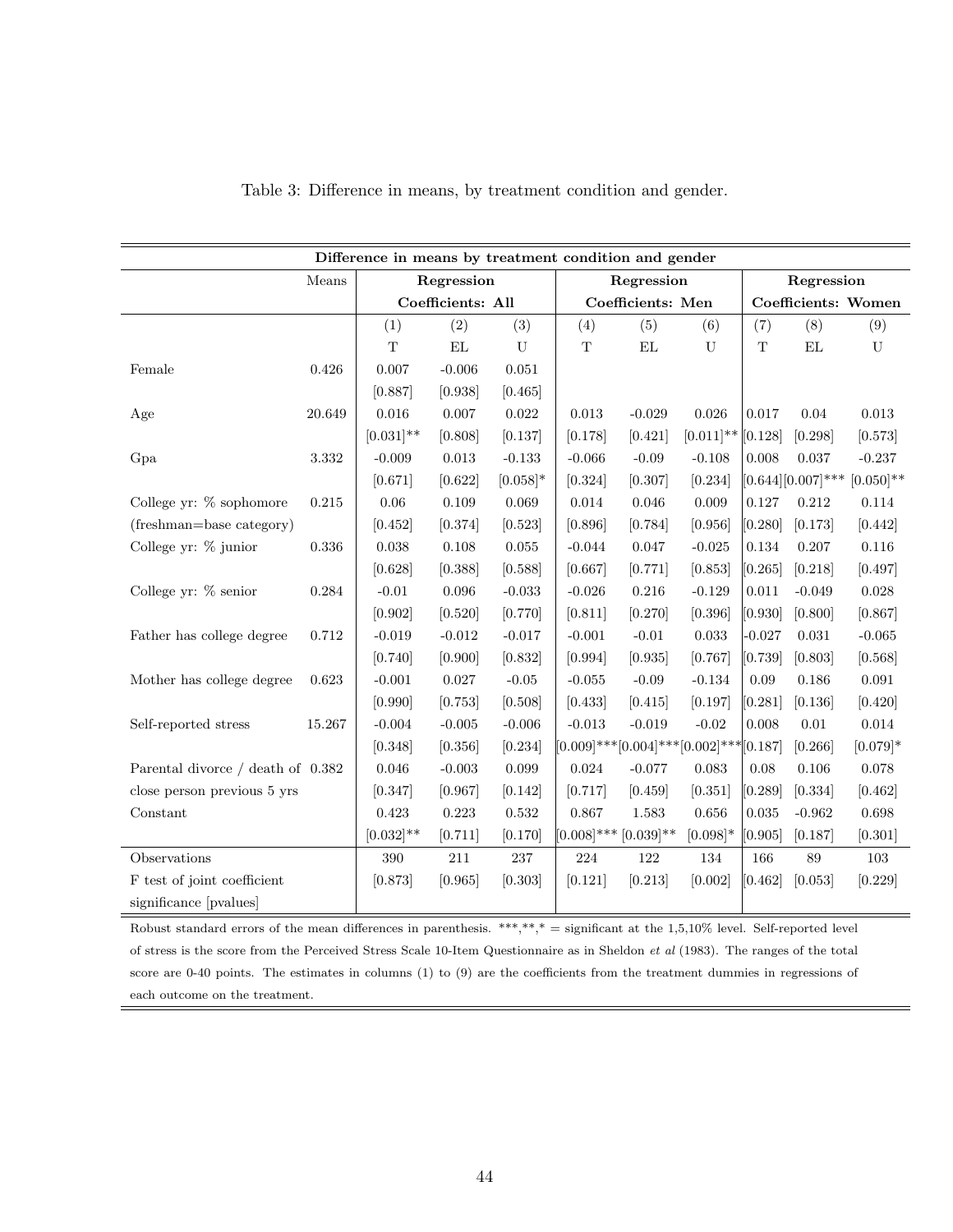Table 3: Difference in means, by treatment condition and gender.

| Difference in means by treatment condition and gender | | | | | | | | | | |
|---|---|---|---|---|---|---|---|---|---|---|
| | Means | Regression Coefficients: All | | | Regression Coefficients: Men | | | Regression Coefficients: Women | | |
| | | (1) | (2) | (3) | (4) | (5) | (6) | (7) | (8) | (9) |
| | | T | EL | U | T | EL | U | T | EL | U |
| Female | 0.426 | 0.007 | -0.006 | 0.051 | | | | | | |
| | | [0.887] | [0.938] | [0.465] | | | | | | |
| Age | 20.649 | 0.016 | 0.007 | 0.022 | 0.013 | -0.029 | 0.026 | 0.017 | 0.04 | 0.013 |
| | | [0.031]** | [0.808] | [0.137] | [0.178] | [0.421] | [0.011]** | [0.128] | [0.298] | [0.573] |
| Gpa | 3.332 | -0.009 | 0.013 | -0.133 | -0.066 | -0.09 | -0.108 | 0.008 | 0.037 | -0.237 |
| | | [0.671] | [0.622] | [0.058]* | [0.324] | [0.307] | [0.234] | [0.644] | [0.007]*** | [0.050]** |
| College yr: % sophomore | 0.215 | 0.06 | 0.109 | 0.069 | 0.014 | 0.046 | 0.009 | 0.127 | 0.212 | 0.114 |
| (freshman=base category) | | [0.452] | [0.374] | [0.523] | [0.896] | [0.784] | [0.956] | [0.280] | [0.173] | [0.442] |
| College yr: % junior | 0.336 | 0.038 | 0.108 | 0.055 | -0.044 | 0.047 | -0.025 | 0.134 | 0.207 | 0.116 |
| | | [0.628] | [0.388] | [0.588] | [0.667] | [0.771] | [0.853] | [0.265] | [0.218] | [0.497] |
| College yr: % senior | 0.284 | -0.01 | 0.096 | -0.033 | -0.026 | 0.216 | -0.129 | 0.011 | -0.049 | 0.028 |
| | | [0.902] | [0.520] | [0.770] | [0.811] | [0.270] | [0.396] | [0.930] | [0.800] | [0.867] |
| Father has college degree | 0.712 | -0.019 | -0.012 | -0.017 | -0.001 | -0.01 | 0.033 | -0.027 | 0.031 | -0.065 |
| | | [0.740] | [0.900] | [0.832] | [0.994] | [0.935] | [0.767] | [0.739] | [0.803] | [0.568] |
| Mother has college degree | 0.623 | -0.001 | 0.027 | -0.05 | -0.055 | -0.09 | -0.134 | 0.09 | 0.186 | 0.091 |
| | | [0.990] | [0.753] | [0.508] | [0.433] | [0.415] | [0.197] | [0.281] | [0.136] | [0.420] |
| Self-reported stress | 15.267 | -0.004 | -0.005 | -0.006 | -0.013 | -0.019 | -0.02 | 0.008 | 0.01 | 0.014 |
| | | [0.348] | [0.356] | [0.234] | [0.009]*** | [0.004]*** | [0.002]*** | [0.187] | [0.266] | [0.079]* |
| Parental divorce / death of | 0.382 | 0.046 | -0.003 | 0.099 | 0.024 | -0.077 | 0.083 | 0.08 | 0.106 | 0.078 |
| close person previous 5 yrs | | [0.347] | [0.967] | [0.142] | [0.717] | [0.459] | [0.351] | [0.289] | [0.334] | [0.462] |
| Constant | | 0.423 | 0.223 | 0.532 | 0.867 | 1.583 | 0.656 | 0.035 | -0.962 | 0.698 |
| | | [0.032]** | [0.711] | [0.170] | [0.008]*** | [0.039]** | [0.098]* | [0.905] | [0.187] | [0.301] |
| Observations | | 390 | 211 | 237 | 224 | 122 | 134 | 166 | 89 | 103 |
| F test of joint coefficient significance [pvalues] | | [0.873] | [0.965] | [0.303] | [0.121] | [0.213] | [0.002] | [0.462] | [0.053] | [0.229] |

Robust standard errors of the mean differences in parenthesis. ***,**,* = significant at the 1,5,10% level. Self-reported level of stress is the score from the Perceived Stress Scale 10-Item Questionnaire as in Sheldon *et al* (1983). The ranges of the total score are 0-40 points. The estimates in columns (1) to (9) are the coefficients from the treatment dummies in regressions of each outcome on the treatment.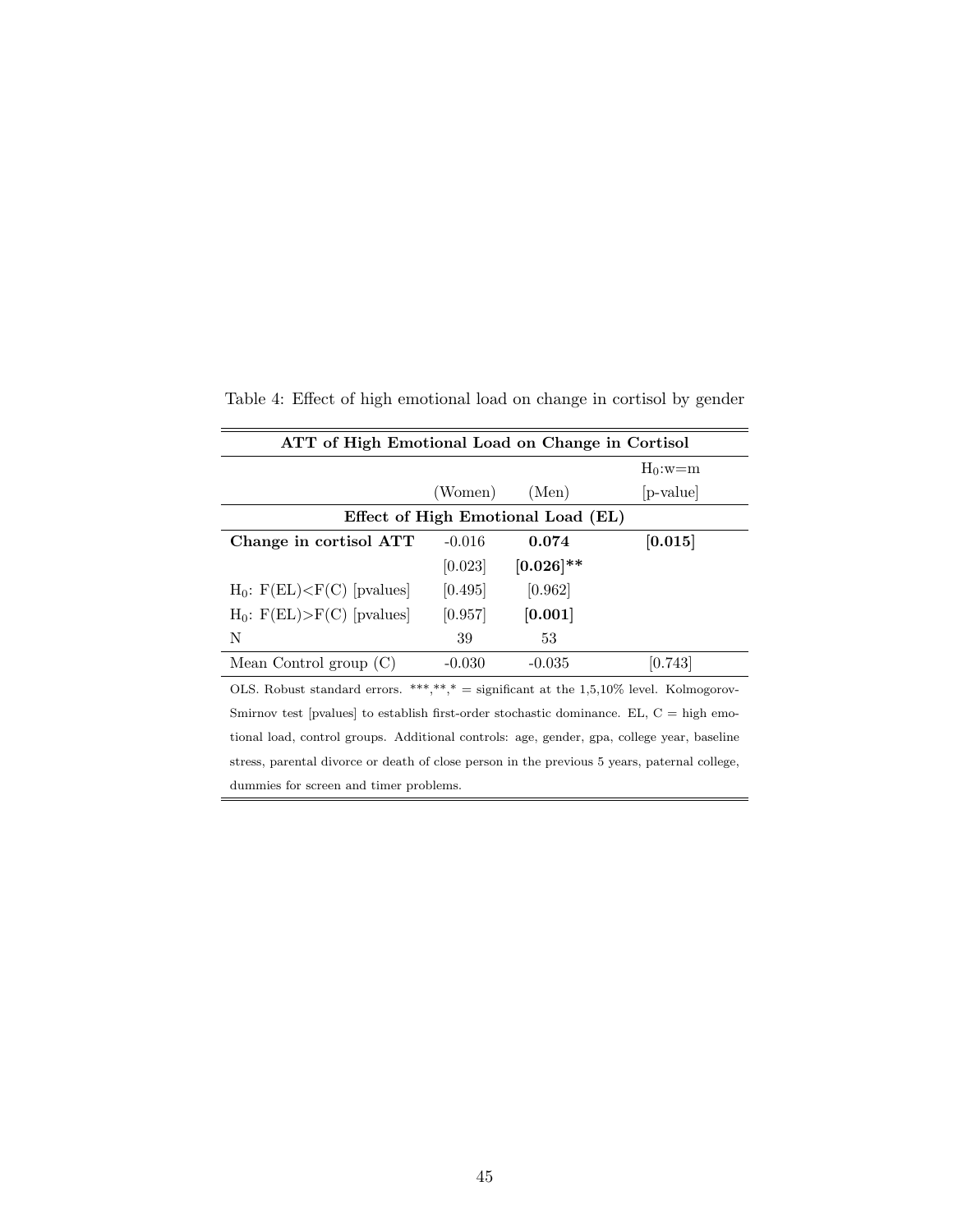Table 4: Effect of high emotional load on change in cortisol by gender

| ATT of High Emotional Load on Change in Cortisol | | | |
|---|---|---|---|
| | | | $H_0$:w=m |
| | (Women) | (Men) | [p-value] |
| **Effect of High Emotional Load (EL)** | | | |
| **Change in cortisol ATT** | -0.016 | **0.074** | **[0.015]** |
| | [0.023] | **[0.026]**** | |
| $H_0$: F(EL)<F(C) [pvalues] | [0.495] | [0.962] | |
| $H_0$: F(EL)>F(C) [pvalues] | [0.957] | **[0.001]** | |
| N | 39 | 53 | |
| Mean Control group (C) | -0.030 | -0.035 | [0.743] |

OLS. Robust standard errors. ***,**,* = significant at the 1,5,10% level. Kolmogorov-Smirnov test [pvalues] to establish first-order stochastic dominance. EL, C = high emotional load, control groups. Additional controls: age, gender, gpa, college year, baseline stress, parental divorce or death of close person in the previous 5 years, paternal college, dummies for screen and timer problems.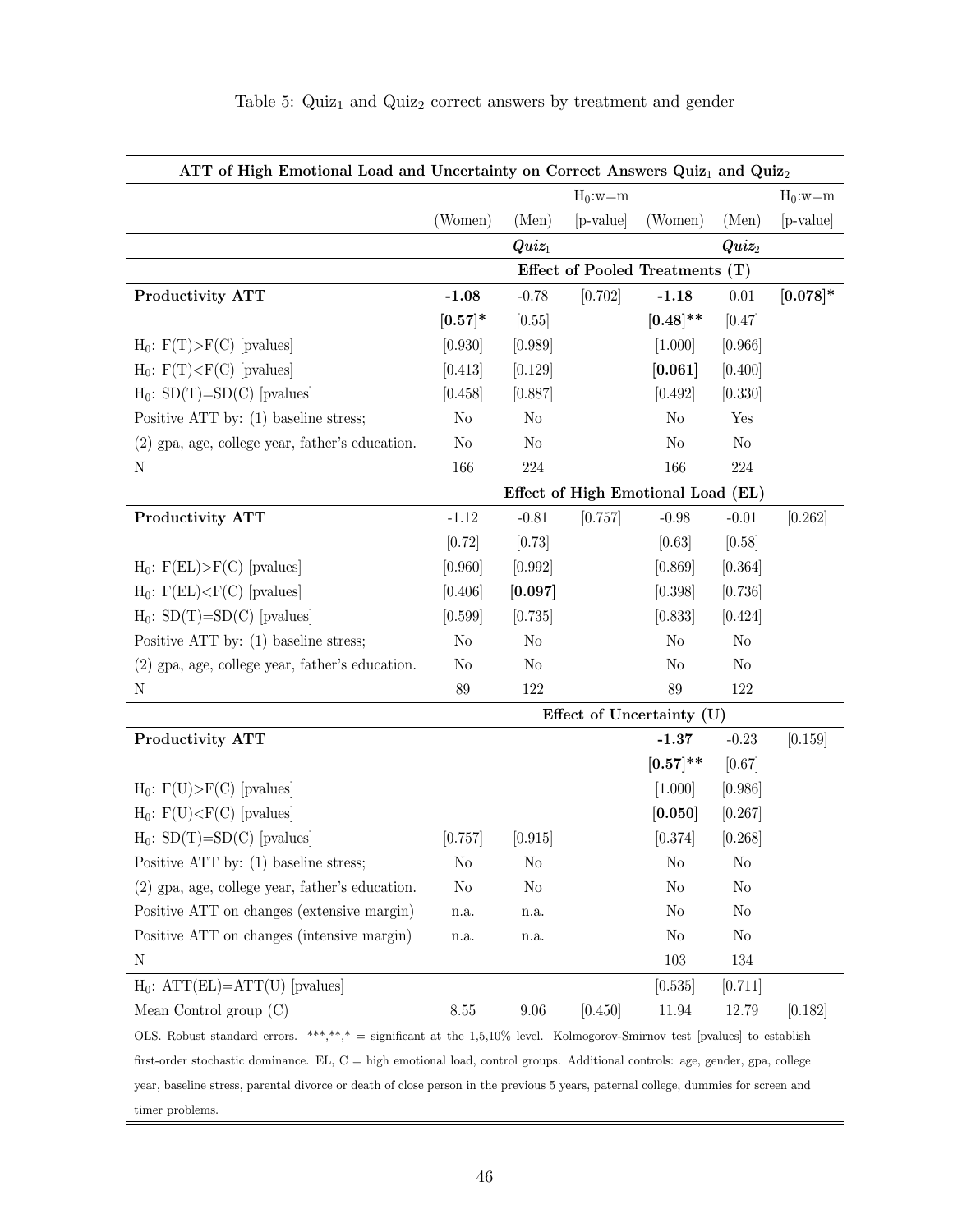Table 5: $\text{Quiz}_1$ and $\text{Quiz}_2$ correct answers by treatment and gender

| **ATT of High Emotional Load and Uncertainty on Correct Answers $\text{Quiz}_1$ and $\text{Quiz}_2$** | | | | | | |
|---|---|---|---|---|---|---|
| | | | $H_0$:w=m | | | $H_0$:w=m |
| | (Women) | (Men) | [p-value] | (Women) | (Men) | [p-value] |
| | | ***$Quiz_1$*** | | | ***$Quiz_2$*** | |
| | | | **Effect of Pooled Treatments (T)** | | | |
| **Productivity ATT** | **-1.08** | -0.78 | [0.702] | **-1.18** | 0.01 | **[0.078]*** |
| | **[0.57]*** | [0.55] | | **[0.48]**** | [0.47] | |
| $H_0$: F(T)>F(C) [pvalues] | [0.930] | [0.989] | | [1.000] | [0.966] | |
| $H_0$: F(T)<F(C) [pvalues] | [0.413] | [0.129] | | **[0.061]** | [0.400] | |
| $H_0$: SD(T)=SD(C) [pvalues] | [0.458] | [0.887] | | [0.492] | [0.330] | |
| Positive ATT by: (1) baseline stress; | No | No | | No | Yes | |
| (2) gpa, age, college year, father's education. | No | No | | No | No | |
| N | 166 | 224 | | 166 | 224 | |
| | | | **Effect of High Emotional Load (EL)** | | | |
| **Productivity ATT** | -1.12 | -0.81 | [0.757] | -0.98 | -0.01 | [0.262] |
| | [0.72] | [0.73] | | [0.63] | [0.58] | |
| $H_0$: F(EL)>F(C) [pvalues] | [0.960] | [0.992] | | [0.869] | [0.364] | |
| $H_0$: F(EL)<F(C) [pvalues] | [0.406] | **[0.097]** | | [0.398] | [0.736] | |
| $H_0$: SD(T)=SD(C) [pvalues] | [0.599] | [0.735] | | [0.833] | [0.424] | |
| Positive ATT by: (1) baseline stress; | No | No | | No | No | |
| (2) gpa, age, college year, father's education. | No | No | | No | No | |
| N | 89 | 122 | | 89 | 122 | |
| | | | **Effect of Uncertainty (U)** | | | |
| **Productivity ATT** | | | | **-1.37** | -0.23 | [0.159] |
| | | | | **[0.57]**** | [0.67] | |
| $H_0$: F(U)>F(C) [pvalues] | | | | [1.000] | [0.986] | |
| $H_0$: F(U)<F(C) [pvalues] | | | | **[0.050]** | [0.267] | |
| $H_0$: SD(T)=SD(C) [pvalues] | [0.757] | [0.915] | | [0.374] | [0.268] | |
| Positive ATT by: (1) baseline stress; | No | No | | No | No | |
| (2) gpa, age, college year, father's education. | No | No | | No | No | |
| Positive ATT on changes (extensive margin) | n.a. | n.a. | | No | No | |
| Positive ATT on changes (intensive margin) | n.a. | n.a. | | No | No | |
| N | | | | 103 | 134 | |
| $H_0$: ATT(EL)=ATT(U) [pvalues] | | | | [0.535] | [0.711] | |
| Mean Control group (C) | 8.55 | 9.06 | [0.450] | 11.94 | 12.79 | [0.182] |

OLS. Robust standard errors. ***,**,* = significant at the 1,5,10% level. Kolmogorov-Smirnov test [pvalues] to establish first-order stochastic dominance. EL, C = high emotional load, control groups. Additional controls: age, gender, gpa, college year, baseline stress, parental divorce or death of close person in the previous 5 years, paternal college, dummies for screen and timer problems.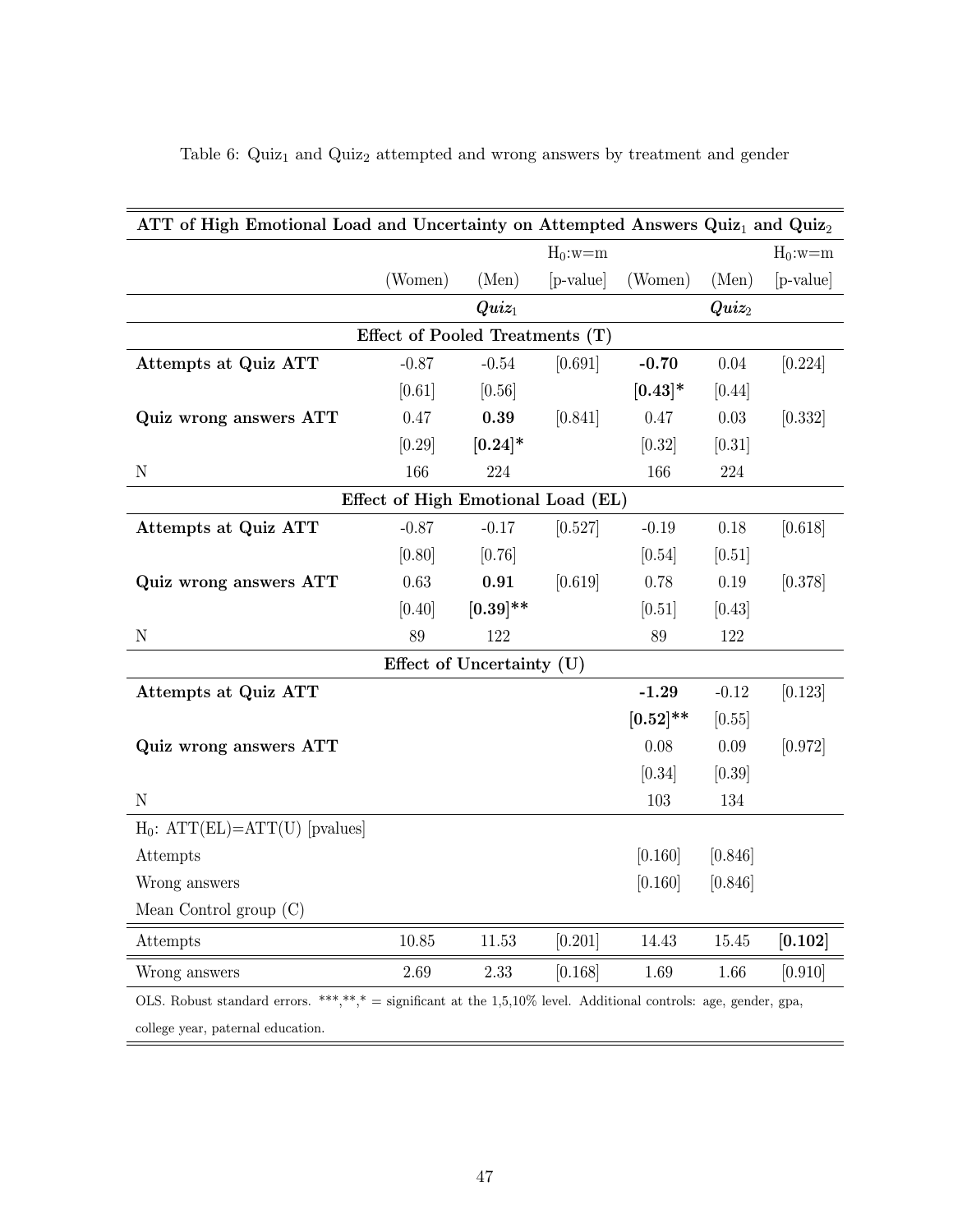Table 6: $Quiz_1$ and $Quiz_2$ attempted and wrong answers by treatment and gender

| **ATT of High Emotional Load and Uncertainty on Attempted Answers $Quiz_1$ and $Quiz_2$** | | | | | | |
|---|---|---|---|---|---|---|
| | | | $H_0$:w=m | | | $H_0$:w=m |
| | (Women) | (Men) | [p-value] | (Women) | (Men) | [p-value] |
| | | ***Quiz*$_1$** | | | ***Quiz*$_2$** | |
| | | **Effect of Pooled Treatments (T)** | | | | |
| **Attempts at Quiz ATT** | -0.87 | -0.54 | [0.691] | **-0.70** | 0.04 | [0.224] |
| | [0.61] | [0.56] | | **[0.43]*** | [0.44] | |
| **Quiz wrong answers ATT** | 0.47 | **0.39** | [0.841] | 0.47 | 0.03 | [0.332] |
| | [0.29] | **[0.24]*** | | [0.32] | [0.31] | |
| N | 166 | 224 | | 166 | 224 | |
| | | **Effect of High Emotional Load (EL)** | | | | |
| **Attempts at Quiz ATT** | -0.87 | -0.17 | [0.527] | -0.19 | 0.18 | [0.618] |
| | [0.80] | [0.76] | | [0.54] | [0.51] | |
| **Quiz wrong answers ATT** | 0.63 | **0.91** | [0.619] | 0.78 | 0.19 | [0.378] |
| | [0.40] | **[0.39]**** | | [0.51] | [0.43] | |
| N | 89 | 122 | | 89 | 122 | |
| | | **Effect of Uncertainty (U)** | | | | |
| **Attempts at Quiz ATT** | | | | **-1.29** | -0.12 | [0.123] |
| | | | | **[0.52]**** | [0.55] | |
| **Quiz wrong answers ATT** | | | | 0.08 | 0.09 | [0.972] |
| | | | | [0.34] | [0.39] | |
| N | | | | 103 | 134 | |
| $H_0$: ATT(EL)=ATT(U) [pvalues] | | | | | | |
| Attempts | | | | [0.160] | [0.846] | |
| Wrong answers | | | | [0.160] | [0.846] | |
| Mean Control group (C) | | | | | | |
| Attempts | 10.85 | 11.53 | [0.201] | 14.43 | 15.45 | **[0.102]** |
| Wrong answers | 2.69 | 2.33 | [0.168] | 1.69 | 1.66 | [0.910] |

OLS. Robust standard errors. ***,**,* = significant at the 1,5,10% level. Additional controls: age, gender, gpa, college year, paternal education.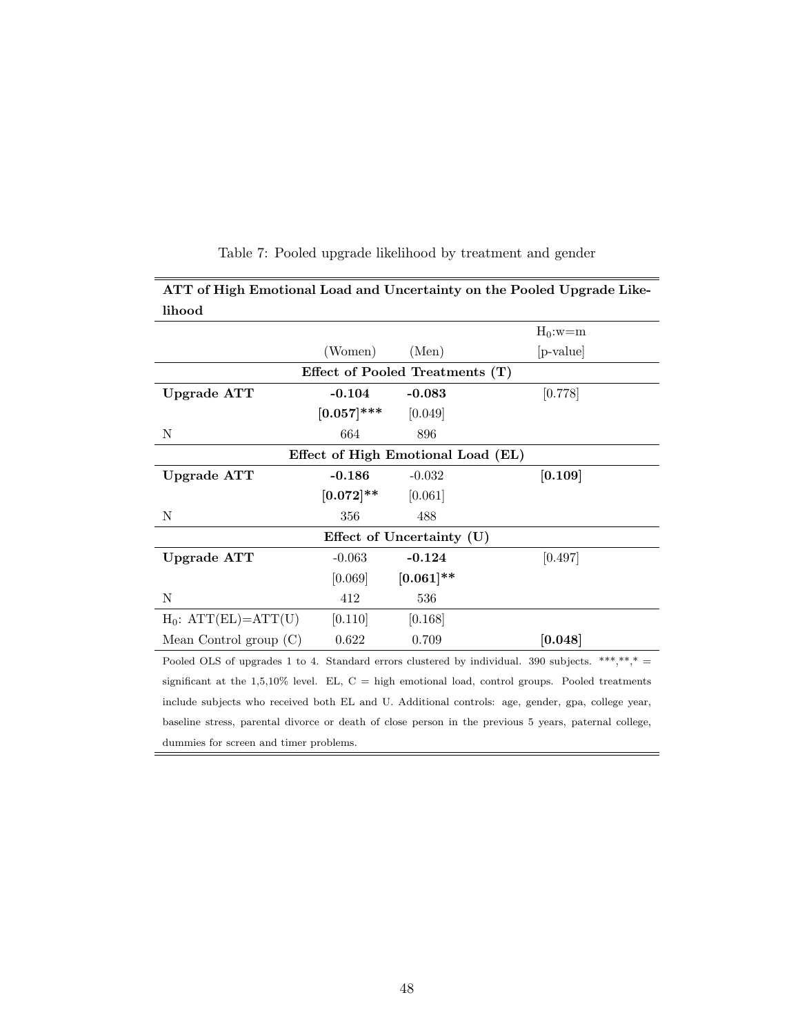Table 7: Pooled upgrade likelihood by treatment and gender

| **ATT of High Emotional Load and Uncertainty on the Pooled Upgrade Likelihood** | | | |
|---|---|---|---|
| | | | $H_0$:w=m |
| | (Women) | (Men) | [p-value] |
| | **Effect of Pooled Treatments (T)** | | |
| **Upgrade ATT** | **-0.104** | **-0.083** | [0.778] |
| | **[0.057]*** ** | [0.049] | |
| N | 664 | 896 | |
| | **Effect of High Emotional Load (EL)** | | |
| **Upgrade ATT** | **-0.186** | -0.032 | **[0.109]** |
| | **[0.072]** ** | [0.061] | |
| N | 356 | 488 | |
| | **Effect of Uncertainty (U)** | | |
| **Upgrade ATT** | -0.063 | **-0.124** | [0.497] |
| | [0.069] | **[0.061]** ** | |
| N | 412 | 536 | |
| $H_0$: ATT(EL)=ATT(U) | [0.110] | [0.168] | |
| Mean Control group (C) | 0.622 | 0.709 | **[0.048]** |

Pooled OLS of upgrades 1 to 4. Standard errors clustered by individual. 390 subjects. ***,**,* = significant at the 1,5,10% level. EL, C = high emotional load, control groups. Pooled treatments include subjects who received both EL and U. Additional controls: age, gender, gpa, college year, baseline stress, parental divorce or death of close person in the previous 5 years, paternal college, dummies for screen and timer problems.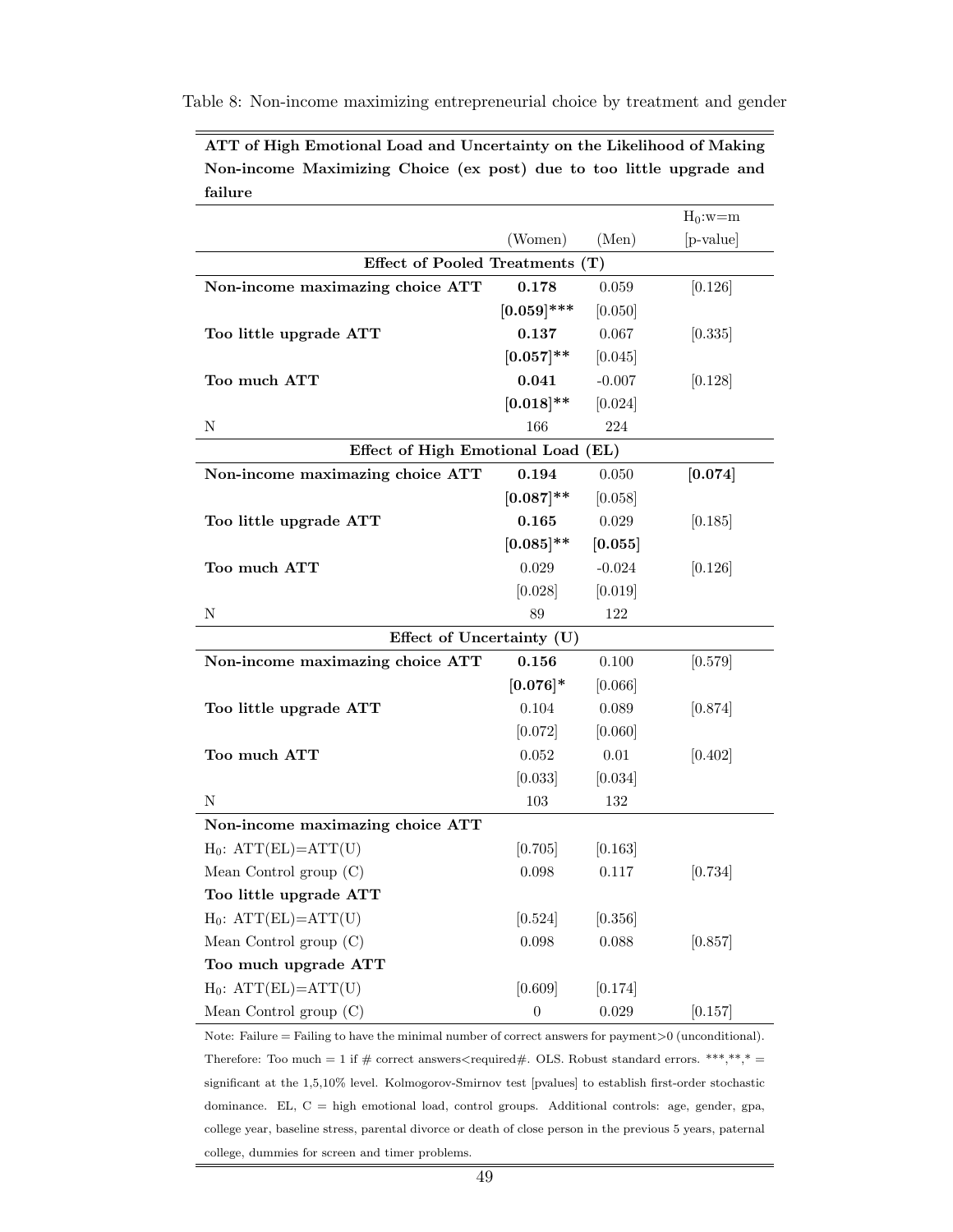Table 8: Non-income maximizing entrepreneurial choice by treatment and gender

| **ATT of High Emotional Load and Uncertainty on the Likelihood of Making Non-income Maximizing Choice (ex post) due to too little upgrade and failure** | | | |
|---|---|---|---|
| | (Women) | (Men) | $H_0$:w=m [p-value] |
| **Effect of Pooled Treatments (T)** | | | |
| **Non-income maximazing choice ATT** | **0.178** | 0.059 | [0.126] |
| | **[0.059]*** ** | [0.050] | |
| **Too little upgrade ATT** | **0.137** | 0.067 | [0.335] |
| | **[0.057]** ** | [0.045] | |
| **Too much ATT** | **0.041** | -0.007 | [0.128] |
| | **[0.018]** ** | [0.024] | |
| N | 166 | 224 | |
| **Effect of High Emotional Load (EL)** | | | |
| **Non-income maximazing choice ATT** | **0.194** | 0.050 | **[0.074]** |
| | **[0.087]** ** | [0.058] | |
| **Too little upgrade ATT** | **0.165** | 0.029 | [0.185] |
| | **[0.085]** ** | **[0.055]** | |
| **Too much ATT** | 0.029 | -0.024 | [0.126] |
| | [0.028] | [0.019] | |
| N | 89 | 122 | |
| **Effect of Uncertainty (U)** | | | |
| **Non-income maximazing choice ATT** | **0.156** | 0.100 | [0.579] |
| | **[0.076]*** | [0.066] | |
| **Too little upgrade ATT** | 0.104 | 0.089 | [0.874] |
| | [0.072] | [0.060] | |
| **Too much ATT** | 0.052 | 0.01 | [0.402] |
| | [0.033] | [0.034] | |
| N | 103 | 132 | |
| **Non-income maximazing choice ATT** | | | |
| $H_0$: ATT(EL)=ATT(U) | [0.705] | [0.163] | |
| Mean Control group (C) | 0.098 | 0.117 | [0.734] |
| **Too little upgrade ATT** | | | |
| $H_0$: ATT(EL)=ATT(U) | [0.524] | [0.356] | |
| Mean Control group (C) | 0.098 | 0.088 | [0.857] |
| **Too much upgrade ATT** | | | |
| $H_0$: ATT(EL)=ATT(U) | [0.609] | [0.174] | |
| Mean Control group (C) | 0 | 0.029 | [0.157] |

Note: Failure = Failing to have the minimal number of correct answers for payment>0 (unconditional). Therefore: Too much = 1 if # correct answers<required#. OLS. Robust standard errors. ***,**,* = significant at the 1,5,10% level. Kolmogorov-Smirnov test [pvalues] to establish first-order stochastic dominance. EL, C = high emotional load, control groups. Additional controls: age, gender, gpa, college year, baseline stress, parental divorce or death of close person in the previous 5 years, paternal college, dummies for screen and timer problems.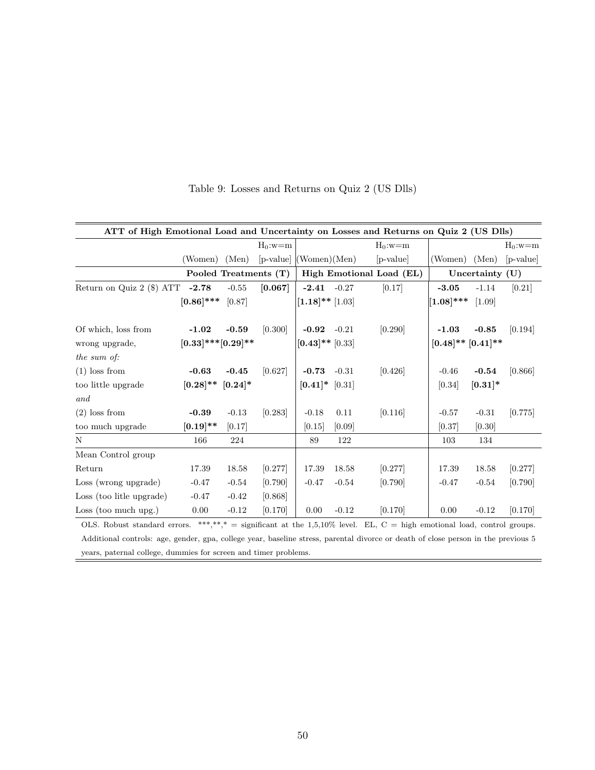Table 9: Losses and Returns on Quiz 2 (US Dlls)

| ATT of High Emotional Load and Uncertainty on Losses and Returns on Quiz 2 (US Dlls) | | | | | | | | | |
|---|---|---|---|---|---|---|---|---|---|
| | | | $H_0$:w=m | | | $H_0$:w=m | | | $H_0$:w=m |
| | (Women) | (Men) | [p-value] | (Women) | (Men) | [p-value] | (Women) | (Men) | [p-value] |
| | **Pooled Treatments (T)** | | | **High Emotional Load (EL)** | | | **Uncertainty (U)** | | |
| Return on Quiz 2 ($) ATT | **-2.78** | -0.55 | **[0.067]** | **-2.41** | -0.27 | [0.17] | **-3.05** | -1.14 | [0.21] |
| | **[0.86]\*\*\*** | [0.87] | | **[1.18]\*\*** | [1.03] | | **[1.08]\*\*\*** | [1.09] | |
| Of which, loss from | **-1.02** | **-0.59** | [0.300] | **-0.92** | -0.21 | [0.290] | **-1.03** | **-0.85** | [0.194] |
| wrong upgrade, | **[0.33]\*\*\*** | **[0.29]\*\*** | | **[0.43]\*\*** | [0.33] | | **[0.48]\*\*** | **[0.41]\*\*** | |
| *the sum of:* | | | | | | | | | |
| (1) loss from | **-0.63** | **-0.45** | [0.627] | **-0.73** | -0.31 | [0.426] | -0.46 | **-0.54** | [0.866] |
| too little upgrade | **[0.28]\*\*** | **[0.24]\*** | | **[0.41]\*** | [0.31] | | [0.34] | **[0.31]\*** | |
| *and* | | | | | | | | | |
| (2) loss from | **-0.39** | -0.13 | [0.283] | -0.18 | 0.11 | [0.116] | -0.57 | -0.31 | [0.775] |
| too much upgrade | **[0.19]\*\*** | [0.17] | | [0.15] | [0.09] | | [0.37] | [0.30] | |
| N | 166 | 224 | | 89 | 122 | | 103 | 134 | |
| Mean Control group | | | | | | | | | |
| Return | 17.39 | 18.58 | [0.277] | 17.39 | 18.58 | [0.277] | 17.39 | 18.58 | [0.277] |
| Loss (wrong upgrade) | -0.47 | -0.54 | [0.790] | -0.47 | -0.54 | [0.790] | -0.47 | -0.54 | [0.790] |
| Loss (too litle upgrade) | -0.47 | -0.42 | [0.868] | | | | | | |
| Loss (too much upg.) | 0.00 | -0.12 | [0.170] | 0.00 | -0.12 | [0.170] | 0.00 | -0.12 | [0.170] |

OLS. Robust standard errors. \*\*\*,\*\*,\* = significant at the 1,5,10% level. EL, C = high emotional load, control groups. Additional controls: age, gender, gpa, college year, baseline stress, parental divorce or death of close person in the previous 5 years, paternal college, dummies for screen and timer problems.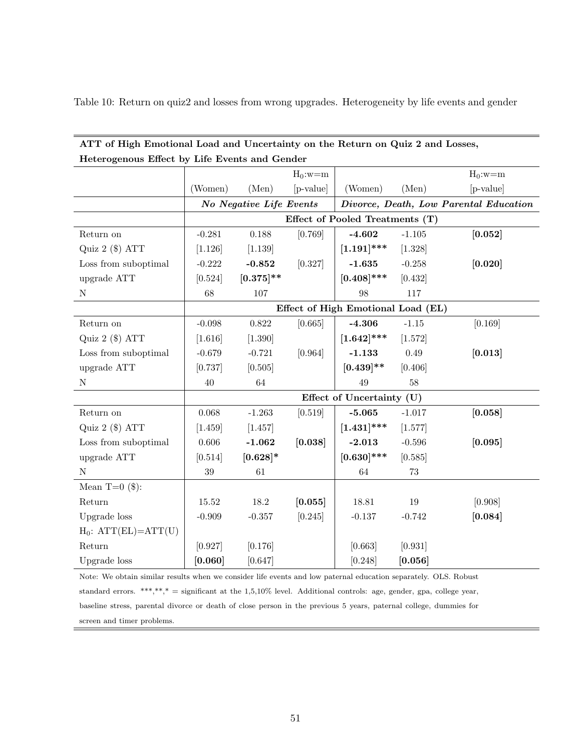Table 10: Return on quiz2 and losses from wrong upgrades. Heterogeneity by life events and gender

| **ATT of High Emotional Load and Uncertainty on the Return on Quiz 2 and Losses, Heterogenous Effect by Life Events and Gender** | | | | | | |
|---|---|---|---|---|---|---|
| | | | $H_0$:w=m | | | $H_0$:w=m |
| | (Women) | (Men) | [p-value] | (Women) | (Men) | [p-value] |
| | ***No Negative Life Events*** | | | ***Divorce, Death, Low Parental Education*** | | |
| | **Effect of Pooled Treatments (T)** | | | | | |
| Return on | -0.281 | 0.188 | [0.769] | **-4.602** | -1.105 | **[0.052]** |
| Quiz 2 ($) ATT | [1.126] | [1.139] | | **[1.191]\*\*\*** | [1.328] | |
| Loss from suboptimal | -0.222 | **-0.852** | [0.327] | **-1.635** | -0.258 | **[0.020]** |
| upgrade ATT | [0.524] | **[0.375]\*\*** | | **[0.408]\*\*\*** | [0.432] | |
| N | 68 | 107 | | 98 | 117 | |
| | **Effect of High Emotional Load (EL)** | | | | | |
| Return on | -0.098 | 0.822 | [0.665] | **-4.306** | -1.15 | [0.169] |
| Quiz 2 ($) ATT | [1.616] | [1.390] | | **[1.642]\*\*\*** | [1.572] | |
| Loss from suboptimal | -0.679 | -0.721 | [0.964] | **-1.133** | 0.49 | **[0.013]** |
| upgrade ATT | [0.737] | [0.505] | | **[0.439]\*\*** | [0.406] | |
| N | 40 | 64 | | 49 | 58 | |
| | **Effect of Uncertainty (U)** | | | | | |
| Return on | 0.068 | -1.263 | [0.519] | **-5.065** | -1.017 | **[0.058]** |
| Quiz 2 ($) ATT | [1.459] | [1.457] | | **[1.431]\*\*\*** | [1.577] | |
| Loss from suboptimal | 0.606 | **-1.062** | **[0.038]** | **-2.013** | -0.596 | **[0.095]** |
| upgrade ATT | [0.514] | **[0.628]\*** | | **[0.630]\*\*\*** | [0.585] | |
| N | 39 | 61 | | 64 | 73 | |
| Mean T=0 ($): | | | | | | |
| Return | 15.52 | 18.2 | **[0.055]** | 18.81 | 19 | [0.908] |
| Upgrade loss | -0.909 | -0.357 | [0.245] | -0.137 | -0.742 | **[0.084]** |
| $H_0$: ATT(EL)=ATT(U) | | | | | | |
| Return | [0.927] | [0.176] | | [0.663] | [0.931] | |
| Upgrade loss | **[0.060]** | [0.647] | | [0.248] | **[0.056]** | |

Note: We obtain similar results when we consider life events and low paternal education separately. OLS. Robust standard errors. \*\*\*,\*\*,\* = significant at the 1,5,10% level. Additional controls: age, gender, gpa, college year, baseline stress, parental divorce or death of close person in the previous 5 years, paternal college, dummies for screen and timer problems.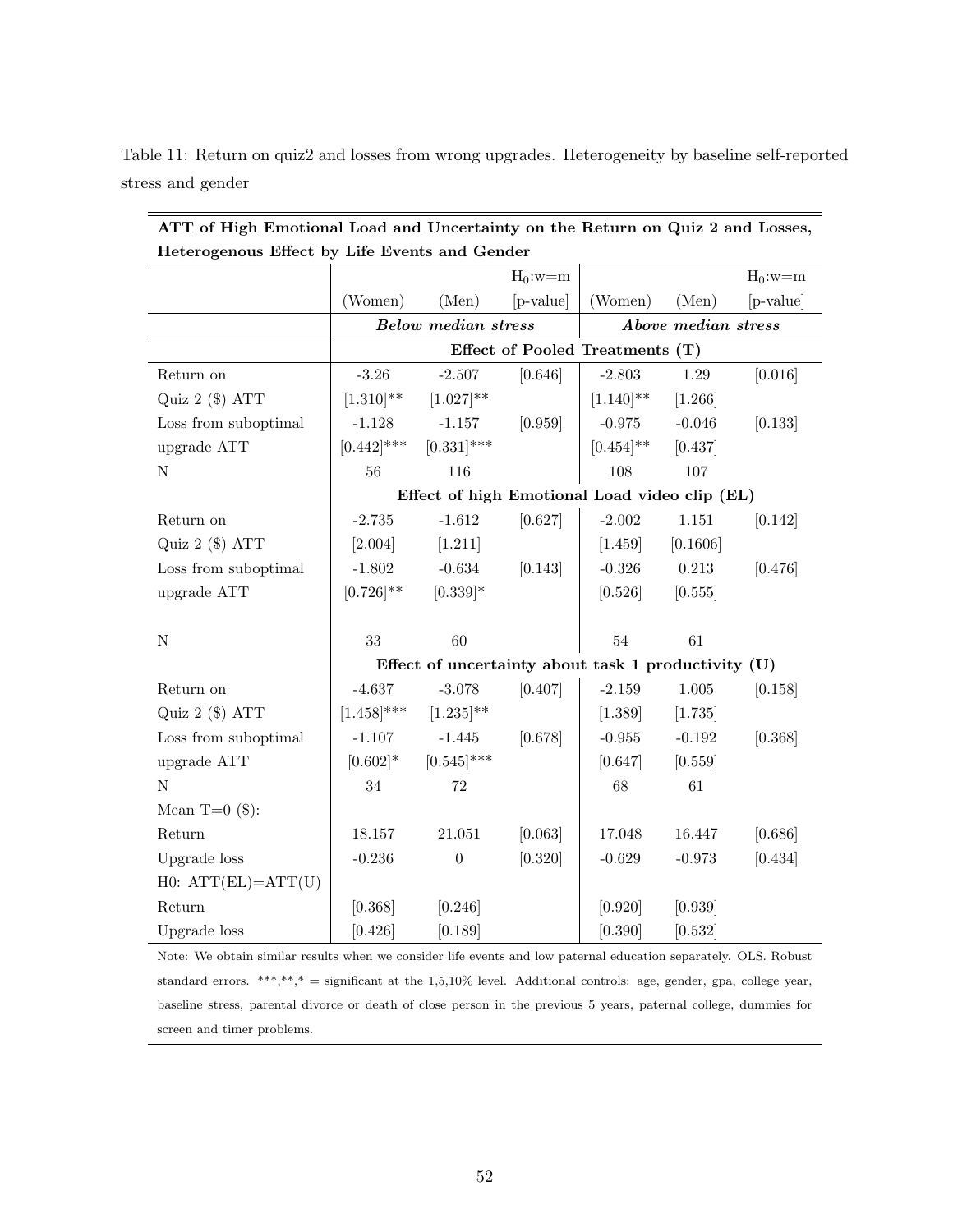Table 11: Return on quiz2 and losses from wrong upgrades. Heterogeneity by baseline self-reported stress and gender

| **ATT of High Emotional Load and Uncertainty on the Return on Quiz 2 and Losses, Heterogenous Effect by Life Events and Gender** | | | | | | |
|---|---|---|---|---|---|---|
| | | | $H_0$:w=m | | | $H_0$:w=m |
| | (Women) | (Men) | [p-value] | (Women) | (Men) | [p-value] |
| | ***Below median stress*** | | | ***Above median stress*** | | |
| | **Effect of Pooled Treatments (T)** | | | | | |
| Return on | -3.26 | -2.507 | [0.646] | -2.803 | 1.29 | [0.016] |
| Quiz 2 ($) ATT | [1.310]** | [1.027]** | | [1.140]** | [1.266] | |
| Loss from suboptimal | -1.128 | -1.157 | [0.959] | -0.975 | -0.046 | [0.133] |
| upgrade ATT | [0.442]*** | [0.331]*** | | [0.454]** | [0.437] | |
| N | 56 | 116 | | 108 | 107 | |
| | **Effect of high Emotional Load video clip (EL)** | | | | | |
| Return on | -2.735 | -1.612 | [0.627] | -2.002 | 1.151 | [0.142] |
| Quiz 2 ($) ATT | [2.004] | [1.211] | | [1.459] | [0.1606] | |
| Loss from suboptimal | -1.802 | -0.634 | [0.143] | -0.326 | 0.213 | [0.476] |
| upgrade ATT | [0.726]** | [0.339]* | | [0.526] | [0.555] | |
| N | 33 | 60 | | 54 | 61 | |
| | **Effect of uncertainty about task 1 productivity (U)** | | | | | |
| Return on | -4.637 | -3.078 | [0.407] | -2.159 | 1.005 | [0.158] |
| Quiz 2 ($) ATT | [1.458]*** | [1.235]** | | [1.389] | [1.735] | |
| Loss from suboptimal | -1.107 | -1.445 | [0.678] | -0.955 | -0.192 | [0.368] |
| upgrade ATT | [0.602]* | [0.545]*** | | [0.647] | [0.559] | |
| N | 34 | 72 | | 68 | 61 | |
| Mean T=0 ($): | | | | | | |
| Return | 18.157 | 21.051 | [0.063] | 17.048 | 16.447 | [0.686] |
| Upgrade loss | -0.236 | 0 | [0.320] | -0.629 | -0.973 | [0.434] |
| H0: ATT(EL)=ATT(U) | | | | | | |
| Return | [0.368] | [0.246] | | [0.920] | [0.939] | |
| Upgrade loss | [0.426] | [0.189] | | [0.390] | [0.532] | |

Note: We obtain similar results when we consider life events and low paternal education separately. OLS. Robust standard errors. ***,**,* = significant at the 1,5,10% level. Additional controls: age, gender, gpa, college year, baseline stress, parental divorce or death of close person in the previous 5 years, paternal college, dummies for screen and timer problems.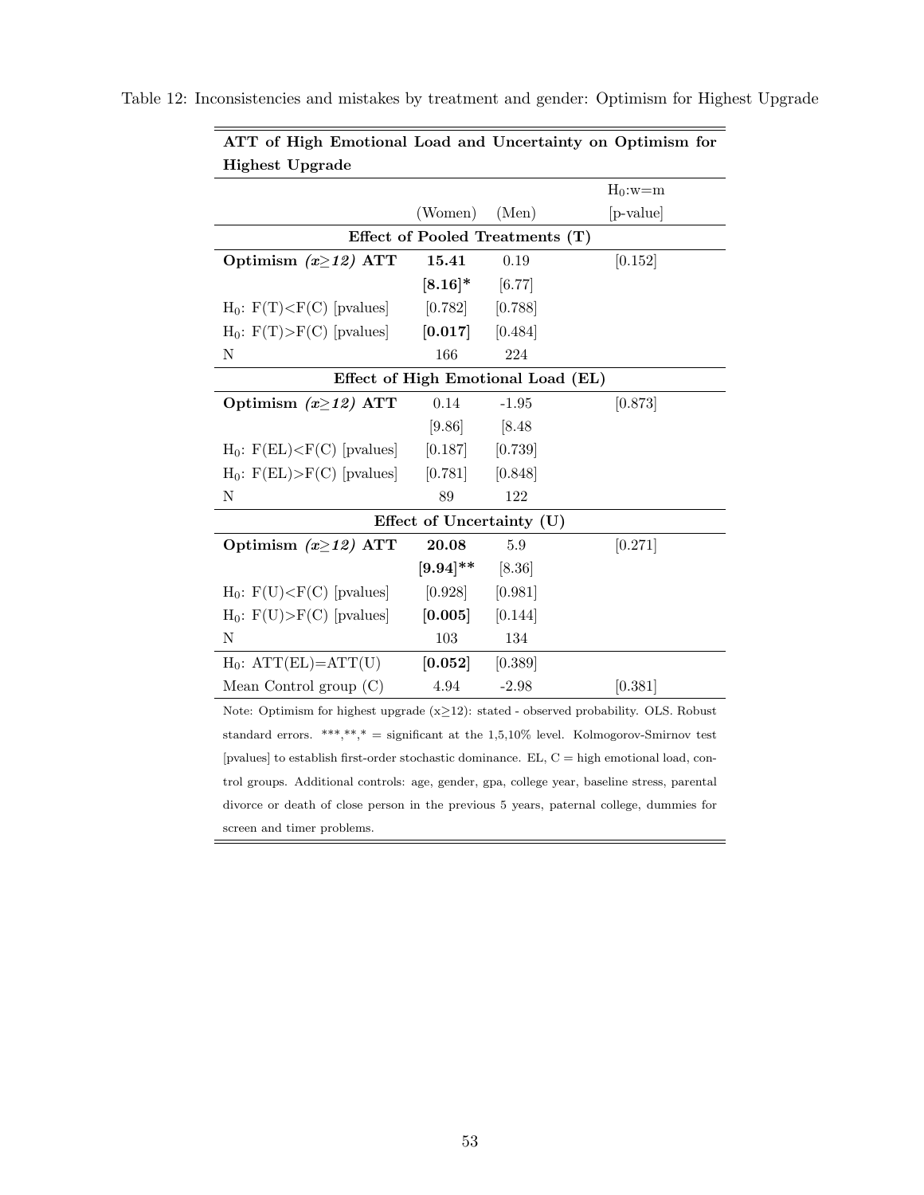Table 12: Inconsistencies and mistakes by treatment and gender: Optimism for Highest Upgrade

| **ATT of High Emotional Load and Uncertainty on Optimism for Highest Upgrade** | | | |
|---|---|---|---|
| | | | $H_0$:w=m |
| | (Women) | (Men) | [p-value] |
| **Effect of Pooled Treatments (T)** | | | |
| **Optimism *(x≥12)* ATT** | **15.41** | 0.19 | [0.152] |
| | **[8.16]*** | [6.77] | |
| $H_0$: F(T)<F(C) [pvalues] | [0.782] | [0.788] | |
| $H_0$: F(T)>F(C) [pvalues] | **[0.017]** | [0.484] | |
| N | 166 | 224 | |
| **Effect of High Emotional Load (EL)** | | | |
| **Optimism *(x≥12)* ATT** | 0.14 | -1.95 | [0.873] |
| | [9.86] | [8.48 | |
| $H_0$: F(EL)<F(C) [pvalues] | [0.187] | [0.739] | |
| $H_0$: F(EL)>F(C) [pvalues] | [0.781] | [0.848] | |
| N | 89 | 122 | |
| **Effect of Uncertainty (U)** | | | |
| **Optimism *(x≥12)* ATT** | **20.08** | 5.9 | [0.271] |
| | **[9.94]**** | [8.36] | |
| $H_0$: F(U)<F(C) [pvalues] | [0.928] | [0.981] | |
| $H_0$: F(U)>F(C) [pvalues] | **[0.005]** | [0.144] | |
| N | 103 | 134 | |
| $H_0$: ATT(EL)=ATT(U) | **[0.052]** | [0.389] | |
| Mean Control group (C) | 4.94 | -2.98 | [0.381] |

Note: Optimism for highest upgrade (x≥12): stated - observed probability. OLS. Robust standard errors. ***,**,* = significant at the 1,5,10% level. Kolmogorov-Smirnov test [pvalues] to establish first-order stochastic dominance. EL, C = high emotional load, control groups. Additional controls: age, gender, gpa, college year, baseline stress, parental divorce or death of close person in the previous 5 years, paternal college, dummies for screen and timer problems.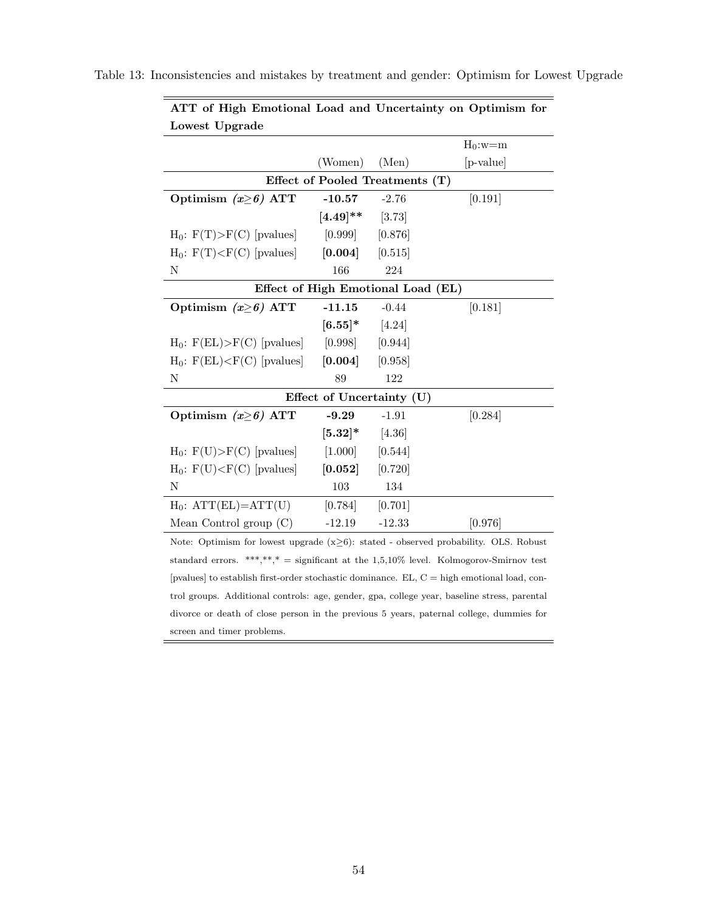Table 13: Inconsistencies and mistakes by treatment and gender: Optimism for Lowest Upgrade

| **ATT of High Emotional Load and Uncertainty on Optimism for Lowest Upgrade** | | | |
|---|---|---|---|
| | | | $H_0$:w=m |
| | (Women) | (Men) | [p-value] |
| **Effect of Pooled Treatments (T)** | | | |
| **Optimism *(x≥6)* ATT** | **-10.57** | -2.76 | [0.191] |
| | **[4.49]\*\*** | [3.73] | |
| $H_0$: F(T)>F(C) [pvalues] | [0.999] | [0.876] | |
| $H_0$: F(T)<F(C) [pvalues] | **[0.004]** | [0.515] | |
| N | 166 | 224 | |
| **Effect of High Emotional Load (EL)** | | | |
| **Optimism *(x≥6)* ATT** | **-11.15** | -0.44 | [0.181] |
| | **[6.55]\*** | [4.24] | |
| $H_0$: F(EL)>F(C) [pvalues] | [0.998] | [0.944] | |
| $H_0$: F(EL)<F(C) [pvalues] | **[0.004]** | [0.958] | |
| N | 89 | 122 | |
| **Effect of Uncertainty (U)** | | | |
| **Optimism *(x≥6)* ATT** | **-9.29** | -1.91 | [0.284] |
| | **[5.32]\*** | [4.36] | |
| $H_0$: F(U)>F(C) [pvalues] | [1.000] | [0.544] | |
| $H_0$: F(U)<F(C) [pvalues] | **[0.052]** | [0.720] | |
| N | 103 | 134 | |
| $H_0$: ATT(EL)=ATT(U) | [0.784] | [0.701] | |
| Mean Control group (C) | -12.19 | -12.33 | [0.976] |

Note: Optimism for lowest upgrade (x≥6): stated - observed probability. OLS. Robust standard errors. \*\*\*,\*\*,\* = significant at the 1,5,10% level. Kolmogorov-Smirnov test [pvalues] to establish first-order stochastic dominance. EL, C = high emotional load, control groups. Additional controls: age, gender, gpa, college year, baseline stress, parental divorce or death of close person in the previous 5 years, paternal college, dummies for screen and timer problems.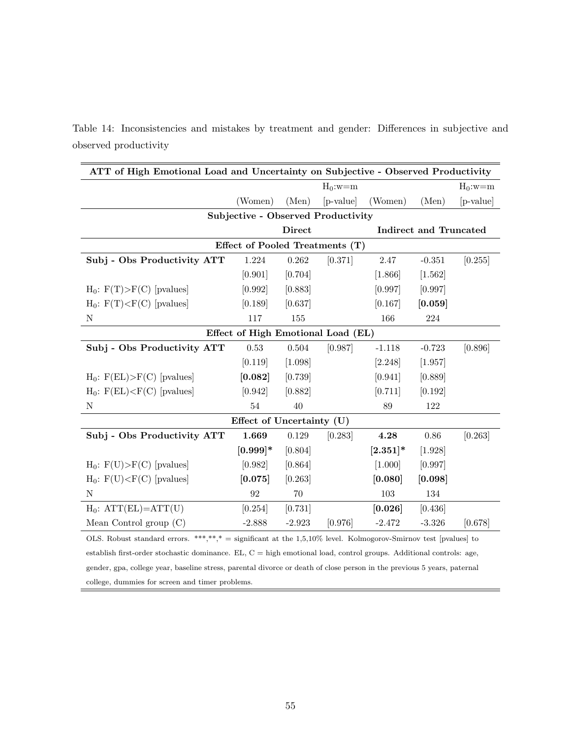Table 14: Inconsistencies and mistakes by treatment and gender: Differences in subjective and observed productivity

| ATT of High Emotional Load and Uncertainty on Subjective - Observed Productivity | | | | | | |
|---|---|---|---|---|---|---|
| | | | $H_0$:w=m | | | $H_0$:w=m |
| | (Women) | (Men) | [p-value] | (Women) | (Men) | [p-value] |
| **Subjective - Observed Productivity** | | | | | | |
| | **Direct** | | | **Indirect and Truncated** | | |
| **Effect of Pooled Treatments (T)** | | | | | | |
| **Subj - Obs Productivity ATT** | 1.224 | 0.262 | [0.371] | 2.47 | -0.351 | [0.255] |
| | [0.901] | [0.704] | | [1.866] | [1.562] | |
| $H_0$: F(T)>F(C) [pvalues] | [0.992] | [0.883] | | [0.997] | [0.997] | |
| $H_0$: F(T)<F(C) [pvalues] | [0.189] | [0.637] | | [0.167] | **[0.059]** | |
| N | 117 | 155 | | 166 | 224 | |
| **Effect of High Emotional Load (EL)** | | | | | | |
| **Subj - Obs Productivity ATT** | 0.53 | 0.504 | [0.987] | -1.118 | -0.723 | [0.896] |
| | [0.119] | [1.098] | | [2.248] | [1.957] | |
| $H_0$: F(EL)>F(C) [pvalues] | **[0.082]** | [0.739] | | [0.941] | [0.889] | |
| $H_0$: F(EL)<F(C) [pvalues] | [0.942] | [0.882] | | [0.711] | [0.192] | |
| N | 54 | 40 | | 89 | 122 | |
| **Effect of Uncertainty (U)** | | | | | | |
| **Subj - Obs Productivity ATT** | **1.669** | 0.129 | [0.283] | **4.28** | 0.86 | [0.263] |
| | **[0.999]*** | [0.804] | | **[2.351]*** | [1.928] | |
| $H_0$: F(U)>F(C) [pvalues] | [0.982] | [0.864] | | [1.000] | [0.997] | |
| $H_0$: F(U)<F(C) [pvalues] | **[0.075]** | [0.263] | | **[0.080]** | **[0.098]** | |
| N | 92 | 70 | | 103 | 134 | |
| $H_0$: ATT(EL)=ATT(U) | [0.254] | [0.731] | | **[0.026]** | [0.436] | |
| Mean Control group (C) | -2.888 | -2.923 | [0.976] | -2.472 | -3.326 | [0.678] |

OLS. Robust standard errors. ***,**,* = significant at the 1,5,10% level. Kolmogorov-Smirnov test [pvalues] to establish first-order stochastic dominance. EL, C = high emotional load, control groups. Additional controls: age, gender, gpa, college year, baseline stress, parental divorce or death of close person in the previous 5 years, paternal college, dummies for screen and timer problems.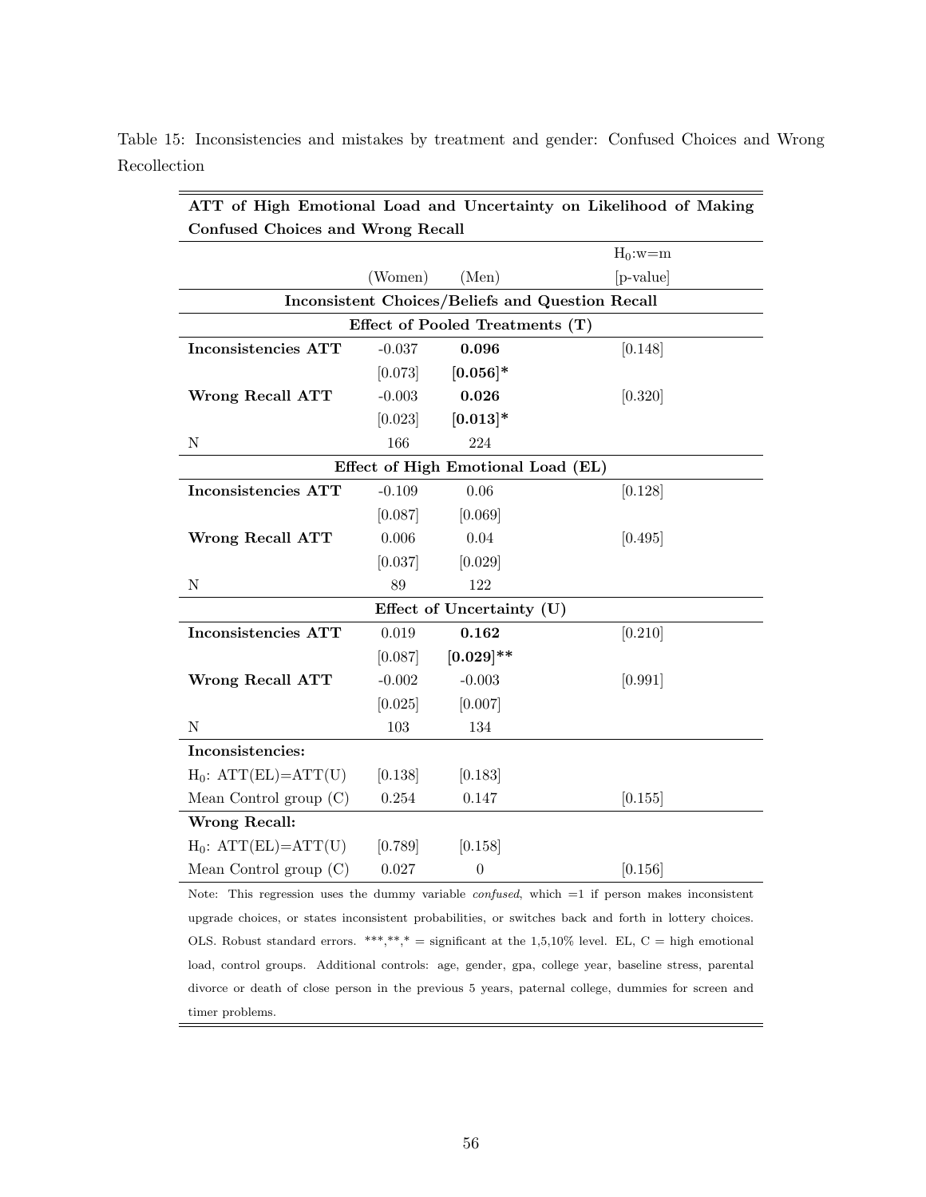Table 15: Inconsistencies and mistakes by treatment and gender: Confused Choices and Wrong Recollection

| **ATT of High Emotional Load and Uncertainty on Likelihood of Making Confused Choices and Wrong Recall** | | | |
|---|---|---|---|
| | | | $H_0$:w=m |
| | (Women) | (Men) | [p-value] |
| **Inconsistent Choices/Beliefs and Question Recall** | | | |
| **Effect of Pooled Treatments (T)** | | | |
| **Inconsistencies ATT** | -0.037 | **0.096** | [0.148] |
| | [0.073] | **[0.056]*** | |
| **Wrong Recall ATT** | -0.003 | **0.026** | [0.320] |
| | [0.023] | **[0.013]*** | |
| N | 166 | 224 | |
| **Effect of High Emotional Load (EL)** | | | |
| **Inconsistencies ATT** | -0.109 | 0.06 | [0.128] |
| | [0.087] | [0.069] | |
| **Wrong Recall ATT** | 0.006 | 0.04 | [0.495] |
| | [0.037] | [0.029] | |
| N | 89 | 122 | |
| **Effect of Uncertainty (U)** | | | |
| **Inconsistencies ATT** | 0.019 | **0.162** | [0.210] |
| | [0.087] | **[0.029]**** | |
| **Wrong Recall ATT** | -0.002 | -0.003 | [0.991] |
| | [0.025] | [0.007] | |
| N | 103 | 134 | |
| **Inconsistencies:** | | | |
| $H_0$: ATT(EL)=ATT(U) | [0.138] | [0.183] | |
| Mean Control group (C) | 0.254 | 0.147 | [0.155] |
| **Wrong Recall:** | | | |
| $H_0$: ATT(EL)=ATT(U) | [0.789] | [0.158] | |
| Mean Control group (C) | 0.027 | 0 | [0.156] |

Note: This regression uses the dummy variable *confused*, which =1 if person makes inconsistent upgrade choices, or states inconsistent probabilities, or switches back and forth in lottery choices. OLS. Robust standard errors. ***,**,* = significant at the 1,5,10% level. EL, C = high emotional load, control groups. Additional controls: age, gender, gpa, college year, baseline stress, parental divorce or death of close person in the previous 5 years, paternal college, dummies for screen and timer problems.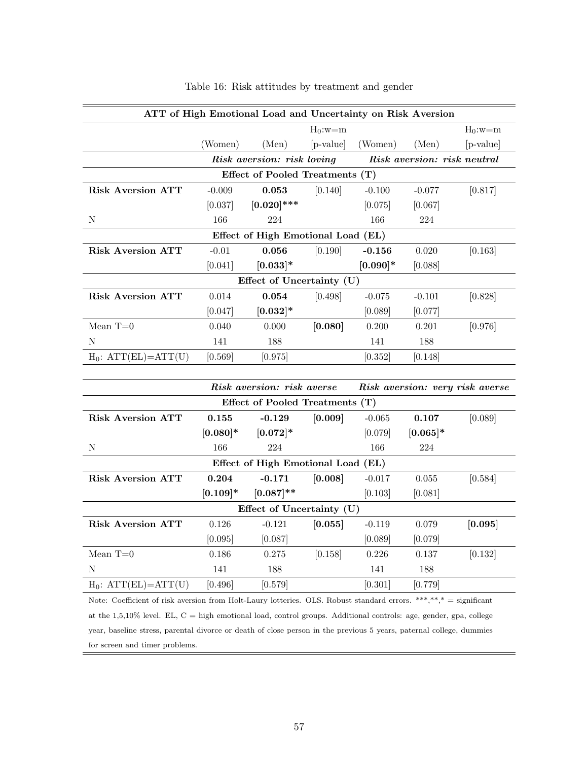Table 16: Risk attitudes by treatment and gender

| ATT of High Emotional Load and Uncertainty on Risk Aversion | | | | | | |
|---|---|---|---|---|---|---|
| | | | $H_0$:w=m | | | $H_0$:w=m |
| | (Women) | (Men) | [p-value] | (Women) | (Men) | [p-value] |
| | ***Risk aversion: risk loving*** | | | ***Risk aversion: risk neutral*** | | |
| | | **Effect of Pooled Treatments (T)** | | | | |
| **Risk Aversion ATT** | -0.009 | **0.053** | [0.140] | -0.100 | -0.077 | [0.817] |
| | [0.037] | **[0.020]*****  | | [0.075] | [0.067] | |
| N | 166 | 224 | | 166 | 224 | |
| | | **Effect of High Emotional Load (EL)** | | | | |
| **Risk Aversion ATT** | -0.01 | **0.056** | [0.190] | **-0.156** | 0.020 | [0.163] |
| | [0.041] | **[0.033]*** | | **[0.090]*** | [0.088] | |
| | | **Effect of Uncertainty (U)** | | | | |
| **Risk Aversion ATT** | 0.014 | **0.054** | [0.498] | -0.075 | -0.101 | [0.828] |
| | [0.047] | **[0.032]*** | | [0.089] | [0.077] | |
| Mean T=0 | 0.040 | 0.000 | **[0.080]** | 0.200 | 0.201 | [0.976] |
| N | 141 | 188 | | 141 | 188 | |
| $H_0$: ATT(EL)=ATT(U) | [0.569] | [0.975] | | [0.352] | [0.148] | |
| | ***Risk aversion: risk averse*** | | | ***Risk aversion: very risk averse*** | | |
| | | **Effect of Pooled Treatments (T)** | | | | |
| **Risk Aversion ATT** | **0.155** | **-0.129** | **[0.009]** | -0.065 | **0.107** | [0.089] |
| | **[0.080]*** | **[0.072]*** | | [0.079] | **[0.065]*** | |
| N | 166 | 224 | | 166 | 224 | |
| | | **Effect of High Emotional Load (EL)** | | | | |
| **Risk Aversion ATT** | **0.204** | **-0.171** | **[0.008]** | -0.017 | 0.055 | [0.584] |
| | **[0.109]*** | **[0.087]**** | | [0.103] | [0.081] | |
| | | **Effect of Uncertainty (U)** | | | | |
| **Risk Aversion ATT** | 0.126 | -0.121 | **[0.055]** | -0.119 | 0.079 | **[0.095]** |
| | [0.095] | [0.087] | | [0.089] | [0.079] | |
| Mean T=0 | 0.186 | 0.275 | [0.158] | 0.226 | 0.137 | [0.132] |
| N | 141 | 188 | | 141 | 188 | |
| $H_0$: ATT(EL)=ATT(U) | [0.496] | [0.579] | | [0.301] | [0.779] | |

Note: Coefficient of risk aversion from Holt-Laury lotteries. OLS. Robust standard errors. ***,**,* = significant at the 1,5,10% level. EL, C = high emotional load, control groups. Additional controls: age, gender, gpa, college year, baseline stress, parental divorce or death of close person in the previous 5 years, paternal college, dummies for screen and timer problems.